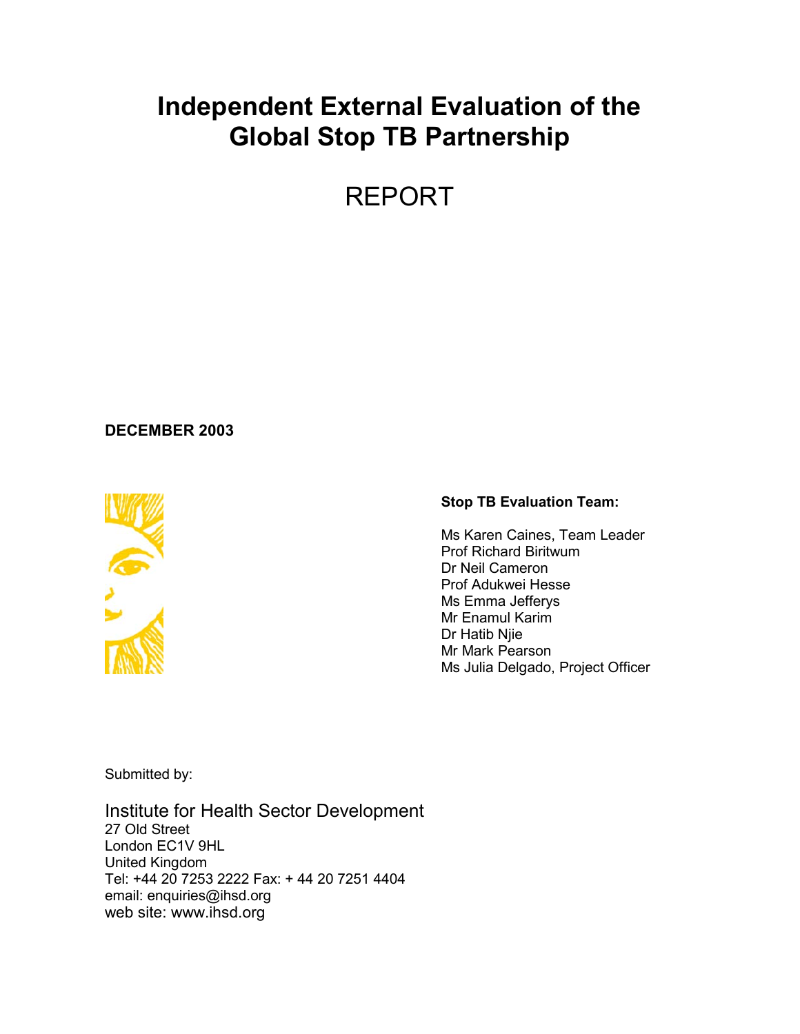# Independent External Evaluation of the Global Stop TB Partnership

## REPORT

**DECEMBER 2003**

**Stop TB Evaluation Team:**

Ms Karen Caines, Team Leader
Prof Richard Biritwum
Dr Neil Cameron
Prof Adukwei Hesse
Ms Emma Jefferys
Mr Enamul Karim
Dr Hatib Njie
Mr Mark Pearson
Ms Julia Delgado, Project Officer

Submitted by:

Institute for Health Sector Development
27 Old Street
London EC1V 9HL
United Kingdom
Tel: +44 20 7253 2222 Fax: + 44 20 7251 4404
email: enquiries@ihsd.org
web site: www.ihsd.org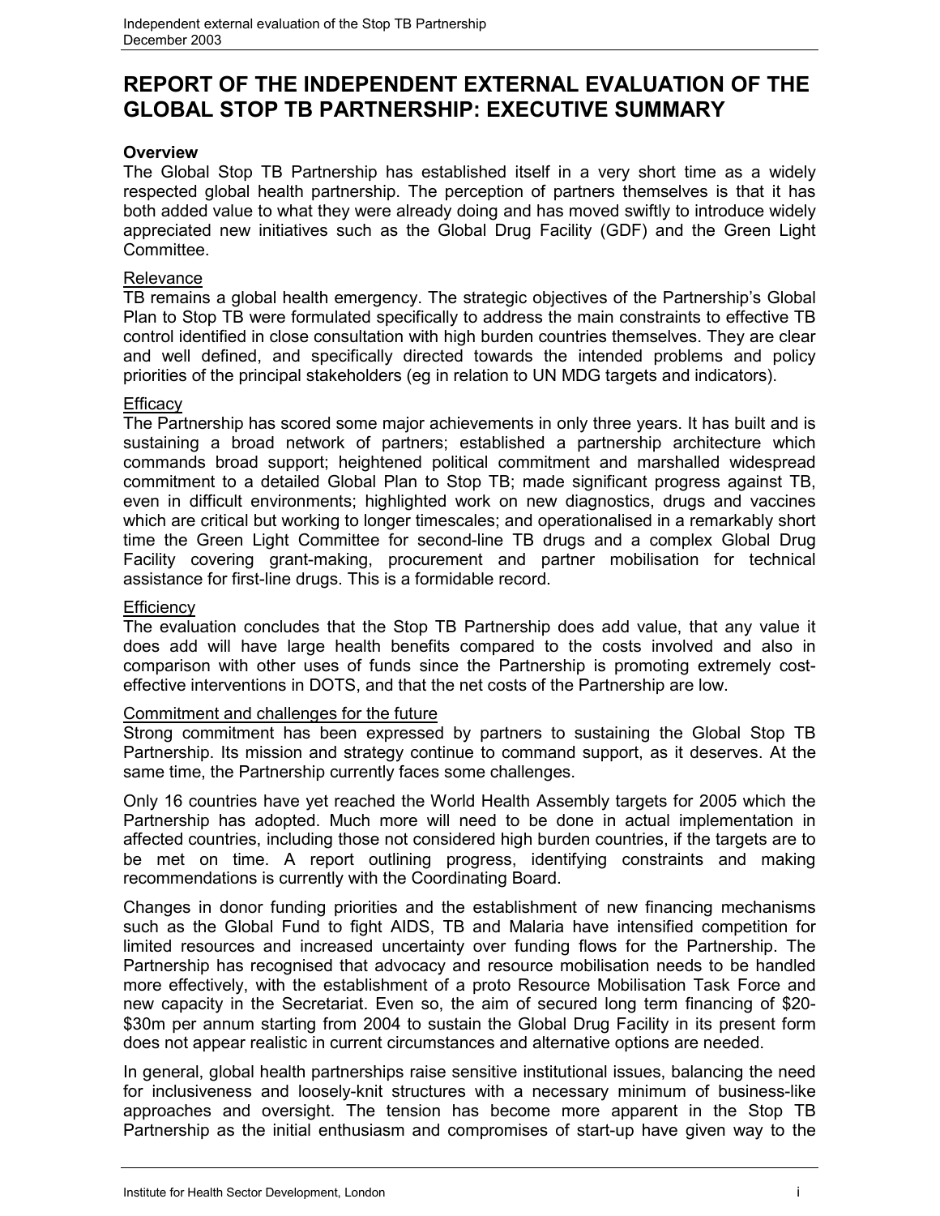# REPORT OF THE INDEPENDENT EXTERNAL EVALUATION OF THE GLOBAL STOP TB PARTNERSHIP: EXECUTIVE SUMMARY

**Overview**

The Global Stop TB Partnership has established itself in a very short time as a widely respected global health partnership. The perception of partners themselves is that it has both added value to what they were already doing and has moved swiftly to introduce widely appreciated new initiatives such as the Global Drug Facility (GDF) and the Green Light Committee.

Relevance

TB remains a global health emergency. The strategic objectives of the Partnership's Global Plan to Stop TB were formulated specifically to address the main constraints to effective TB control identified in close consultation with high burden countries themselves. They are clear and well defined, and specifically directed towards the intended problems and policy priorities of the principal stakeholders (eg in relation to UN MDG targets and indicators).

Efficacy

The Partnership has scored some major achievements in only three years. It has built and is sustaining a broad network of partners; established a partnership architecture which commands broad support; heightened political commitment and marshalled widespread commitment to a detailed Global Plan to Stop TB; made significant progress against TB, even in difficult environments; highlighted work on new diagnostics, drugs and vaccines which are critical but working to longer timescales; and operationalised in a remarkably short time the Green Light Committee for second-line TB drugs and a complex Global Drug Facility covering grant-making, procurement and partner mobilisation for technical assistance for first-line drugs. This is a formidable record.

Efficiency

The evaluation concludes that the Stop TB Partnership does add value, that any value it does add will have large health benefits compared to the costs involved and also in comparison with other uses of funds since the Partnership is promoting extremely cost-effective interventions in DOTS, and that the net costs of the Partnership are low.

Commitment and challenges for the future

Strong commitment has been expressed by partners to sustaining the Global Stop TB Partnership. Its mission and strategy continue to command support, as it deserves. At the same time, the Partnership currently faces some challenges.

Only 16 countries have yet reached the World Health Assembly targets for 2005 which the Partnership has adopted. Much more will need to be done in actual implementation in affected countries, including those not considered high burden countries, if the targets are to be met on time. A report outlining progress, identifying constraints and making recommendations is currently with the Coordinating Board.

Changes in donor funding priorities and the establishment of new financing mechanisms such as the Global Fund to fight AIDS, TB and Malaria have intensified competition for limited resources and increased uncertainty over funding flows for the Partnership. The Partnership has recognised that advocacy and resource mobilisation needs to be handled more effectively, with the establishment of a proto Resource Mobilisation Task Force and new capacity in the Secretariat. Even so, the aim of secured long term financing of $20-$30m per annum starting from 2004 to sustain the Global Drug Facility in its present form does not appear realistic in current circumstances and alternative options are needed.

In general, global health partnerships raise sensitive institutional issues, balancing the need for inclusiveness and loosely-knit structures with a necessary minimum of business-like approaches and oversight. The tension has become more apparent in the Stop TB Partnership as the initial enthusiasm and compromises of start-up have given way to the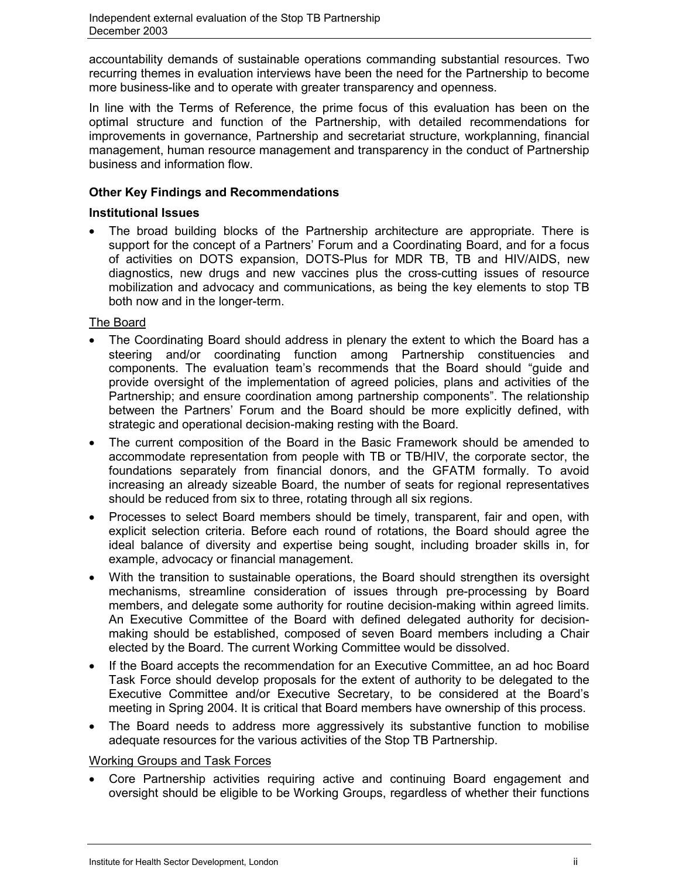accountability demands of sustainable operations commanding substantial resources. Two recurring themes in evaluation interviews have been the need for the Partnership to become more business-like and to operate with greater transparency and openness.

In line with the Terms of Reference, the prime focus of this evaluation has been on the optimal structure and function of the Partnership, with detailed recommendations for improvements in governance, Partnership and secretariat structure, workplanning, financial management, human resource management and transparency in the conduct of Partnership business and information flow.

### Other Key Findings and Recommendations

#### Institutional Issues

- The broad building blocks of the Partnership architecture are appropriate. There is support for the concept of a Partners' Forum and a Coordinating Board, and for a focus of activities on DOTS expansion, DOTS-Plus for MDR TB, TB and HIV/AIDS, new diagnostics, new drugs and new vaccines plus the cross-cutting issues of resource mobilization and advocacy and communications, as being the key elements to stop TB both now and in the longer-term.

The Board

- The Coordinating Board should address in plenary the extent to which the Board has a steering and/or coordinating function among Partnership constituencies and components. The evaluation team's recommends that the Board should "guide and provide oversight of the implementation of agreed policies, plans and activities of the Partnership; and ensure coordination among partnership components". The relationship between the Partners' Forum and the Board should be more explicitly defined, with strategic and operational decision-making resting with the Board.
- The current composition of the Board in the Basic Framework should be amended to accommodate representation from people with TB or TB/HIV, the corporate sector, the foundations separately from financial donors, and the GFATM formally. To avoid increasing an already sizeable Board, the number of seats for regional representatives should be reduced from six to three, rotating through all six regions.
- Processes to select Board members should be timely, transparent, fair and open, with explicit selection criteria. Before each round of rotations, the Board should agree the ideal balance of diversity and expertise being sought, including broader skills in, for example, advocacy or financial management.
- With the transition to sustainable operations, the Board should strengthen its oversight mechanisms, streamline consideration of issues through pre-processing by Board members, and delegate some authority for routine decision-making within agreed limits. An Executive Committee of the Board with defined delegated authority for decision-making should be established, composed of seven Board members including a Chair elected by the Board. The current Working Committee would be dissolved.
- If the Board accepts the recommendation for an Executive Committee, an ad hoc Board Task Force should develop proposals for the extent of authority to be delegated to the Executive Committee and/or Executive Secretary, to be considered at the Board's meeting in Spring 2004. It is critical that Board members have ownership of this process.
- The Board needs to address more aggressively its substantive function to mobilise adequate resources for the various activities of the Stop TB Partnership.

Working Groups and Task Forces

- Core Partnership activities requiring active and continuing Board engagement and oversight should be eligible to be Working Groups, regardless of whether their functions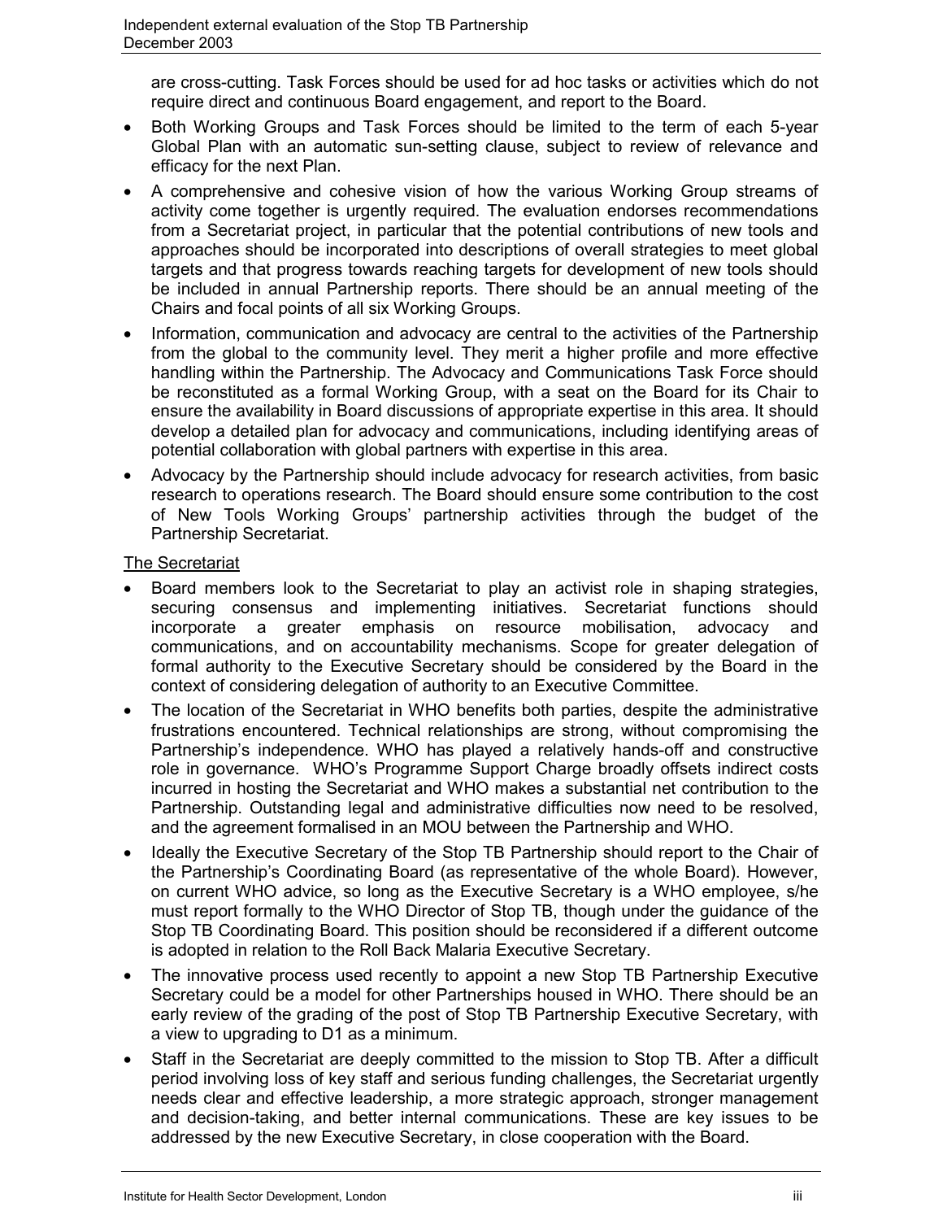are cross-cutting. Task Forces should be used for ad hoc tasks or activities which do not require direct and continuous Board engagement, and report to the Board.

- Both Working Groups and Task Forces should be limited to the term of each 5-year Global Plan with an automatic sun-setting clause, subject to review of relevance and efficacy for the next Plan.
- A comprehensive and cohesive vision of how the various Working Group streams of activity come together is urgently required. The evaluation endorses recommendations from a Secretariat project, in particular that the potential contributions of new tools and approaches should be incorporated into descriptions of overall strategies to meet global targets and that progress towards reaching targets for development of new tools should be included in annual Partnership reports. There should be an annual meeting of the Chairs and focal points of all six Working Groups.
- Information, communication and advocacy are central to the activities of the Partnership from the global to the community level. They merit a higher profile and more effective handling within the Partnership. The Advocacy and Communications Task Force should be reconstituted as a formal Working Group, with a seat on the Board for its Chair to ensure the availability in Board discussions of appropriate expertise in this area. It should develop a detailed plan for advocacy and communications, including identifying areas of potential collaboration with global partners with expertise in this area.
- Advocacy by the Partnership should include advocacy for research activities, from basic research to operations research. The Board should ensure some contribution to the cost of New Tools Working Groups' partnership activities through the budget of the Partnership Secretariat.

<u>The Secretariat</u>

- Board members look to the Secretariat to play an activist role in shaping strategies, securing consensus and implementing initiatives. Secretariat functions should incorporate a greater emphasis on resource mobilisation, advocacy and communications, and on accountability mechanisms. Scope for greater delegation of formal authority to the Executive Secretary should be considered by the Board in the context of considering delegation of authority to an Executive Committee.
- The location of the Secretariat in WHO benefits both parties, despite the administrative frustrations encountered. Technical relationships are strong, without compromising the Partnership's independence. WHO has played a relatively hands-off and constructive role in governance. WHO's Programme Support Charge broadly offsets indirect costs incurred in hosting the Secretariat and WHO makes a substantial net contribution to the Partnership. Outstanding legal and administrative difficulties now need to be resolved, and the agreement formalised in an MOU between the Partnership and WHO.
- Ideally the Executive Secretary of the Stop TB Partnership should report to the Chair of the Partnership's Coordinating Board (as representative of the whole Board). However, on current WHO advice, so long as the Executive Secretary is a WHO employee, s/he must report formally to the WHO Director of Stop TB, though under the guidance of the Stop TB Coordinating Board. This position should be reconsidered if a different outcome is adopted in relation to the Roll Back Malaria Executive Secretary.
- The innovative process used recently to appoint a new Stop TB Partnership Executive Secretary could be a model for other Partnerships housed in WHO. There should be an early review of the grading of the post of Stop TB Partnership Executive Secretary, with a view to upgrading to D1 as a minimum.
- Staff in the Secretariat are deeply committed to the mission to Stop TB. After a difficult period involving loss of key staff and serious funding challenges, the Secretariat urgently needs clear and effective leadership, a more strategic approach, stronger management and decision-taking, and better internal communications. These are key issues to be addressed by the new Executive Secretary, in close cooperation with the Board.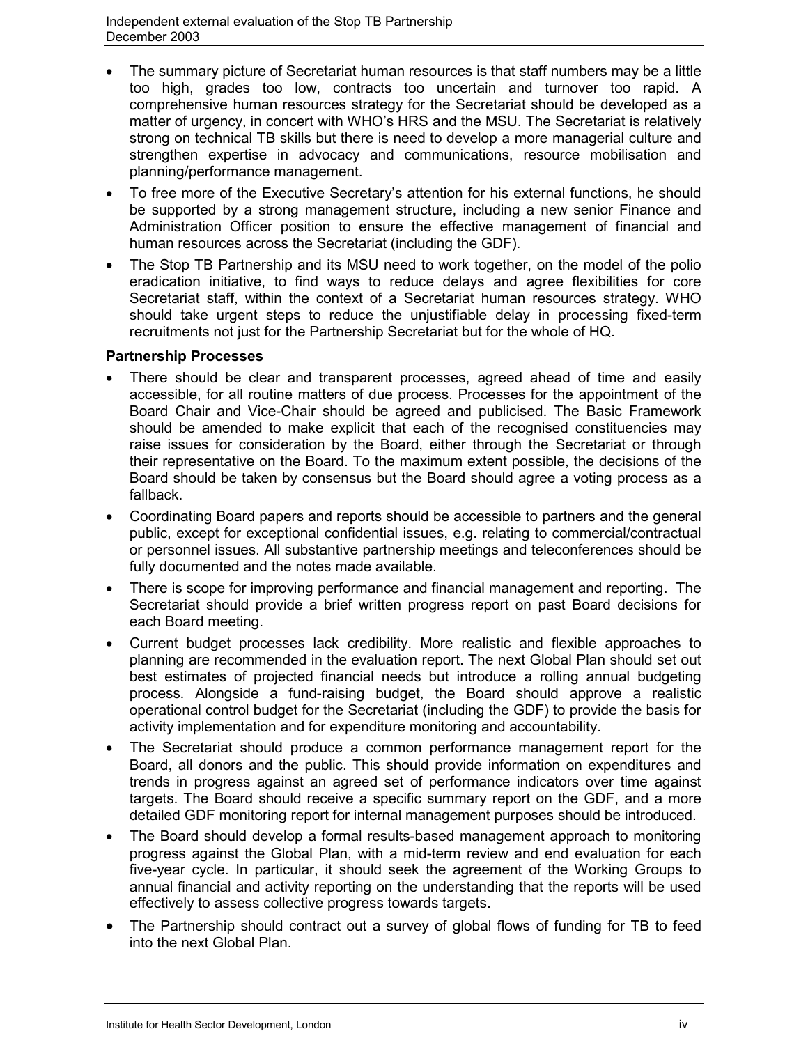- The summary picture of Secretariat human resources is that staff numbers may be a little too high, grades too low, contracts too uncertain and turnover too rapid. A comprehensive human resources strategy for the Secretariat should be developed as a matter of urgency, in concert with WHO's HRS and the MSU. The Secretariat is relatively strong on technical TB skills but there is need to develop a more managerial culture and strengthen expertise in advocacy and communications, resource mobilisation and planning/performance management.
- To free more of the Executive Secretary's attention for his external functions, he should be supported by a strong management structure, including a new senior Finance and Administration Officer position to ensure the effective management of financial and human resources across the Secretariat (including the GDF).
- The Stop TB Partnership and its MSU need to work together, on the model of the polio eradication initiative, to find ways to reduce delays and agree flexibilities for core Secretariat staff, within the context of a Secretariat human resources strategy. WHO should take urgent steps to reduce the unjustifiable delay in processing fixed-term recruitments not just for the Partnership Secretariat but for the whole of HQ.

**Partnership Processes**

- There should be clear and transparent processes, agreed ahead of time and easily accessible, for all routine matters of due process. Processes for the appointment of the Board Chair and Vice-Chair should be agreed and publicised. The Basic Framework should be amended to make explicit that each of the recognised constituencies may raise issues for consideration by the Board, either through the Secretariat or through their representative on the Board. To the maximum extent possible, the decisions of the Board should be taken by consensus but the Board should agree a voting process as a fallback.
- Coordinating Board papers and reports should be accessible to partners and the general public, except for exceptional confidential issues, e.g. relating to commercial/contractual or personnel issues. All substantive partnership meetings and teleconferences should be fully documented and the notes made available.
- There is scope for improving performance and financial management and reporting. The Secretariat should provide a brief written progress report on past Board decisions for each Board meeting.
- Current budget processes lack credibility. More realistic and flexible approaches to planning are recommended in the evaluation report. The next Global Plan should set out best estimates of projected financial needs but introduce a rolling annual budgeting process. Alongside a fund-raising budget, the Board should approve a realistic operational control budget for the Secretariat (including the GDF) to provide the basis for activity implementation and for expenditure monitoring and accountability.
- The Secretariat should produce a common performance management report for the Board, all donors and the public. This should provide information on expenditures and trends in progress against an agreed set of performance indicators over time against targets. The Board should receive a specific summary report on the GDF, and a more detailed GDF monitoring report for internal management purposes should be introduced.
- The Board should develop a formal results-based management approach to monitoring progress against the Global Plan, with a mid-term review and end evaluation for each five-year cycle. In particular, it should seek the agreement of the Working Groups to annual financial and activity reporting on the understanding that the reports will be used effectively to assess collective progress towards targets.
- The Partnership should contract out a survey of global flows of funding for TB to feed into the next Global Plan.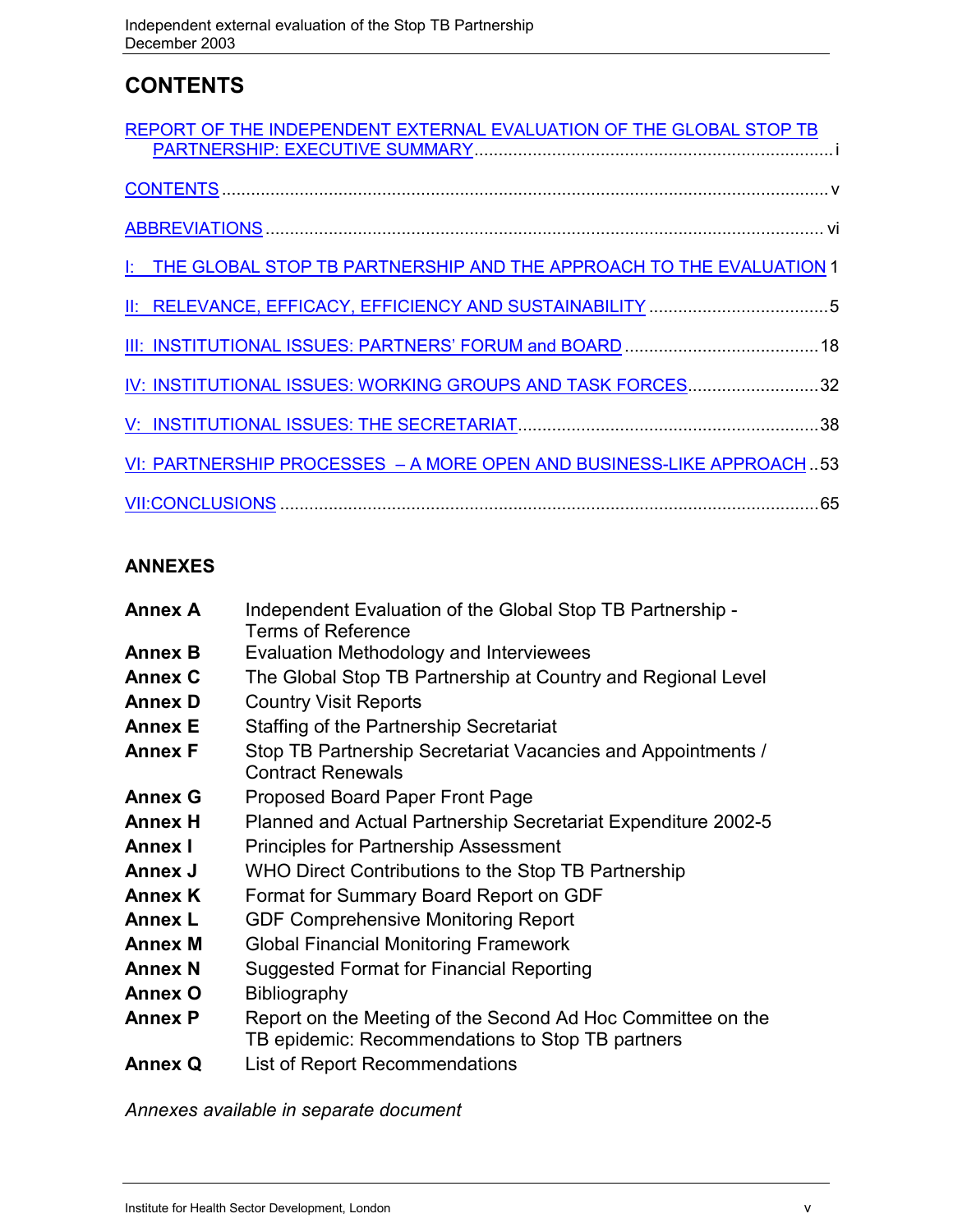# CONTENTS

REPORT OF THE INDEPENDENT EXTERNAL EVALUATION OF THE GLOBAL STOP TB PARTNERSHIP: EXECUTIVE SUMMARY .......... i

CONTENTS .......... v

ABBREVIATIONS .......... vi

I: THE GLOBAL STOP TB PARTNERSHIP AND THE APPROACH TO THE EVALUATION .......... 1

II: RELEVANCE, EFFICACY, EFFICIENCY AND SUSTAINABILITY .......... 5

III: INSTITUTIONAL ISSUES: PARTNERS' FORUM and BOARD .......... 18

IV: INSTITUTIONAL ISSUES: WORKING GROUPS AND TASK FORCES .......... 32

V: INSTITUTIONAL ISSUES: THE SECRETARIAT .......... 38

VI: PARTNERSHIP PROCESSES – A MORE OPEN AND BUSINESS-LIKE APPROACH .......... 53

VII: CONCLUSIONS .......... 65

## ANNEXES

| | |
|---|---|
| **Annex A** | Independent Evaluation of the Global Stop TB Partnership - Terms of Reference |
| **Annex B** | Evaluation Methodology and Interviewees |
| **Annex C** | The Global Stop TB Partnership at Country and Regional Level |
| **Annex D** | Country Visit Reports |
| **Annex E** | Staffing of the Partnership Secretariat |
| **Annex F** | Stop TB Partnership Secretariat Vacancies and Appointments / Contract Renewals |
| **Annex G** | Proposed Board Paper Front Page |
| **Annex H** | Planned and Actual Partnership Secretariat Expenditure 2002-5 |
| **Annex I** | Principles for Partnership Assessment |
| **Annex J** | WHO Direct Contributions to the Stop TB Partnership |
| **Annex K** | Format for Summary Board Report on GDF |
| **Annex L** | GDF Comprehensive Monitoring Report |
| **Annex M** | Global Financial Monitoring Framework |
| **Annex N** | Suggested Format for Financial Reporting |
| **Annex O** | Bibliography |
| **Annex P** | Report on the Meeting of the Second Ad Hoc Committee on the TB epidemic: Recommendations to Stop TB partners |
| **Annex Q** | List of Report Recommendations |

*Annexes available in separate document*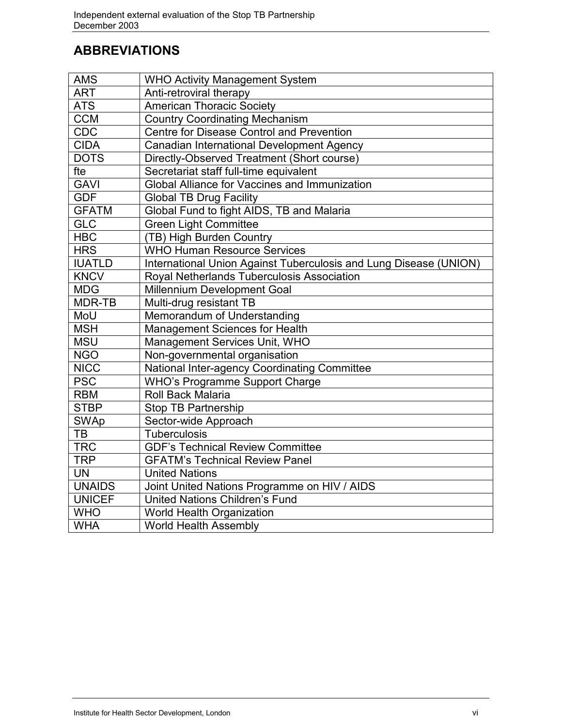## ABBREVIATIONS

| | |
|---|---|
| AMS | WHO Activity Management System |
| ART | Anti-retroviral therapy |
| ATS | American Thoracic Society |
| CCM | Country Coordinating Mechanism |
| CDC | Centre for Disease Control and Prevention |
| CIDA | Canadian International Development Agency |
| DOTS | Directly-Observed Treatment (Short course) |
| fte | Secretariat staff full-time equivalent |
| GAVI | Global Alliance for Vaccines and Immunization |
| GDF | Global TB Drug Facility |
| GFATM | Global Fund to fight AIDS, TB and Malaria |
| GLC | Green Light Committee |
| HBC | (TB) High Burden Country |
| HRS | WHO Human Resource Services |
| IUATLD | International Union Against Tuberculosis and Lung Disease (UNION) |
| KNCV | Royal Netherlands Tuberculosis Association |
| MDG | Millennium Development Goal |
| MDR-TB | Multi-drug resistant TB |
| MoU | Memorandum of Understanding |
| MSH | Management Sciences for Health |
| MSU | Management Services Unit, WHO |
| NGO | Non-governmental organisation |
| NICC | National Inter-agency Coordinating Committee |
| PSC | WHO's Programme Support Charge |
| RBM | Roll Back Malaria |
| STBP | Stop TB Partnership |
| SWAp | Sector-wide Approach |
| TB | Tuberculosis |
| TRC | GDF's Technical Review Committee |
| TRP | GFATM's Technical Review Panel |
| UN | United Nations |
| UNAIDS | Joint United Nations Programme on HIV / AIDS |
| UNICEF | United Nations Children's Fund |
| WHO | World Health Organization |
| WHA | World Health Assembly |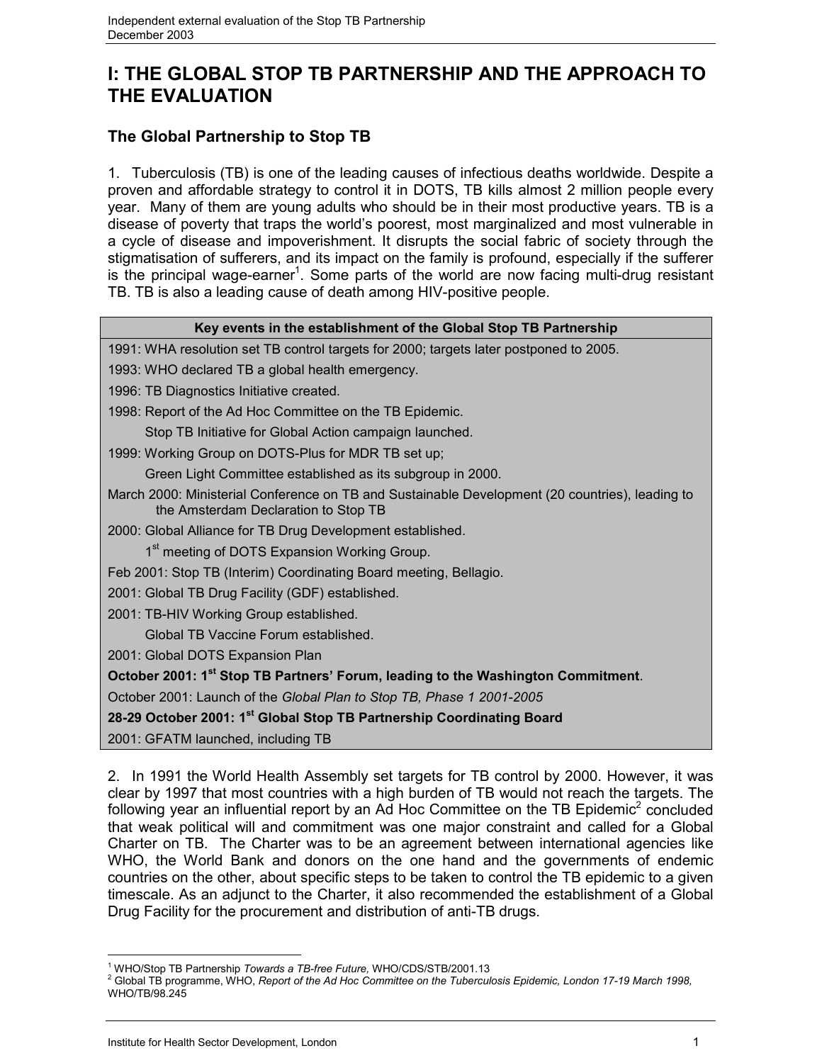# I: THE GLOBAL STOP TB PARTNERSHIP AND THE APPROACH TO THE EVALUATION

## The Global Partnership to Stop TB

1. Tuberculosis (TB) is one of the leading causes of infectious deaths worldwide. Despite a proven and affordable strategy to control it in DOTS, TB kills almost 2 million people every year. Many of them are young adults who should be in their most productive years. TB is a disease of poverty that traps the world's poorest, most marginalized and most vulnerable in a cycle of disease and impoverishment. It disrupts the social fabric of society through the stigmatisation of sufferers, and its impact on the family is profound, especially if the sufferer is the principal wage-earner[1]. Some parts of the world are now facing multi-drug resistant TB. TB is also a leading cause of death among HIV-positive people.

| Key events in the establishment of the Global Stop TB Partnership |
|---|
| 1991: WHA resolution set TB control targets for 2000; targets later postponed to 2005. |
| 1993: WHO declared TB a global health emergency. |
| 1996: TB Diagnostics Initiative created. |
| 1998: Report of the Ad Hoc Committee on the TB Epidemic. |
| Stop TB Initiative for Global Action campaign launched. |
| 1999: Working Group on DOTS-Plus for MDR TB set up; |
| Green Light Committee established as its subgroup in 2000. |
| March 2000: Ministerial Conference on TB and Sustainable Development (20 countries), leading to the Amsterdam Declaration to Stop TB |
| 2000: Global Alliance for TB Drug Development established. |
| 1st meeting of DOTS Expansion Working Group. |
| Feb 2001: Stop TB (Interim) Coordinating Board meeting, Bellagio. |
| 2001: Global TB Drug Facility (GDF) established. |
| 2001: TB-HIV Working Group established. |
| Global TB Vaccine Forum established. |
| 2001: Global DOTS Expansion Plan |
| **October 2001: 1st Stop TB Partners' Forum, leading to the Washington Commitment**. |
| October 2001: Launch of the *Global Plan to Stop TB, Phase 1 2001-2005* |
| **28-29 October 2001: 1st Global Stop TB Partnership Coordinating Board** |
| 2001: GFATM launched, including TB |

2. In 1991 the World Health Assembly set targets for TB control by 2000. However, it was clear by 1997 that most countries with a high burden of TB would not reach the targets. The following year an influential report by an Ad Hoc Committee on the TB Epidemic[2] concluded that weak political will and commitment was one major constraint and called for a Global Charter on TB. The Charter was to be an agreement between international agencies like WHO, the World Bank and donors on the one hand and the governments of endemic countries on the other, about specific steps to be taken to control the TB epidemic to a given timescale. As an adjunct to the Charter, it also recommended the establishment of a Global Drug Facility for the procurement and distribution of anti-TB drugs.

---

[1] WHO/Stop TB Partnership *Towards a TB-free Future,* WHO/CDS/STB/2001.13

[2] Global TB programme, WHO, *Report of the Ad Hoc Committee on the Tuberculosis Epidemic, London 17-19 March 1998,* WHO/TB/98.245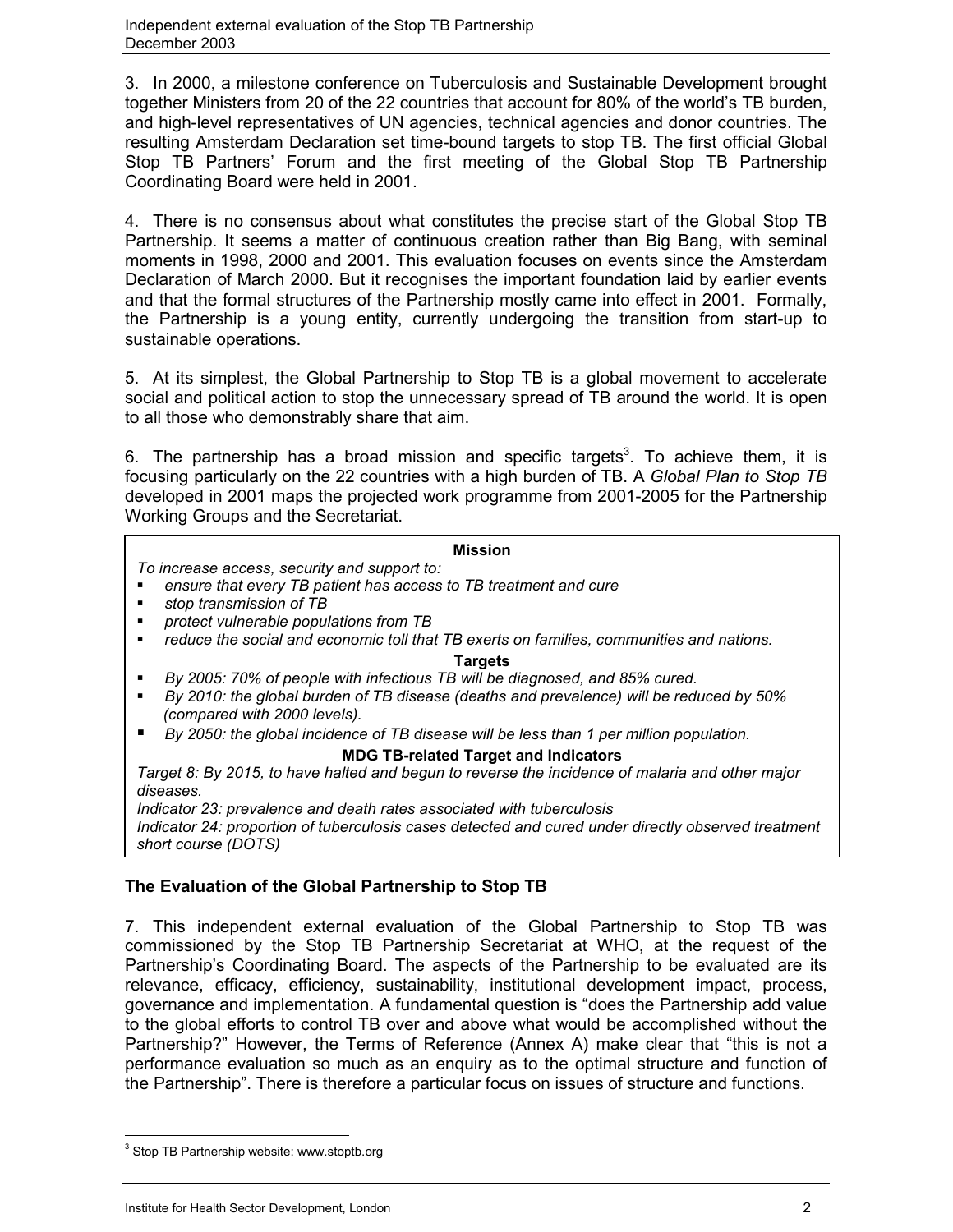3. In 2000, a milestone conference on Tuberculosis and Sustainable Development brought together Ministers from 20 of the 22 countries that account for 80% of the world's TB burden, and high-level representatives of UN agencies, technical agencies and donor countries. The resulting Amsterdam Declaration set time-bound targets to stop TB. The first official Global Stop TB Partners' Forum and the first meeting of the Global Stop TB Partnership Coordinating Board were held in 2001.

4. There is no consensus about what constitutes the precise start of the Global Stop TB Partnership. It seems a matter of continuous creation rather than Big Bang, with seminal moments in 1998, 2000 and 2001. This evaluation focuses on events since the Amsterdam Declaration of March 2000. But it recognises the important foundation laid by earlier events and that the formal structures of the Partnership mostly came into effect in 2001. Formally, the Partnership is a young entity, currently undergoing the transition from start-up to sustainable operations.

5. At its simplest, the Global Partnership to Stop TB is a global movement to accelerate social and political action to stop the unnecessary spread of TB around the world. It is open to all those who demonstrably share that aim.

6. The partnership has a broad mission and specific targets[3]. To achieve them, it is focusing particularly on the 22 countries with a high burden of TB. A *Global Plan to Stop TB* developed in 2001 maps the projected work programme from 2001-2005 for the Partnership Working Groups and the Secretariat.

**Mission**

*To increase access, security and support to:*

- *ensure that every TB patient has access to TB treatment and cure*
- *stop transmission of TB*
- *protect vulnerable populations from TB*
- *reduce the social and economic toll that TB exerts on families, communities and nations.*

**Targets**

- *By 2005: 70% of people with infectious TB will be diagnosed, and 85% cured.*
- *By 2010: the global burden of TB disease (deaths and prevalence) will be reduced by 50% (compared with 2000 levels).*
- *By 2050: the global incidence of TB disease will be less than 1 per million population.*

**MDG TB-related Target and Indicators**

*Target 8: By 2015, to have halted and begun to reverse the incidence of malaria and other major diseases.*

*Indicator 23: prevalence and death rates associated with tuberculosis*

*Indicator 24: proportion of tuberculosis cases detected and cured under directly observed treatment short course (DOTS)*

## The Evaluation of the Global Partnership to Stop TB

7. This independent external evaluation of the Global Partnership to Stop TB was commissioned by the Stop TB Partnership Secretariat at WHO, at the request of the Partnership's Coordinating Board. The aspects of the Partnership to be evaluated are its relevance, efficacy, efficiency, sustainability, institutional development impact, process, governance and implementation. A fundamental question is "does the Partnership add value to the global efforts to control TB over and above what would be accomplished without the Partnership?" However, the Terms of Reference (Annex A) make clear that "this is not a performance evaluation so much as an enquiry as to the optimal structure and function of the Partnership". There is therefore a particular focus on issues of structure and functions.

[3] Stop TB Partnership website: www.stoptb.org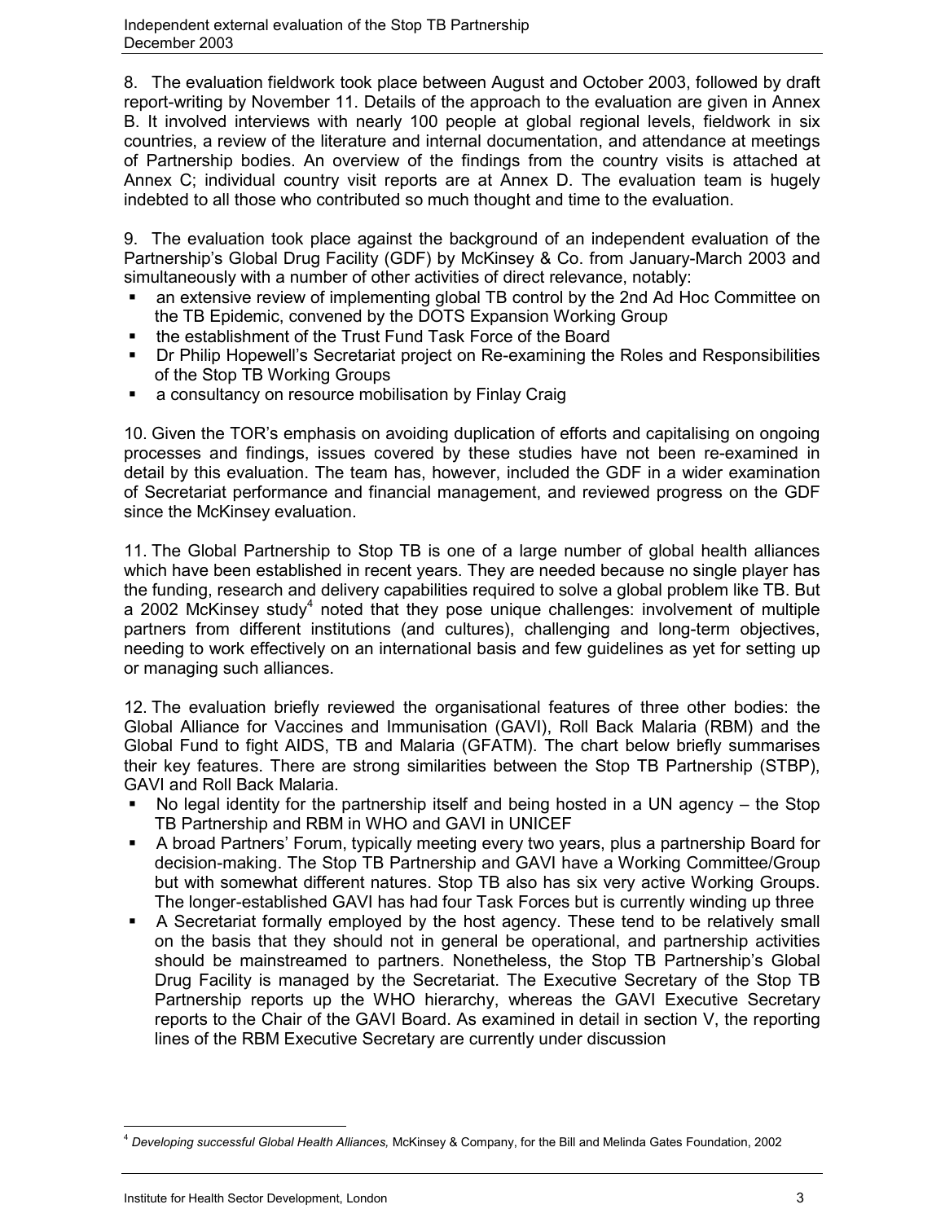8. The evaluation fieldwork took place between August and October 2003, followed by draft report-writing by November 11. Details of the approach to the evaluation are given in Annex B. It involved interviews with nearly 100 people at global regional levels, fieldwork in six countries, a review of the literature and internal documentation, and attendance at meetings of Partnership bodies. An overview of the findings from the country visits is attached at Annex C; individual country visit reports are at Annex D. The evaluation team is hugely indebted to all those who contributed so much thought and time to the evaluation.

9. The evaluation took place against the background of an independent evaluation of the Partnership's Global Drug Facility (GDF) by McKinsey & Co. from January-March 2003 and simultaneously with a number of other activities of direct relevance, notably:

- an extensive review of implementing global TB control by the 2nd Ad Hoc Committee on the TB Epidemic, convened by the DOTS Expansion Working Group
- the establishment of the Trust Fund Task Force of the Board
- Dr Philip Hopewell's Secretariat project on Re-examining the Roles and Responsibilities of the Stop TB Working Groups
- a consultancy on resource mobilisation by Finlay Craig

10. Given the TOR's emphasis on avoiding duplication of efforts and capitalising on ongoing processes and findings, issues covered by these studies have not been re-examined in detail by this evaluation. The team has, however, included the GDF in a wider examination of Secretariat performance and financial management, and reviewed progress on the GDF since the McKinsey evaluation.

11. The Global Partnership to Stop TB is one of a large number of global health alliances which have been established in recent years. They are needed because no single player has the funding, research and delivery capabilities required to solve a global problem like TB. But a 2002 McKinsey study[4] noted that they pose unique challenges: involvement of multiple partners from different institutions (and cultures), challenging and long-term objectives, needing to work effectively on an international basis and few guidelines as yet for setting up or managing such alliances.

12. The evaluation briefly reviewed the organisational features of three other bodies: the Global Alliance for Vaccines and Immunisation (GAVI), Roll Back Malaria (RBM) and the Global Fund to fight AIDS, TB and Malaria (GFATM). The chart below briefly summarises their key features. There are strong similarities between the Stop TB Partnership (STBP), GAVI and Roll Back Malaria.

- No legal identity for the partnership itself and being hosted in a UN agency – the Stop TB Partnership and RBM in WHO and GAVI in UNICEF
- A broad Partners' Forum, typically meeting every two years, plus a partnership Board for decision-making. The Stop TB Partnership and GAVI have a Working Committee/Group but with somewhat different natures. Stop TB also has six very active Working Groups. The longer-established GAVI has had four Task Forces but is currently winding up three
- A Secretariat formally employed by the host agency. These tend to be relatively small on the basis that they should not in general be operational, and partnership activities should be mainstreamed to partners. Nonetheless, the Stop TB Partnership's Global Drug Facility is managed by the Secretariat. The Executive Secretary of the Stop TB Partnership reports up the WHO hierarchy, whereas the GAVI Executive Secretary reports to the Chair of the GAVI Board. As examined in detail in section V, the reporting lines of the RBM Executive Secretary are currently under discussion

---

[4] *Developing successful Global Health Alliances,* McKinsey & Company, for the Bill and Melinda Gates Foundation, 2002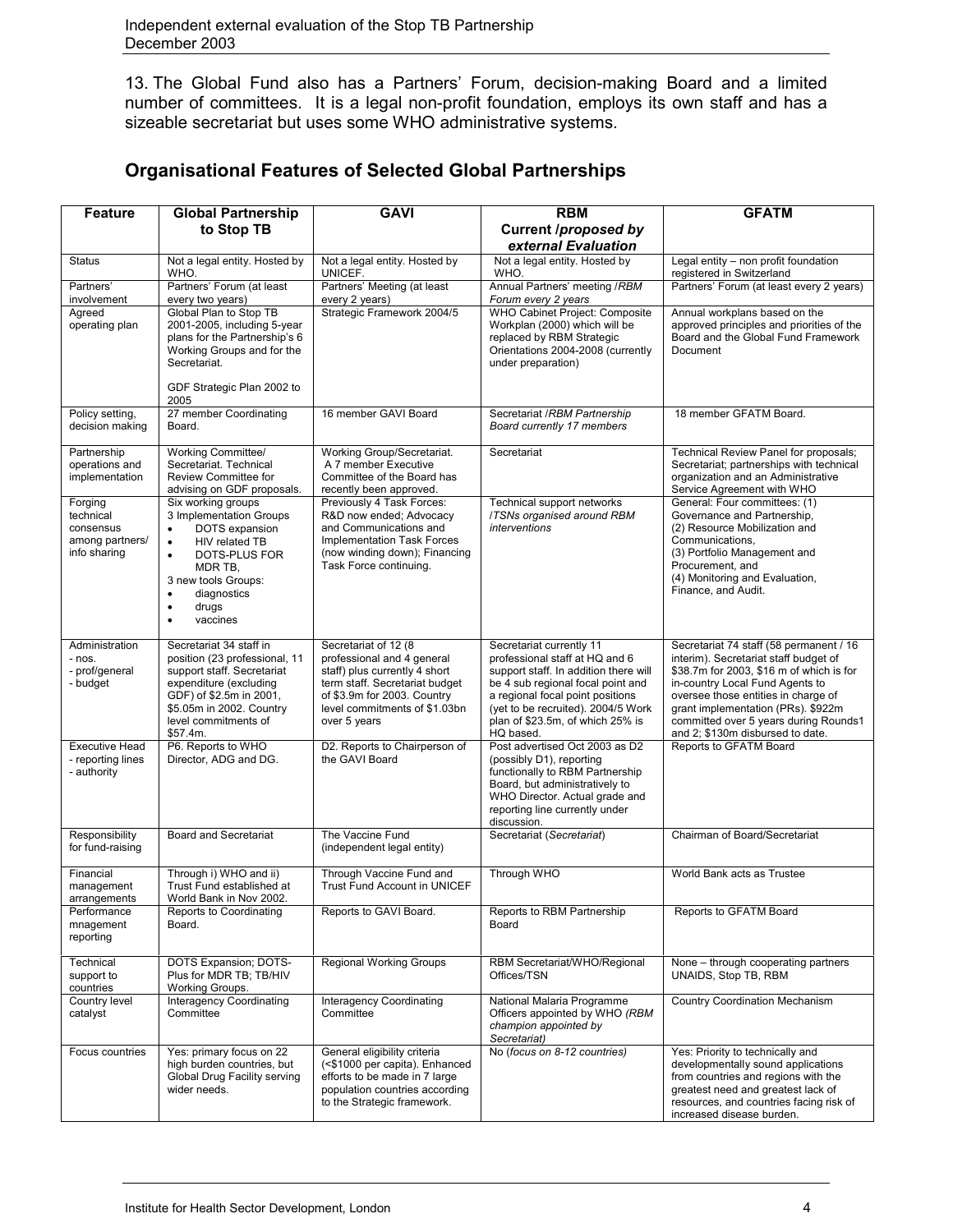13. The Global Fund also has a Partners' Forum, decision-making Board and a limited number of committees. It is a legal non-profit foundation, employs its own staff and has a sizeable secretariat but uses some WHO administrative systems.

## Organisational Features of Selected Global Partnerships

| Feature | Global Partnership to Stop TB | GAVI | RBM Current /*proposed by external Evaluation* | GFATM |
|---|---|---|---|---|
| Status | Not a legal entity. Hosted by WHO. | Not a legal entity. Hosted by UNICEF. | Not a legal entity. Hosted by WHO. | Legal entity – non profit foundation registered in Switzerland |
| Partners' involvement | Partners' Forum (at least every two years) | Partners' Meeting (at least every 2 years) | Annual Partners' meeting /*RBM Forum every 2 years* | Partners' Forum (at least every 2 years) |
| Agreed operating plan | Global Plan to Stop TB 2001-2005, including 5-year plans for the Partnership's 6 Working Groups and for the Secretariat.<br><br>GDF Strategic Plan 2002 to 2005 | Strategic Framework 2004/5 | WHO Cabinet Project: Composite Workplan (2000) which will be replaced by RBM Strategic Orientations 2004-2008 (currently under preparation) | Annual workplans based on the approved principles and priorities of the Board and the Global Fund Framework Document |
| Policy setting, decision making | 27 member Coordinating Board. | 16 member GAVI Board | Secretariat /*RBM Partnership Board currently 17 members* | 18 member GFATM Board. |
| Partnership operations and implementation | Working Committee/ Secretariat. Technical Review Committee for advising on GDF proposals. | Working Group/Secretariat. A 7 member Executive Committee of the Board has recently been approved. | Secretariat | Technical Review Panel for proposals; Secretariat; partnerships with technical organization and an Administrative Service Agreement with WHO |
| Forging technical consensus among partners/ info sharing | Six working groups<br>3 Implementation Groups<br>• DOTS expansion<br>• HIV related TB<br>• DOTS-PLUS FOR MDR TB,<br>3 new tools Groups:<br>• diagnostics<br>• drugs<br>• vaccines | Previously 4 Task Forces: R&D now ended; Advocacy and Communications and Implementation Task Forces (now winding down); Financing Task Force continuing. | Technical support networks /*TSNs organised around RBM interventions* | General: Four committees: (1) Governance and Partnership, (2) Resource Mobilization and Communications, (3) Portfolio Management and Procurement, and (4) Monitoring and Evaluation, Finance, and Audit. |
| Administration<br>- nos.<br>- prof/general<br>- budget | Secretariat 34 staff in position (23 professional, 11 support staff. Secretariat expenditure (excluding GDF) of \$2.5m in 2001, \$5.05m in 2002. Country level commitments of \$57.4m. | Secretariat of 12 (8 professional and 4 general staff) plus currently 4 short term staff. Secretariat budget of \$3.9m for 2003. Country level commitments of \$1.03bn over 5 years | Secretariat currently 11 professional staff at HQ and 6 support staff. In addition there will be 4 sub regional focal point and a regional focal point positions (yet to be recruited). 2004/5 Work plan of \$23.5m, of which 25% is HQ based. | Secretariat 74 staff (58 permanent / 16 interim). Secretariat staff budget of \$38.7m for 2003, \$16 m of which is for in-country Local Fund Agents to oversee those entities in charge of grant implementation (PRs). \$922m committed over 5 years during Rounds1 and 2; \$130m disbursed to date. |
| Executive Head<br>- reporting lines<br>- authority | P6. Reports to WHO Director, ADG and DG. | D2. Reports to Chairperson of the GAVI Board | Post advertised Oct 2003 as D2 (possibly D1), reporting functionally to RBM Partnership Board, but administratively to WHO Director. Actual grade and reporting line currently under discussion. | Reports to GFATM Board |
| Responsibility for fund-raising | Board and Secretariat | The Vaccine Fund (independent legal entity) | Secretariat (*Secretariat*) | Chairman of Board/Secretariat |
| Financial management arrangements | Through i) WHO and ii) Trust Fund established at World Bank in Nov 2002. | Through Vaccine Fund and Trust Fund Account in UNICEF | Through WHO | World Bank acts as Trustee |
| Performance mnagement reporting | Reports to Coordinating Board. | Reports to GAVI Board. | Reports to RBM Partnership Board | Reports to GFATM Board |
| Technical support to countries | DOTS Expansion; DOTS-Plus for MDR TB; TB/HIV Working Groups. | Regional Working Groups | RBM Secretariat/WHO/Regional Offices/TSN | None – through cooperating partners UNAIDS, Stop TB, RBM |
| Country level catalyst | Interagency Coordinating Committee | Interagency Coordinating Committee | National Malaria Programme Officers appointed by WHO *(RBM champion appointed by Secretariat)* | Country Coordination Mechanism |
| Focus countries | Yes: primary focus on 22 high burden countries, but Global Drug Facility serving wider needs. | General eligibility criteria (<\$1000 per capita). Enhanced efforts to be made in 7 large population countries according to the Strategic framework. | No (*focus on 8-12 countries*) | Yes: Priority to technically and developmentally sound applications from countries and regions with the greatest need and greatest lack of resources, and countries facing risk of increased disease burden. |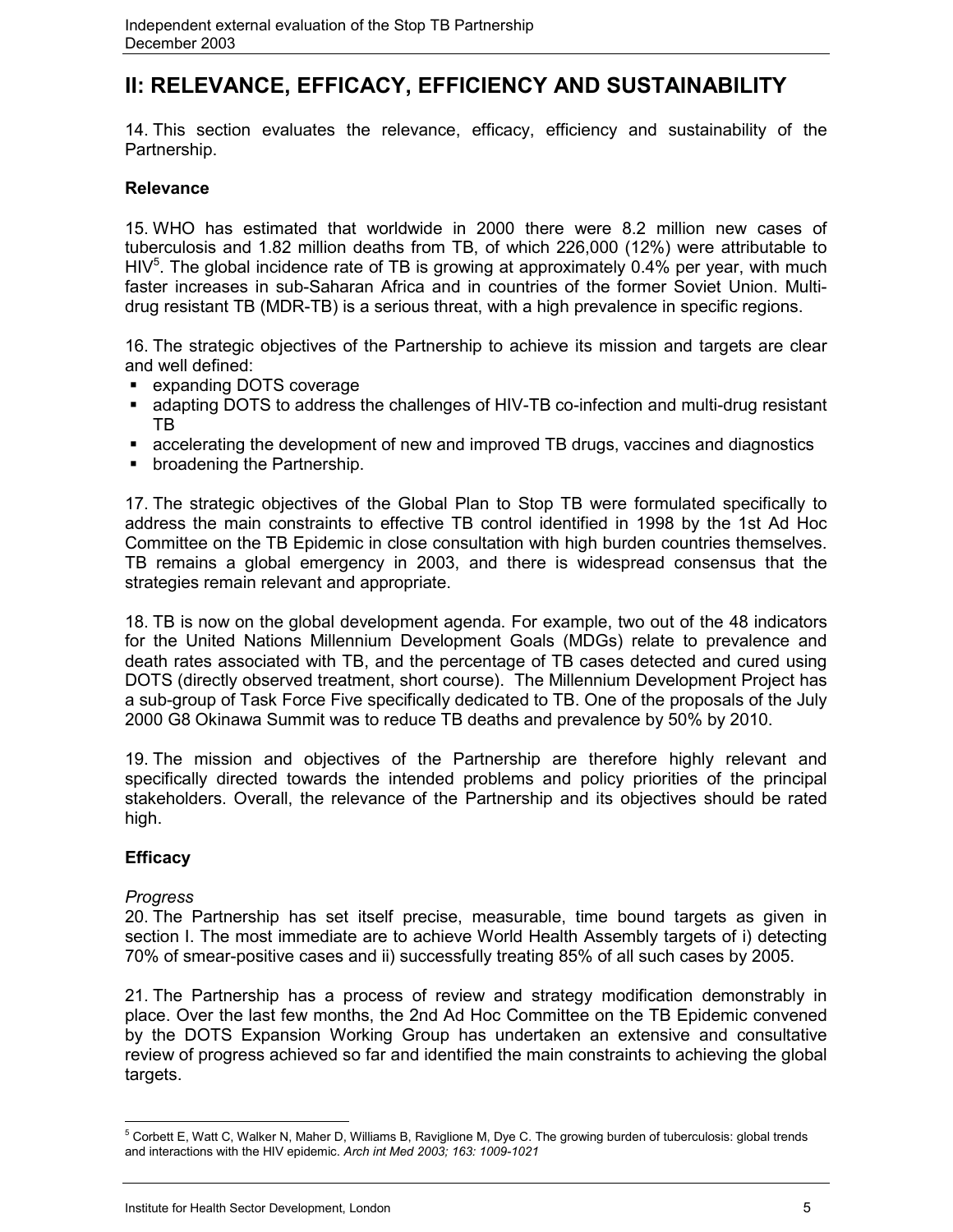## II: RELEVANCE, EFFICACY, EFFICIENCY AND SUSTAINABILITY

14. This section evaluates the relevance, efficacy, efficiency and sustainability of the Partnership.

### Relevance

15. WHO has estimated that worldwide in 2000 there were 8.2 million new cases of tuberculosis and 1.82 million deaths from TB, of which 226,000 (12%) were attributable to HIV[5]. The global incidence rate of TB is growing at approximately 0.4% per year, with much faster increases in sub-Saharan Africa and in countries of the former Soviet Union. Multi-drug resistant TB (MDR-TB) is a serious threat, with a high prevalence in specific regions.

16. The strategic objectives of the Partnership to achieve its mission and targets are clear and well defined:

- expanding DOTS coverage
- adapting DOTS to address the challenges of HIV-TB co-infection and multi-drug resistant TB
- accelerating the development of new and improved TB drugs, vaccines and diagnostics
- broadening the Partnership.

17. The strategic objectives of the Global Plan to Stop TB were formulated specifically to address the main constraints to effective TB control identified in 1998 by the 1st Ad Hoc Committee on the TB Epidemic in close consultation with high burden countries themselves. TB remains a global emergency in 2003, and there is widespread consensus that the strategies remain relevant and appropriate.

18. TB is now on the global development agenda. For example, two out of the 48 indicators for the United Nations Millennium Development Goals (MDGs) relate to prevalence and death rates associated with TB, and the percentage of TB cases detected and cured using DOTS (directly observed treatment, short course). The Millennium Development Project has a sub-group of Task Force Five specifically dedicated to TB. One of the proposals of the July 2000 G8 Okinawa Summit was to reduce TB deaths and prevalence by 50% by 2010.

19. The mission and objectives of the Partnership are therefore highly relevant and specifically directed towards the intended problems and policy priorities of the principal stakeholders. Overall, the relevance of the Partnership and its objectives should be rated high.

### Efficacy

*Progress*

20. The Partnership has set itself precise, measurable, time bound targets as given in section I. The most immediate are to achieve World Health Assembly targets of i) detecting 70% of smear-positive cases and ii) successfully treating 85% of all such cases by 2005.

21. The Partnership has a process of review and strategy modification demonstrably in place. Over the last few months, the 2nd Ad Hoc Committee on the TB Epidemic convened by the DOTS Expansion Working Group has undertaken an extensive and consultative review of progress achieved so far and identified the main constraints to achieving the global targets.

---

[5] Corbett E, Watt C, Walker N, Maher D, Williams B, Raviglione M, Dye C. The growing burden of tuberculosis: global trends and interactions with the HIV epidemic. *Arch int Med 2003; 163: 1009-1021*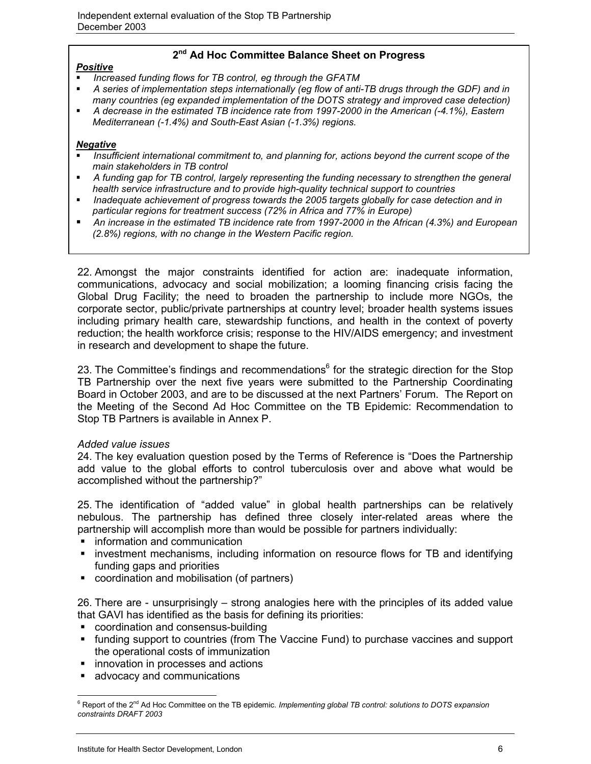## 2nd Ad Hoc Committee Balance Sheet on Progress

***Positive***

- *Increased funding flows for TB control, eg through the GFATM*
- *A series of implementation steps internationally (eg flow of anti-TB drugs through the GDF) and in many countries (eg expanded implementation of the DOTS strategy and improved case detection)*
- *A decrease in the estimated TB incidence rate from 1997-2000 in the American (-4.1%), Eastern Mediterranean (-1.4%) and South-East Asian (-1.3%) regions.*

***Negative***

- *Insufficient international commitment to, and planning for, actions beyond the current scope of the main stakeholders in TB control*
- *A funding gap for TB control, largely representing the funding necessary to strengthen the general health service infrastructure and to provide high-quality technical support to countries*
- *Inadequate achievement of progress towards the 2005 targets globally for case detection and in particular regions for treatment success (72% in Africa and 77% in Europe)*
- *An increase in the estimated TB incidence rate from 1997-2000 in the African (4.3%) and European (2.8%) regions, with no change in the Western Pacific region.*

22. Amongst the major constraints identified for action are: inadequate information, communications, advocacy and social mobilization; a looming financing crisis facing the Global Drug Facility; the need to broaden the partnership to include more NGOs, the corporate sector, public/private partnerships at country level; broader health systems issues including primary health care, stewardship functions, and health in the context of poverty reduction; the health workforce crisis; response to the HIV/AIDS emergency; and investment in research and development to shape the future.

23. The Committee's findings and recommendations[6] for the strategic direction for the Stop TB Partnership over the next five years were submitted to the Partnership Coordinating Board in October 2003, and are to be discussed at the next Partners' Forum. The Report on the Meeting of the Second Ad Hoc Committee on the TB Epidemic: Recommendation to Stop TB Partners is available in Annex P.

*Added value issues*

24. The key evaluation question posed by the Terms of Reference is "Does the Partnership add value to the global efforts to control tuberculosis over and above what would be accomplished without the partnership?"

25. The identification of "added value" in global health partnerships can be relatively nebulous. The partnership has defined three closely inter-related areas where the partnership will accomplish more than would be possible for partners individually:

- information and communication
- investment mechanisms, including information on resource flows for TB and identifying funding gaps and priorities
- coordination and mobilisation (of partners)

26. There are - unsurprisingly – strong analogies here with the principles of its added value that GAVI has identified as the basis for defining its priorities:

- coordination and consensus-building
- funding support to countries (from The Vaccine Fund) to purchase vaccines and support the operational costs of immunization
- innovation in processes and actions
- advocacy and communications

[6] Report of the 2nd Ad Hoc Committee on the TB epidemic. *Implementing global TB control: solutions to DOTS expansion constraints DRAFT 2003*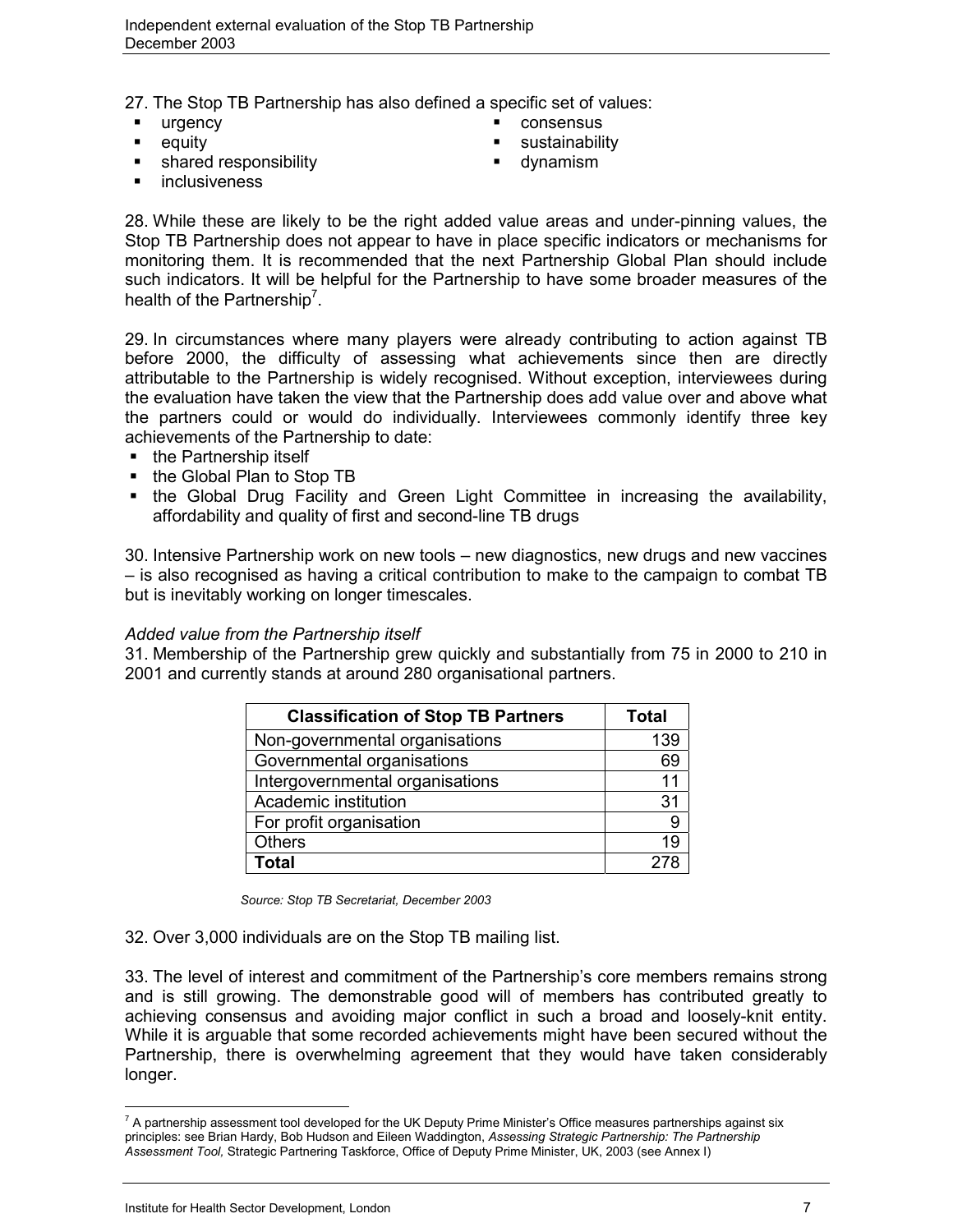27. The Stop TB Partnership has also defined a specific set of values:

- urgency
- equity
- shared responsibility
- inclusiveness
- consensus
- sustainability
- dynamism

28. While these are likely to be the right added value areas and under-pinning values, the Stop TB Partnership does not appear to have in place specific indicators or mechanisms for monitoring them. It is recommended that the next Partnership Global Plan should include such indicators. It will be helpful for the Partnership to have some broader measures of the health of the Partnership[7].

29. In circumstances where many players were already contributing to action against TB before 2000, the difficulty of assessing what achievements since then are directly attributable to the Partnership is widely recognised. Without exception, interviewees during the evaluation have taken the view that the Partnership does add value over and above what the partners could or would do individually. Interviewees commonly identify three key achievements of the Partnership to date:

- the Partnership itself
- the Global Plan to Stop TB
- the Global Drug Facility and Green Light Committee in increasing the availability, affordability and quality of first and second-line TB drugs

30. Intensive Partnership work on new tools – new diagnostics, new drugs and new vaccines – is also recognised as having a critical contribution to make to the campaign to combat TB but is inevitably working on longer timescales.

*Added value from the Partnership itself*

31. Membership of the Partnership grew quickly and substantially from 75 in 2000 to 210 in 2001 and currently stands at around 280 organisational partners.

| Classification of Stop TB Partners | Total |
|---|---|
| Non-governmental organisations | 139 |
| Governmental organisations | 69 |
| Intergovernmental organisations | 11 |
| Academic institution | 31 |
| For profit organisation | 9 |
| Others | 19 |
| **Total** | 278 |

*Source: Stop TB Secretariat, December 2003*

32. Over 3,000 individuals are on the Stop TB mailing list.

33. The level of interest and commitment of the Partnership's core members remains strong and is still growing. The demonstrable good will of members has contributed greatly to achieving consensus and avoiding major conflict in such a broad and loosely-knit entity. While it is arguable that some recorded achievements might have been secured without the Partnership, there is overwhelming agreement that they would have taken considerably longer.

[7] A partnership assessment tool developed for the UK Deputy Prime Minister's Office measures partnerships against six principles: see Brian Hardy, Bob Hudson and Eileen Waddington, *Assessing Strategic Partnership: The Partnership Assessment Tool,* Strategic Partnering Taskforce, Office of Deputy Prime Minister, UK, 2003 (see Annex I)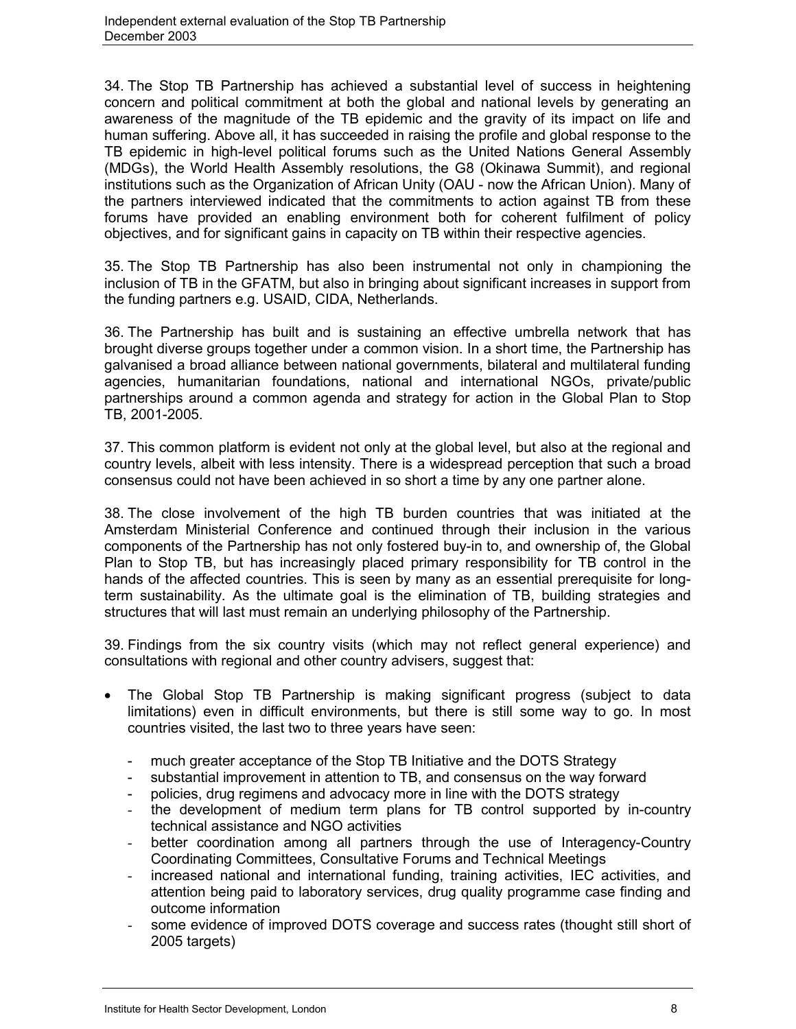34. The Stop TB Partnership has achieved a substantial level of success in heightening concern and political commitment at both the global and national levels by generating an awareness of the magnitude of the TB epidemic and the gravity of its impact on life and human suffering. Above all, it has succeeded in raising the profile and global response to the TB epidemic in high-level political forums such as the United Nations General Assembly (MDGs), the World Health Assembly resolutions, the G8 (Okinawa Summit), and regional institutions such as the Organization of African Unity (OAU - now the African Union). Many of the partners interviewed indicated that the commitments to action against TB from these forums have provided an enabling environment both for coherent fulfilment of policy objectives, and for significant gains in capacity on TB within their respective agencies.

35. The Stop TB Partnership has also been instrumental not only in championing the inclusion of TB in the GFATM, but also in bringing about significant increases in support from the funding partners e.g. USAID, CIDA, Netherlands.

36. The Partnership has built and is sustaining an effective umbrella network that has brought diverse groups together under a common vision. In a short time, the Partnership has galvanised a broad alliance between national governments, bilateral and multilateral funding agencies, humanitarian foundations, national and international NGOs, private/public partnerships around a common agenda and strategy for action in the Global Plan to Stop TB, 2001-2005.

37. This common platform is evident not only at the global level, but also at the regional and country levels, albeit with less intensity. There is a widespread perception that such a broad consensus could not have been achieved in so short a time by any one partner alone.

38. The close involvement of the high TB burden countries that was initiated at the Amsterdam Ministerial Conference and continued through their inclusion in the various components of the Partnership has not only fostered buy-in to, and ownership of, the Global Plan to Stop TB, but has increasingly placed primary responsibility for TB control in the hands of the affected countries. This is seen by many as an essential prerequisite for long-term sustainability. As the ultimate goal is the elimination of TB, building strategies and structures that will last must remain an underlying philosophy of the Partnership.

39. Findings from the six country visits (which may not reflect general experience) and consultations with regional and other country advisers, suggest that:

- The Global Stop TB Partnership is making significant progress (subject to data limitations) even in difficult environments, but there is still some way to go. In most countries visited, the last two to three years have seen:
  - much greater acceptance of the Stop TB Initiative and the DOTS Strategy
  - substantial improvement in attention to TB, and consensus on the way forward
  - policies, drug regimens and advocacy more in line with the DOTS strategy
  - the development of medium term plans for TB control supported by in-country technical assistance and NGO activities
  - better coordination among all partners through the use of Interagency-Country Coordinating Committees, Consultative Forums and Technical Meetings
  - increased national and international funding, training activities, IEC activities, and attention being paid to laboratory services, drug quality programme case finding and outcome information
  - some evidence of improved DOTS coverage and success rates (thought still short of 2005 targets)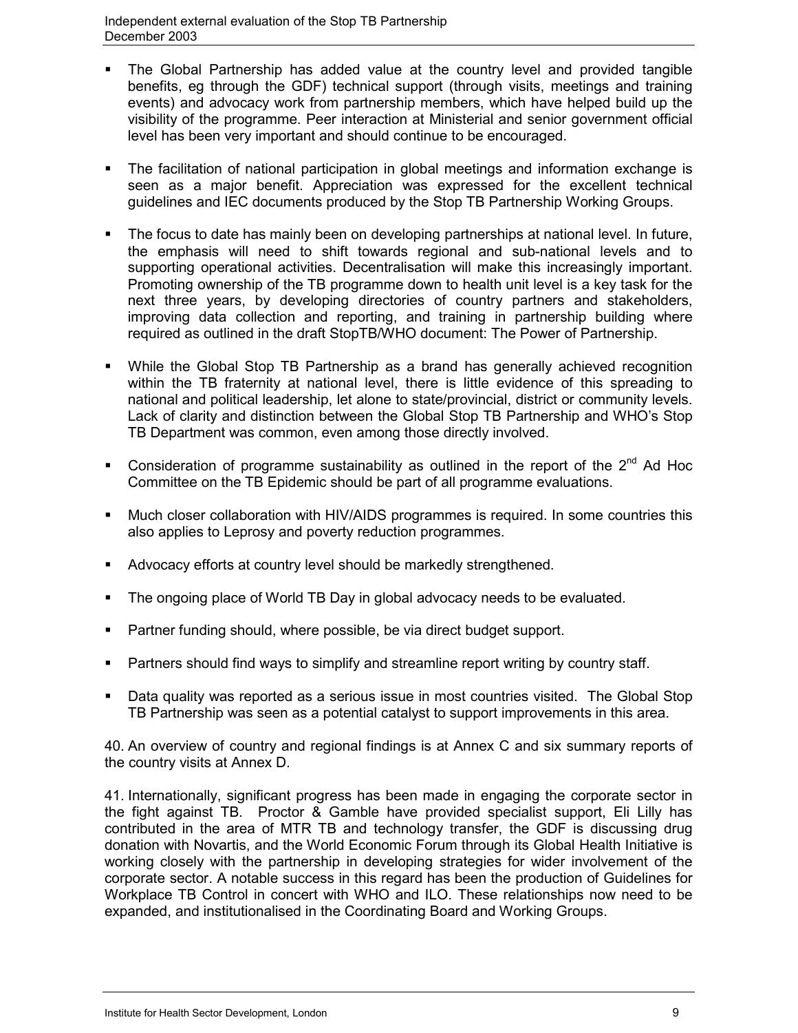- The Global Partnership has added value at the country level and provided tangible benefits, eg through the GDF) technical support (through visits, meetings and training events) and advocacy work from partnership members, which have helped build up the visibility of the programme. Peer interaction at Ministerial and senior government official level has been very important and should continue to be encouraged.

- The facilitation of national participation in global meetings and information exchange is seen as a major benefit. Appreciation was expressed for the excellent technical guidelines and IEC documents produced by the Stop TB Partnership Working Groups.

- The focus to date has mainly been on developing partnerships at national level. In future, the emphasis will need to shift towards regional and sub-national levels and to supporting operational activities. Decentralisation will make this increasingly important. Promoting ownership of the TB programme down to health unit level is a key task for the next three years, by developing directories of country partners and stakeholders, improving data collection and reporting, and training in partnership building where required as outlined in the draft StopTB/WHO document: The Power of Partnership.

- While the Global Stop TB Partnership as a brand has generally achieved recognition within the TB fraternity at national level, there is little evidence of this spreading to national and political leadership, let alone to state/provincial, district or community levels. Lack of clarity and distinction between the Global Stop TB Partnership and WHO's Stop TB Department was common, even among those directly involved.

- Consideration of programme sustainability as outlined in the report of the 2nd Ad Hoc Committee on the TB Epidemic should be part of all programme evaluations.

- Much closer collaboration with HIV/AIDS programmes is required. In some countries this also applies to Leprosy and poverty reduction programmes.

- Advocacy efforts at country level should be markedly strengthened.

- The ongoing place of World TB Day in global advocacy needs to be evaluated.

- Partner funding should, where possible, be via direct budget support.

- Partners should find ways to simplify and streamline report writing by country staff.

- Data quality was reported as a serious issue in most countries visited. The Global Stop TB Partnership was seen as a potential catalyst to support improvements in this area.

40. An overview of country and regional findings is at Annex C and six summary reports of the country visits at Annex D.

41. Internationally, significant progress has been made in engaging the corporate sector in the fight against TB. Proctor & Gamble have provided specialist support, Eli Lilly has contributed in the area of MTR TB and technology transfer, the GDF is discussing drug donation with Novartis, and the World Economic Forum through its Global Health Initiative is working closely with the partnership in developing strategies for wider involvement of the corporate sector. A notable success in this regard has been the production of Guidelines for Workplace TB Control in concert with WHO and ILO. These relationships now need to be expanded, and institutionalised in the Coordinating Board and Working Groups.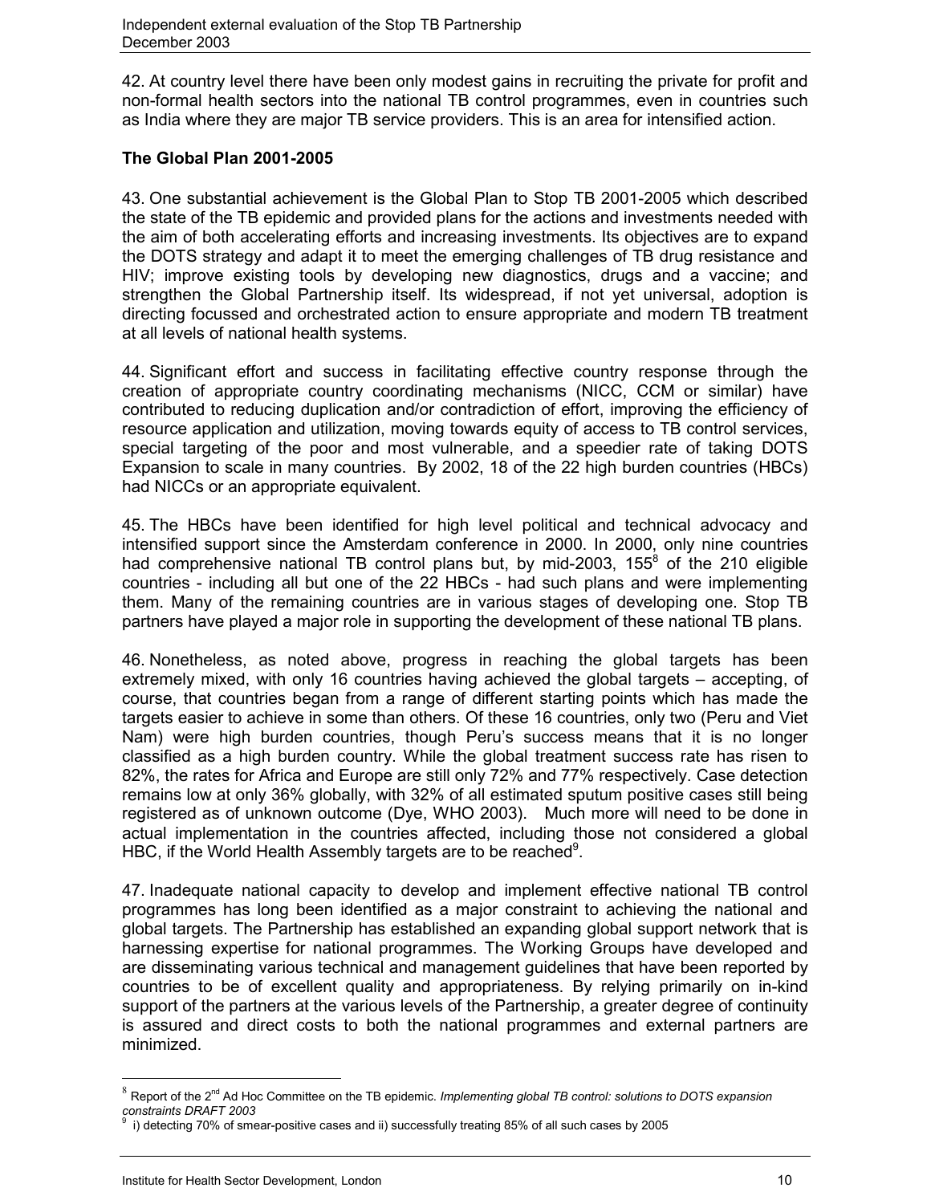42. At country level there have been only modest gains in recruiting the private for profit and non-formal health sectors into the national TB control programmes, even in countries such as India where they are major TB service providers. This is an area for intensified action.

**The Global Plan 2001-2005**

43. One substantial achievement is the Global Plan to Stop TB 2001-2005 which described the state of the TB epidemic and provided plans for the actions and investments needed with the aim of both accelerating efforts and increasing investments. Its objectives are to expand the DOTS strategy and adapt it to meet the emerging challenges of TB drug resistance and HIV; improve existing tools by developing new diagnostics, drugs and a vaccine; and strengthen the Global Partnership itself. Its widespread, if not yet universal, adoption is directing focussed and orchestrated action to ensure appropriate and modern TB treatment at all levels of national health systems.

44. Significant effort and success in facilitating effective country response through the creation of appropriate country coordinating mechanisms (NICC, CCM or similar) have contributed to reducing duplication and/or contradiction of effort, improving the efficiency of resource application and utilization, moving towards equity of access to TB control services, special targeting of the poor and most vulnerable, and a speedier rate of taking DOTS Expansion to scale in many countries. By 2002, 18 of the 22 high burden countries (HBCs) had NICCs or an appropriate equivalent.

45. The HBCs have been identified for high level political and technical advocacy and intensified support since the Amsterdam conference in 2000. In 2000, only nine countries had comprehensive national TB control plans but, by mid-2003, 155[8] of the 210 eligible countries - including all but one of the 22 HBCs - had such plans and were implementing them. Many of the remaining countries are in various stages of developing one. Stop TB partners have played a major role in supporting the development of these national TB plans.

46. Nonetheless, as noted above, progress in reaching the global targets has been extremely mixed, with only 16 countries having achieved the global targets – accepting, of course, that countries began from a range of different starting points which has made the targets easier to achieve in some than others. Of these 16 countries, only two (Peru and Viet Nam) were high burden countries, though Peru's success means that it is no longer classified as a high burden country. While the global treatment success rate has risen to 82%, the rates for Africa and Europe are still only 72% and 77% respectively. Case detection remains low at only 36% globally, with 32% of all estimated sputum positive cases still being registered as of unknown outcome (Dye, WHO 2003). Much more will need to be done in actual implementation in the countries affected, including those not considered a global HBC, if the World Health Assembly targets are to be reached[9].

47. Inadequate national capacity to develop and implement effective national TB control programmes has long been identified as a major constraint to achieving the national and global targets. The Partnership has established an expanding global support network that is harnessing expertise for national programmes. The Working Groups have developed and are disseminating various technical and management guidelines that have been reported by countries to be of excellent quality and appropriateness. By relying primarily on in-kind support of the partners at the various levels of the Partnership, a greater degree of continuity is assured and direct costs to both the national programmes and external partners are minimized.

---

[8] Report of the 2nd Ad Hoc Committee on the TB epidemic. *Implementing global TB control: solutions to DOTS expansion constraints DRAFT 2003*

[9] i) detecting 70% of smear-positive cases and ii) successfully treating 85% of all such cases by 2005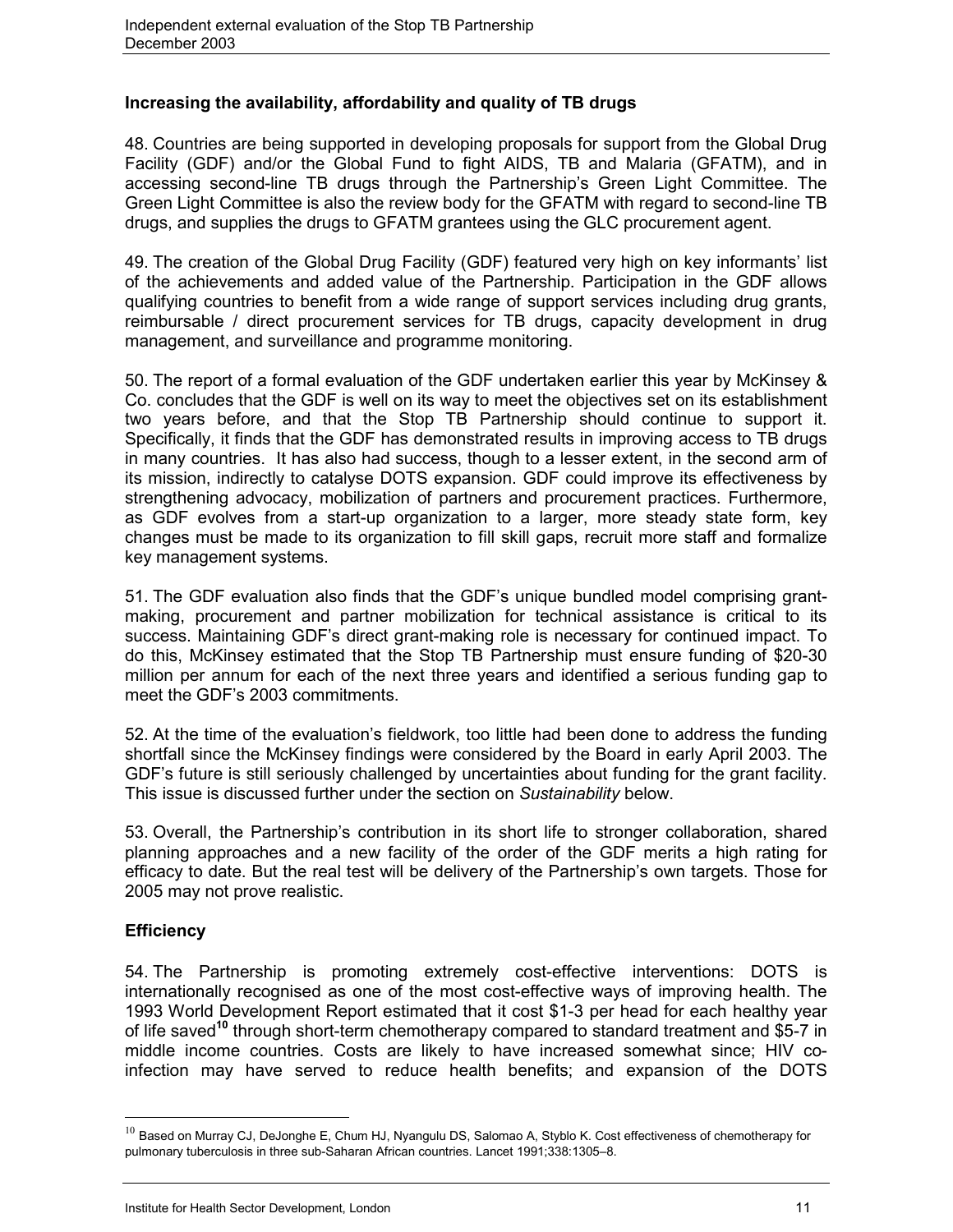### Increasing the availability, affordability and quality of TB drugs

48. Countries are being supported in developing proposals for support from the Global Drug Facility (GDF) and/or the Global Fund to fight AIDS, TB and Malaria (GFATM), and in accessing second-line TB drugs through the Partnership's Green Light Committee. The Green Light Committee is also the review body for the GFATM with regard to second-line TB drugs, and supplies the drugs to GFATM grantees using the GLC procurement agent.

49. The creation of the Global Drug Facility (GDF) featured very high on key informants' list of the achievements and added value of the Partnership. Participation in the GDF allows qualifying countries to benefit from a wide range of support services including drug grants, reimbursable / direct procurement services for TB drugs, capacity development in drug management, and surveillance and programme monitoring.

50. The report of a formal evaluation of the GDF undertaken earlier this year by McKinsey & Co. concludes that the GDF is well on its way to meet the objectives set on its establishment two years before, and that the Stop TB Partnership should continue to support it. Specifically, it finds that the GDF has demonstrated results in improving access to TB drugs in many countries. It has also had success, though to a lesser extent, in the second arm of its mission, indirectly to catalyse DOTS expansion. GDF could improve its effectiveness by strengthening advocacy, mobilization of partners and procurement practices. Furthermore, as GDF evolves from a start-up organization to a larger, more steady state form, key changes must be made to its organization to fill skill gaps, recruit more staff and formalize key management systems.

51. The GDF evaluation also finds that the GDF's unique bundled model comprising grant-making, procurement and partner mobilization for technical assistance is critical to its success. Maintaining GDF's direct grant-making role is necessary for continued impact. To do this, McKinsey estimated that the Stop TB Partnership must ensure funding of \$20-30 million per annum for each of the next three years and identified a serious funding gap to meet the GDF's 2003 commitments.

52. At the time of the evaluation's fieldwork, too little had been done to address the funding shortfall since the McKinsey findings were considered by the Board in early April 2003. The GDF's future is still seriously challenged by uncertainties about funding for the grant facility. This issue is discussed further under the section on *Sustainability* below.

53. Overall, the Partnership's contribution in its short life to stronger collaboration, shared planning approaches and a new facility of the order of the GDF merits a high rating for efficacy to date. But the real test will be delivery of the Partnership's own targets. Those for 2005 may not prove realistic.

### Efficiency

54. The Partnership is promoting extremely cost-effective interventions: DOTS is internationally recognised as one of the most cost-effective ways of improving health. The 1993 World Development Report estimated that it cost \$1-3 per head for each healthy year of life saved[10] through short-term chemotherapy compared to standard treatment and \$5-7 in middle income countries. Costs are likely to have increased somewhat since; HIV co-infection may have served to reduce health benefits; and expansion of the DOTS

[10] Based on Murray CJ, DeJonghe E, Chum HJ, Nyangulu DS, Salomao A, Styblo K. Cost effectiveness of chemotherapy for pulmonary tuberculosis in three sub-Saharan African countries. Lancet 1991;338:1305–8.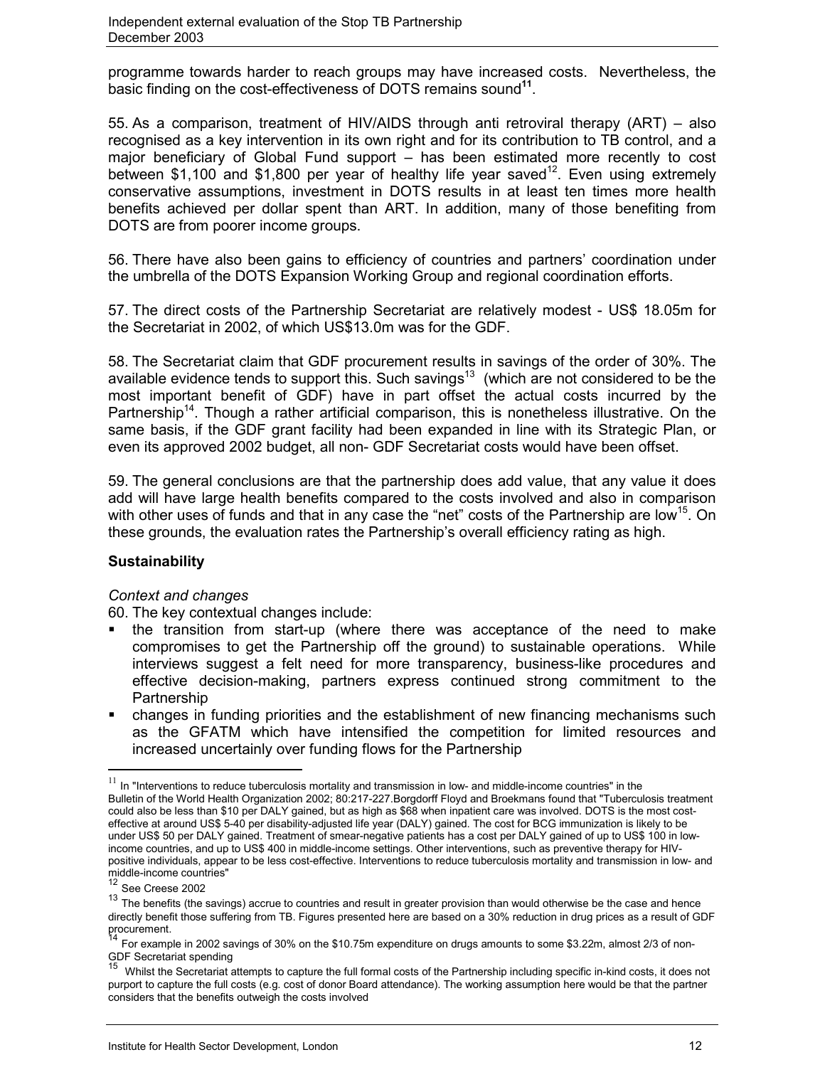programme towards harder to reach groups may have increased costs. Nevertheless, the basic finding on the cost-effectiveness of DOTS remains sound[11].

55. As a comparison, treatment of HIV/AIDS through anti retroviral therapy (ART) – also recognised as a key intervention in its own right and for its contribution to TB control, and a major beneficiary of Global Fund support – has been estimated more recently to cost between $1,100 and $1,800 per year of healthy life year saved[12]. Even using extremely conservative assumptions, investment in DOTS results in at least ten times more health benefits achieved per dollar spent than ART. In addition, many of those benefiting from DOTS are from poorer income groups.

56. There have also been gains to efficiency of countries and partners' coordination under the umbrella of the DOTS Expansion Working Group and regional coordination efforts.

57. The direct costs of the Partnership Secretariat are relatively modest - US$ 18.05m for the Secretariat in 2002, of which US$13.0m was for the GDF.

58. The Secretariat claim that GDF procurement results in savings of the order of 30%. The available evidence tends to support this. Such savings[13] (which are not considered to be the most important benefit of GDF) have in part offset the actual costs incurred by the Partnership[14]. Though a rather artificial comparison, this is nonetheless illustrative. On the same basis, if the GDF grant facility had been expanded in line with its Strategic Plan, or even its approved 2002 budget, all non- GDF Secretariat costs would have been offset.

59. The general conclusions are that the partnership does add value, that any value it does add will have large health benefits compared to the costs involved and also in comparison with other uses of funds and that in any case the "net" costs of the Partnership are low[15]. On these grounds, the evaluation rates the Partnership's overall efficiency rating as high.

**Sustainability**

*Context and changes*

60. The key contextual changes include:

- the transition from start-up (where there was acceptance of the need to make compromises to get the Partnership off the ground) to sustainable operations. While interviews suggest a felt need for more transparency, business-like procedures and effective decision-making, partners express continued strong commitment to the Partnership
- changes in funding priorities and the establishment of new financing mechanisms such as the GFATM which have intensified the competition for limited resources and increased uncertainly over funding flows for the Partnership

---

[11] In "Interventions to reduce tuberculosis mortality and transmission in low- and middle-income countries" in the Bulletin of the World Health Organization 2002; 80:217-227.Borgdorff Floyd and Broekmans found that "Tuberculosis treatment could also be less than $10 per DALY gained, but as high as $68 when inpatient care was involved. DOTS is the most cost-effective at around US$ 5-40 per disability-adjusted life year (DALY) gained. The cost for BCG immunization is likely to be under US$ 50 per DALY gained. Treatment of smear-negative patients has a cost per DALY gained of up to US$ 100 in low-income countries, and up to US$ 400 in middle-income settings. Other interventions, such as preventive therapy for HIV-positive individuals, appear to be less cost-effective. Interventions to reduce tuberculosis mortality and transmission in low- and middle-income countries"

[12] See Creese 2002

[13] The benefits (the savings) accrue to countries and result in greater provision than would otherwise be the case and hence directly benefit those suffering from TB. Figures presented here are based on a 30% reduction in drug prices as a result of GDF procurement.

[14] For example in 2002 savings of 30% on the $10.75m expenditure on drugs amounts to some $3.22m, almost 2/3 of non-GDF Secretariat spending

[15] Whilst the Secretariat attempts to capture the full formal costs of the Partnership including specific in-kind costs, it does not purport to capture the full costs (e.g. cost of donor Board attendance). The working assumption here would be that the partner considers that the benefits outweigh the costs involved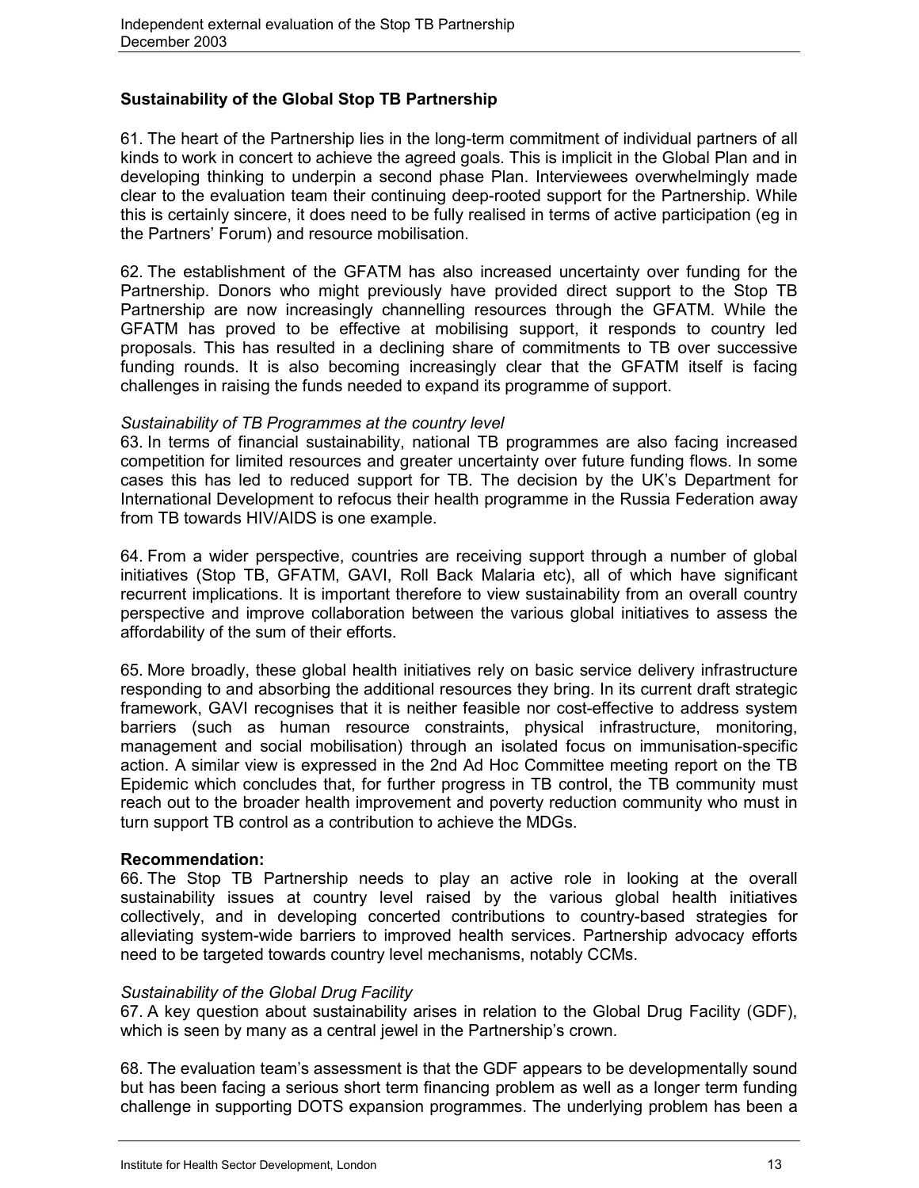### Sustainability of the Global Stop TB Partnership

61. The heart of the Partnership lies in the long-term commitment of individual partners of all kinds to work in concert to achieve the agreed goals. This is implicit in the Global Plan and in developing thinking to underpin a second phase Plan. Interviewees overwhelmingly made clear to the evaluation team their continuing deep-rooted support for the Partnership. While this is certainly sincere, it does need to be fully realised in terms of active participation (eg in the Partners' Forum) and resource mobilisation.

62. The establishment of the GFATM has also increased uncertainty over funding for the Partnership. Donors who might previously have provided direct support to the Stop TB Partnership are now increasingly channelling resources through the GFATM. While the GFATM has proved to be effective at mobilising support, it responds to country led proposals. This has resulted in a declining share of commitments to TB over successive funding rounds. It is also becoming increasingly clear that the GFATM itself is facing challenges in raising the funds needed to expand its programme of support.

*Sustainability of TB Programmes at the country level*

63. In terms of financial sustainability, national TB programmes are also facing increased competition for limited resources and greater uncertainty over future funding flows. In some cases this has led to reduced support for TB. The decision by the UK's Department for International Development to refocus their health programme in the Russia Federation away from TB towards HIV/AIDS is one example.

64. From a wider perspective, countries are receiving support through a number of global initiatives (Stop TB, GFATM, GAVI, Roll Back Malaria etc), all of which have significant recurrent implications. It is important therefore to view sustainability from an overall country perspective and improve collaboration between the various global initiatives to assess the affordability of the sum of their efforts.

65. More broadly, these global health initiatives rely on basic service delivery infrastructure responding to and absorbing the additional resources they bring. In its current draft strategic framework, GAVI recognises that it is neither feasible nor cost-effective to address system barriers (such as human resource constraints, physical infrastructure, monitoring, management and social mobilisation) through an isolated focus on immunisation-specific action. A similar view is expressed in the 2nd Ad Hoc Committee meeting report on the TB Epidemic which concludes that, for further progress in TB control, the TB community must reach out to the broader health improvement and poverty reduction community who must in turn support TB control as a contribution to achieve the MDGs.

**Recommendation:**

66. The Stop TB Partnership needs to play an active role in looking at the overall sustainability issues at country level raised by the various global health initiatives collectively, and in developing concerted contributions to country-based strategies for alleviating system-wide barriers to improved health services. Partnership advocacy efforts need to be targeted towards country level mechanisms, notably CCMs.

*Sustainability of the Global Drug Facility*

67. A key question about sustainability arises in relation to the Global Drug Facility (GDF), which is seen by many as a central jewel in the Partnership's crown.

68. The evaluation team's assessment is that the GDF appears to be developmentally sound but has been facing a serious short term financing problem as well as a longer term funding challenge in supporting DOTS expansion programmes. The underlying problem has been a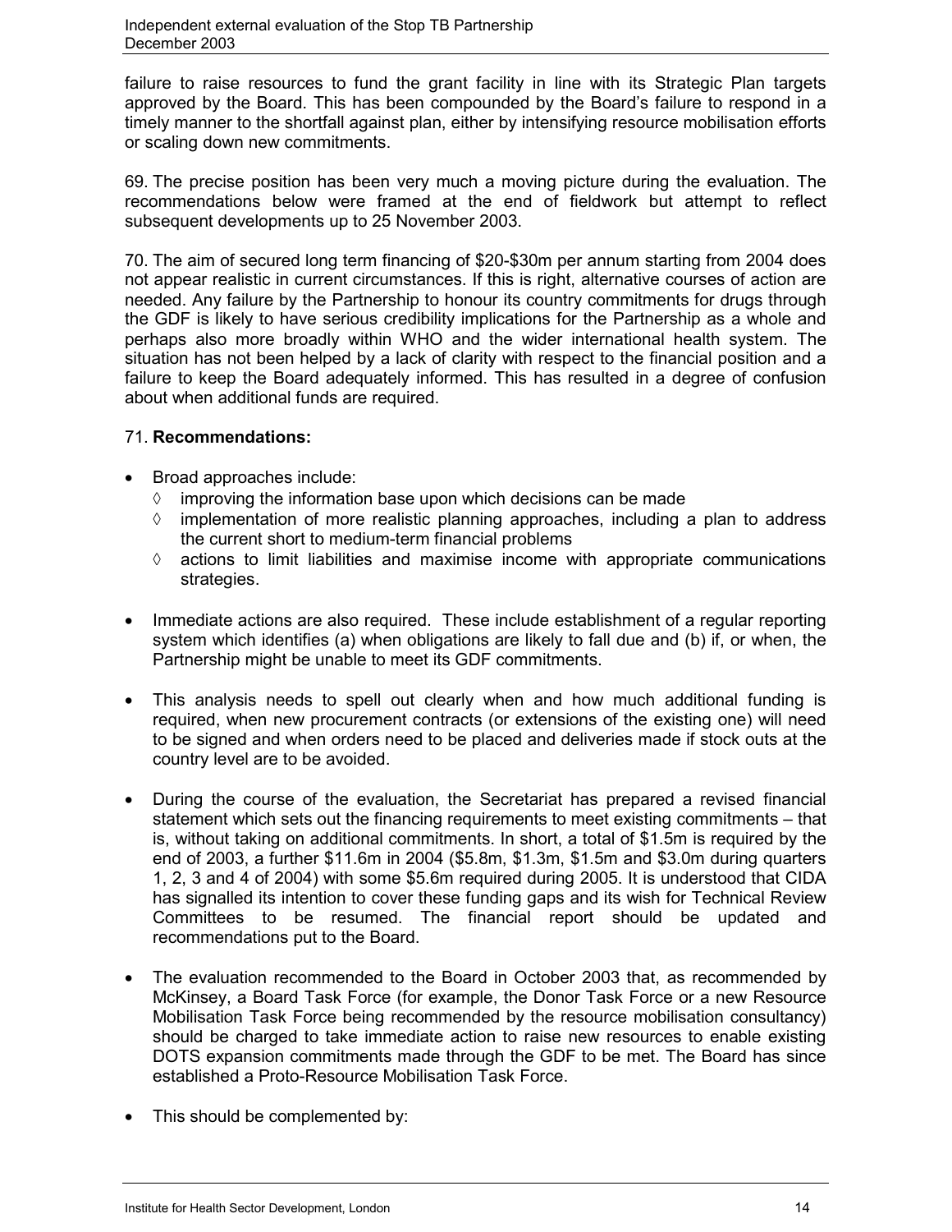failure to raise resources to fund the grant facility in line with its Strategic Plan targets approved by the Board. This has been compounded by the Board's failure to respond in a timely manner to the shortfall against plan, either by intensifying resource mobilisation efforts or scaling down new commitments.

69. The precise position has been very much a moving picture during the evaluation. The recommendations below were framed at the end of fieldwork but attempt to reflect subsequent developments up to 25 November 2003.

70. The aim of secured long term financing of $20-$30m per annum starting from 2004 does not appear realistic in current circumstances. If this is right, alternative courses of action are needed. Any failure by the Partnership to honour its country commitments for drugs through the GDF is likely to have serious credibility implications for the Partnership as a whole and perhaps also more broadly within WHO and the wider international health system. The situation has not been helped by a lack of clarity with respect to the financial position and a failure to keep the Board adequately informed. This has resulted in a degree of confusion about when additional funds are required.

71. **Recommendations:**

- Broad approaches include:
  - ◊ improving the information base upon which decisions can be made
  - ◊ implementation of more realistic planning approaches, including a plan to address the current short to medium-term financial problems
  - ◊ actions to limit liabilities and maximise income with appropriate communications strategies.

- Immediate actions are also required. These include establishment of a regular reporting system which identifies (a) when obligations are likely to fall due and (b) if, or when, the Partnership might be unable to meet its GDF commitments.

- This analysis needs to spell out clearly when and how much additional funding is required, when new procurement contracts (or extensions of the existing one) will need to be signed and when orders need to be placed and deliveries made if stock outs at the country level are to be avoided.

- During the course of the evaluation, the Secretariat has prepared a revised financial statement which sets out the financing requirements to meet existing commitments – that is, without taking on additional commitments. In short, a total of $1.5m is required by the end of 2003, a further $11.6m in 2004 ($5.8m, $1.3m, $1.5m and $3.0m during quarters 1, 2, 3 and 4 of 2004) with some $5.6m required during 2005. It is understood that CIDA has signalled its intention to cover these funding gaps and its wish for Technical Review Committees to be resumed. The financial report should be updated and recommendations put to the Board.

- The evaluation recommended to the Board in October 2003 that, as recommended by McKinsey, a Board Task Force (for example, the Donor Task Force or a new Resource Mobilisation Task Force being recommended by the resource mobilisation consultancy) should be charged to take immediate action to raise new resources to enable existing DOTS expansion commitments made through the GDF to be met. The Board has since established a Proto-Resource Mobilisation Task Force.

- This should be complemented by: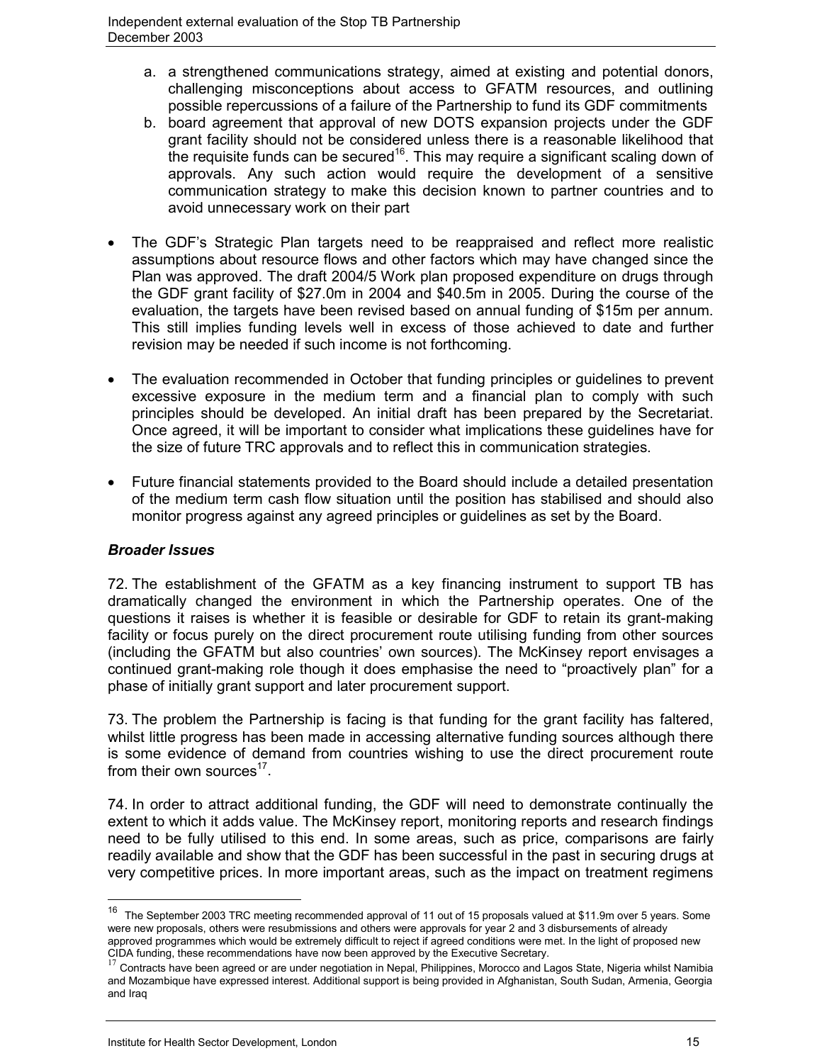a. a strengthened communications strategy, aimed at existing and potential donors, challenging misconceptions about access to GFATM resources, and outlining possible repercussions of a failure of the Partnership to fund its GDF commitments
b. board agreement that approval of new DOTS expansion projects under the GDF grant facility should not be considered unless there is a reasonable likelihood that the requisite funds can be secured[16]. This may require a significant scaling down of approvals. Any such action would require the development of a sensitive communication strategy to make this decision known to partner countries and to avoid unnecessary work on their part

- The GDF's Strategic Plan targets need to be reappraised and reflect more realistic assumptions about resource flows and other factors which may have changed since the Plan was approved. The draft 2004/5 Work plan proposed expenditure on drugs through the GDF grant facility of $27.0m in 2004 and $40.5m in 2005. During the course of the evaluation, the targets have been revised based on annual funding of $15m per annum. This still implies funding levels well in excess of those achieved to date and further revision may be needed if such income is not forthcoming.

- The evaluation recommended in October that funding principles or guidelines to prevent excessive exposure in the medium term and a financial plan to comply with such principles should be developed. An initial draft has been prepared by the Secretariat. Once agreed, it will be important to consider what implications these guidelines have for the size of future TRC approvals and to reflect this in communication strategies.

- Future financial statements provided to the Board should include a detailed presentation of the medium term cash flow situation until the position has stabilised and should also monitor progress against any agreed principles or guidelines as set by the Board.

### *Broader Issues*

72. The establishment of the GFATM as a key financing instrument to support TB has dramatically changed the environment in which the Partnership operates. One of the questions it raises is whether it is feasible or desirable for GDF to retain its grant-making facility or focus purely on the direct procurement route utilising funding from other sources (including the GFATM but also countries' own sources). The McKinsey report envisages a continued grant-making role though it does emphasise the need to "proactively plan" for a phase of initially grant support and later procurement support.

73. The problem the Partnership is facing is that funding for the grant facility has faltered, whilst little progress has been made in accessing alternative funding sources although there is some evidence of demand from countries wishing to use the direct procurement route from their own sources[17].

74. In order to attract additional funding, the GDF will need to demonstrate continually the extent to which it adds value. The McKinsey report, monitoring reports and research findings need to be fully utilised to this end. In some areas, such as price, comparisons are fairly readily available and show that the GDF has been successful in the past in securing drugs at very competitive prices. In more important areas, such as the impact on treatment regimens

---

[16] The September 2003 TRC meeting recommended approval of 11 out of 15 proposals valued at $11.9m over 5 years. Some were new proposals, others were resubmissions and others were approvals for year 2 and 3 disbursements of already approved programmes which would be extremely difficult to reject if agreed conditions were met. In the light of proposed new CIDA funding, these recommendations have now been approved by the Executive Secretary.

[17] Contracts have been agreed or are under negotiation in Nepal, Philippines, Morocco and Lagos State, Nigeria whilst Namibia and Mozambique have expressed interest. Additional support is being provided in Afghanistan, South Sudan, Armenia, Georgia and Iraq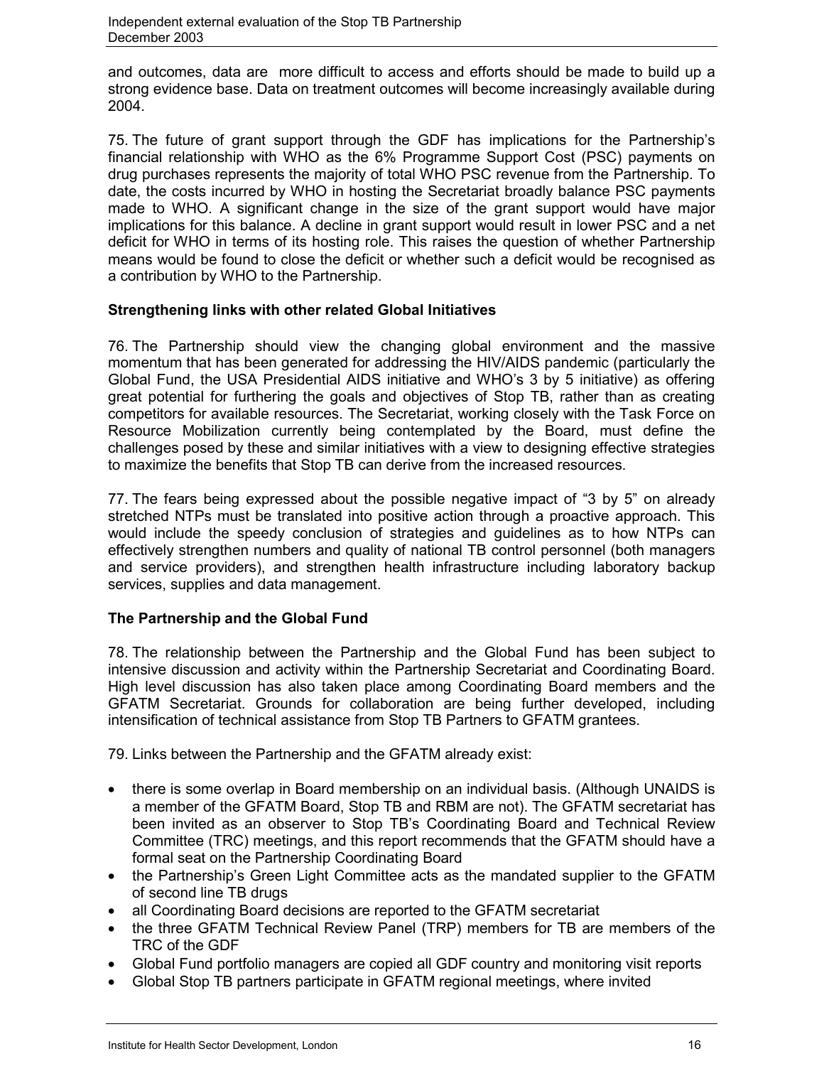and outcomes, data are more difficult to access and efforts should be made to build up a strong evidence base. Data on treatment outcomes will become increasingly available during 2004.

75. The future of grant support through the GDF has implications for the Partnership's financial relationship with WHO as the 6% Programme Support Cost (PSC) payments on drug purchases represents the majority of total WHO PSC revenue from the Partnership. To date, the costs incurred by WHO in hosting the Secretariat broadly balance PSC payments made to WHO. A significant change in the size of the grant support would have major implications for this balance. A decline in grant support would result in lower PSC and a net deficit for WHO in terms of its hosting role. This raises the question of whether Partnership means would be found to close the deficit or whether such a deficit would be recognised as a contribution by WHO to the Partnership.

**Strengthening links with other related Global Initiatives**

76. The Partnership should view the changing global environment and the massive momentum that has been generated for addressing the HIV/AIDS pandemic (particularly the Global Fund, the USA Presidential AIDS initiative and WHO's 3 by 5 initiative) as offering great potential for furthering the goals and objectives of Stop TB, rather than as creating competitors for available resources. The Secretariat, working closely with the Task Force on Resource Mobilization currently being contemplated by the Board, must define the challenges posed by these and similar initiatives with a view to designing effective strategies to maximize the benefits that Stop TB can derive from the increased resources.

77. The fears being expressed about the possible negative impact of "3 by 5" on already stretched NTPs must be translated into positive action through a proactive approach. This would include the speedy conclusion of strategies and guidelines as to how NTPs can effectively strengthen numbers and quality of national TB control personnel (both managers and service providers), and strengthen health infrastructure including laboratory backup services, supplies and data management.

**The Partnership and the Global Fund**

78. The relationship between the Partnership and the Global Fund has been subject to intensive discussion and activity within the Partnership Secretariat and Coordinating Board. High level discussion has also taken place among Coordinating Board members and the GFATM Secretariat. Grounds for collaboration are being further developed, including intensification of technical assistance from Stop TB Partners to GFATM grantees.

79. Links between the Partnership and the GFATM already exist:

- there is some overlap in Board membership on an individual basis. (Although UNAIDS is a member of the GFATM Board, Stop TB and RBM are not). The GFATM secretariat has been invited as an observer to Stop TB's Coordinating Board and Technical Review Committee (TRC) meetings, and this report recommends that the GFATM should have a formal seat on the Partnership Coordinating Board
- the Partnership's Green Light Committee acts as the mandated supplier to the GFATM of second line TB drugs
- all Coordinating Board decisions are reported to the GFATM secretariat
- the three GFATM Technical Review Panel (TRP) members for TB are members of the TRC of the GDF
- Global Fund portfolio managers are copied all GDF country and monitoring visit reports
- Global Stop TB partners participate in GFATM regional meetings, where invited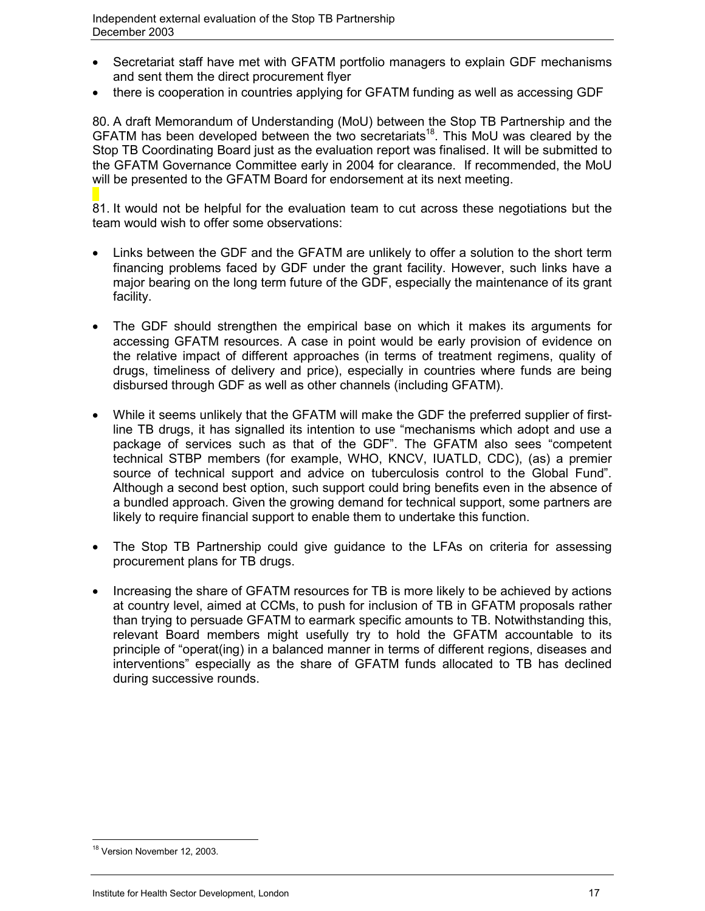- Secretariat staff have met with GFATM portfolio managers to explain GDF mechanisms and sent them the direct procurement flyer
- there is cooperation in countries applying for GFATM funding as well as accessing GDF

80. A draft Memorandum of Understanding (MoU) between the Stop TB Partnership and the GFATM has been developed between the two secretariats[18]. This MoU was cleared by the Stop TB Coordinating Board just as the evaluation report was finalised. It will be submitted to the GFATM Governance Committee early in 2004 for clearance. If recommended, the MoU will be presented to the GFATM Board for endorsement at its next meeting.

81. It would not be helpful for the evaluation team to cut across these negotiations but the team would wish to offer some observations:

- Links between the GDF and the GFATM are unlikely to offer a solution to the short term financing problems faced by GDF under the grant facility. However, such links have a major bearing on the long term future of the GDF, especially the maintenance of its grant facility.

- The GDF should strengthen the empirical base on which it makes its arguments for accessing GFATM resources. A case in point would be early provision of evidence on the relative impact of different approaches (in terms of treatment regimens, quality of drugs, timeliness of delivery and price), especially in countries where funds are being disbursed through GDF as well as other channels (including GFATM).

- While it seems unlikely that the GFATM will make the GDF the preferred supplier of first-line TB drugs, it has signalled its intention to use "mechanisms which adopt and use a package of services such as that of the GDF". The GFATM also sees "competent technical STBP members (for example, WHO, KNCV, IUATLD, CDC), (as) a premier source of technical support and advice on tuberculosis control to the Global Fund". Although a second best option, such support could bring benefits even in the absence of a bundled approach. Given the growing demand for technical support, some partners are likely to require financial support to enable them to undertake this function.

- The Stop TB Partnership could give guidance to the LFAs on criteria for assessing procurement plans for TB drugs.

- Increasing the share of GFATM resources for TB is more likely to be achieved by actions at country level, aimed at CCMs, to push for inclusion of TB in GFATM proposals rather than trying to persuade GFATM to earmark specific amounts to TB. Notwithstanding this, relevant Board members might usefully try to hold the GFATM accountable to its principle of "operat(ing) in a balanced manner in terms of different regions, diseases and interventions" especially as the share of GFATM funds allocated to TB has declined during successive rounds.

[18] Version November 12, 2003.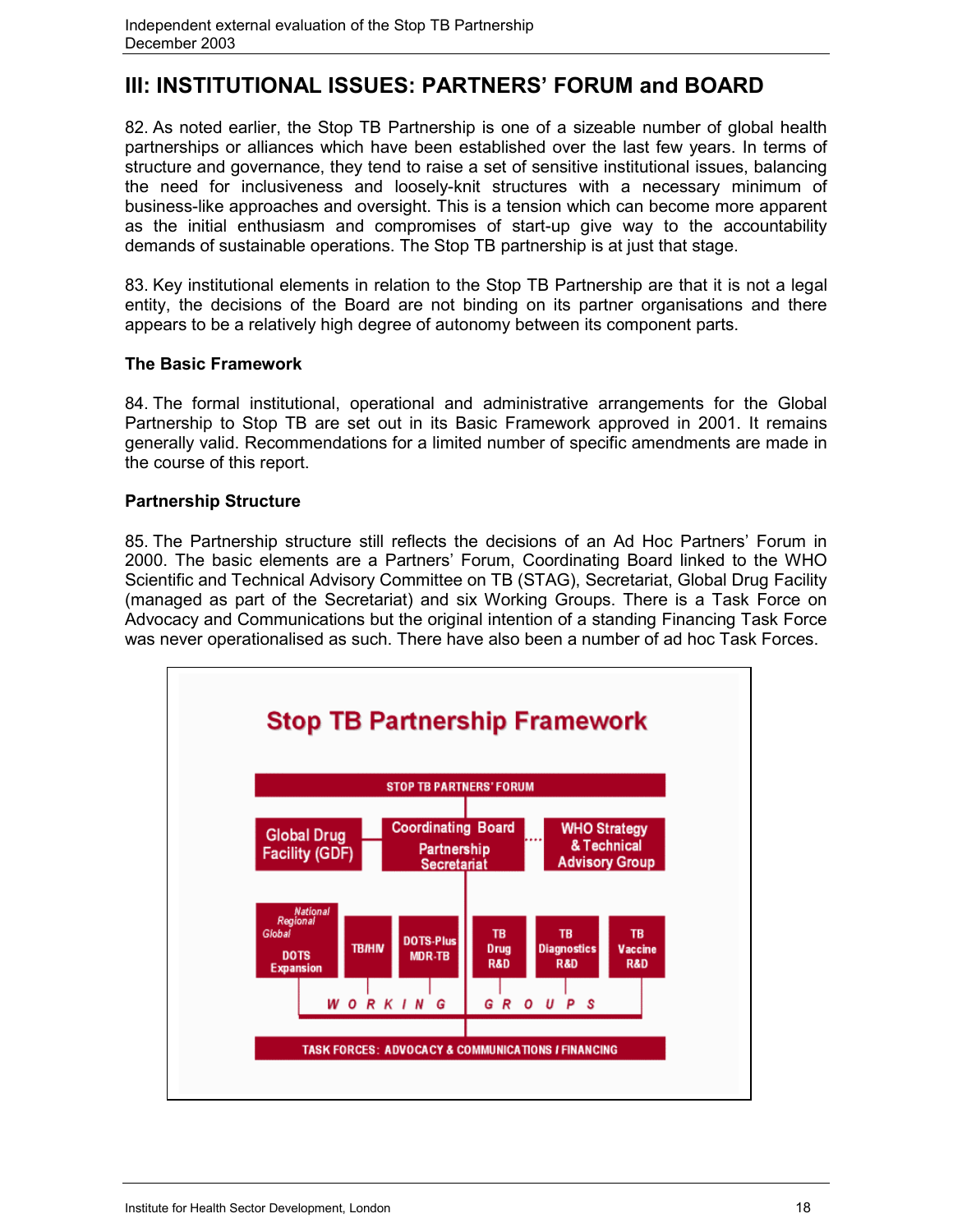# III: INSTITUTIONAL ISSUES: PARTNERS' FORUM and BOARD

82. As noted earlier, the Stop TB Partnership is one of a sizeable number of global health partnerships or alliances which have been established over the last few years. In terms of structure and governance, they tend to raise a set of sensitive institutional issues, balancing the need for inclusiveness and loosely-knit structures with a necessary minimum of business-like approaches and oversight. This is a tension which can become more apparent as the initial enthusiasm and compromises of start-up give way to the accountability demands of sustainable operations. The Stop TB partnership is at just that stage.

83. Key institutional elements in relation to the Stop TB Partnership are that it is not a legal entity, the decisions of the Board are not binding on its partner organisations and there appears to be a relatively high degree of autonomy between its component parts.

### The Basic Framework

84. The formal institutional, operational and administrative arrangements for the Global Partnership to Stop TB are set out in its Basic Framework approved in 2001. It remains generally valid. Recommendations for a limited number of specific amendments are made in the course of this report.

### Partnership Structure

85. The Partnership structure still reflects the decisions of an Ad Hoc Partners' Forum in 2000. The basic elements are a Partners' Forum, Coordinating Board linked to the WHO Scientific and Technical Advisory Committee on TB (STAG), Secretariat, Global Drug Facility (managed as part of the Secretariat) and six Working Groups. There is a Task Force on Advocacy and Communications but the original intention of a standing Financing Task Force was never operationalised as such. There have also been a number of ad hoc Task Forces.

**Stop TB Partnership Framework**

- STOP TB PARTNERS' FORUM
  - Global Drug Facility (GDF)
  - Coordinating Board / Partnership Secretariat
  - WHO Strategy & Technical Advisory Group
- WORKING GROUPS:
  - DOTS Expansion (National, Regional, Global)
  - TB/HIV
  - DOTS-Plus MDR-TB
  - TB Drug R&D
  - TB Diagnostics R&D
  - TB Vaccine R&D
- TASK FORCES: ADVOCACY & COMMUNICATIONS / FINANCING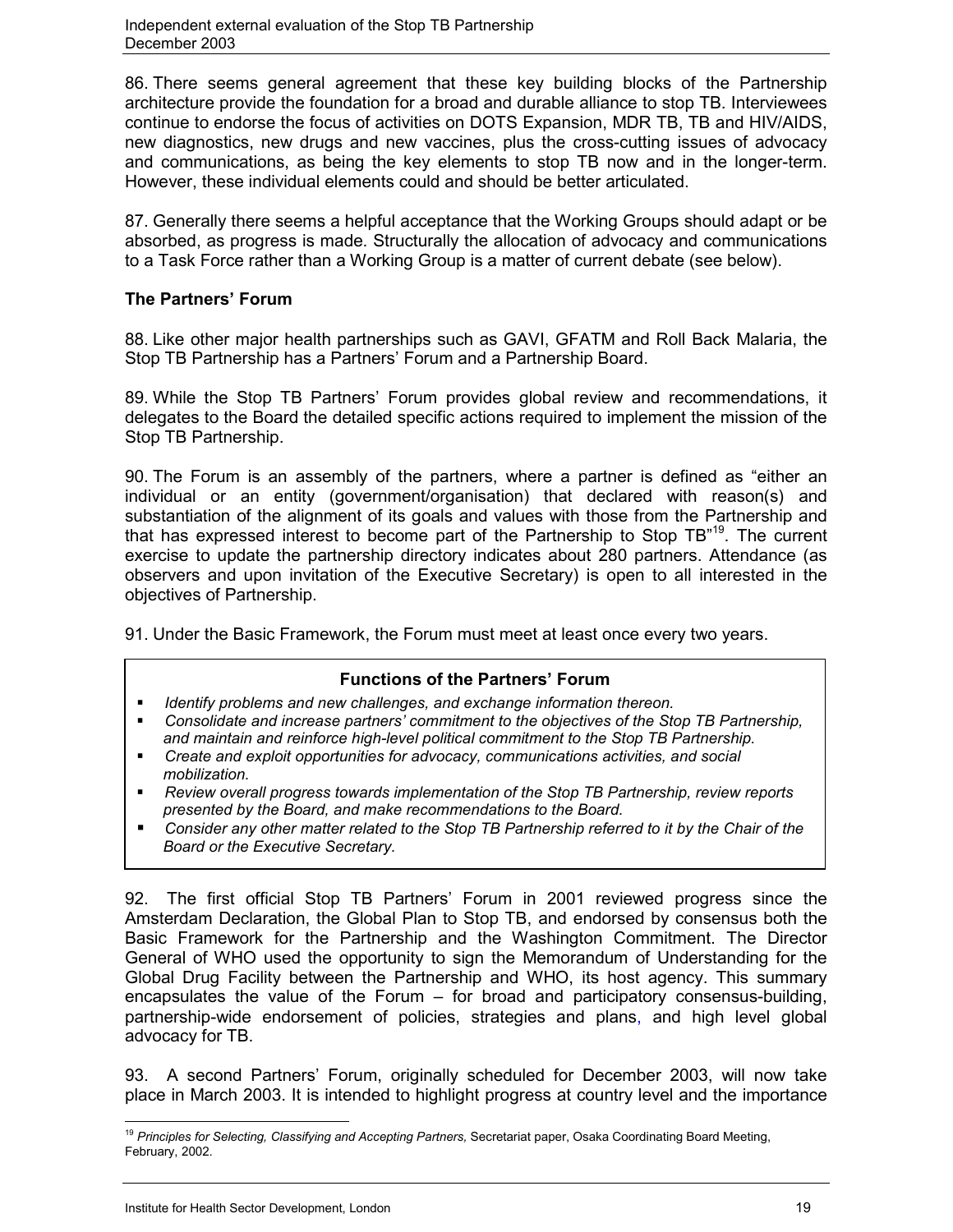86. There seems general agreement that these key building blocks of the Partnership architecture provide the foundation for a broad and durable alliance to stop TB. Interviewees continue to endorse the focus of activities on DOTS Expansion, MDR TB, TB and HIV/AIDS, new diagnostics, new drugs and new vaccines, plus the cross-cutting issues of advocacy and communications, as being the key elements to stop TB now and in the longer-term. However, these individual elements could and should be better articulated.

87. Generally there seems a helpful acceptance that the Working Groups should adapt or be absorbed, as progress is made. Structurally the allocation of advocacy and communications to a Task Force rather than a Working Group is a matter of current debate (see below).

**The Partners' Forum**

88. Like other major health partnerships such as GAVI, GFATM and Roll Back Malaria, the Stop TB Partnership has a Partners' Forum and a Partnership Board.

89. While the Stop TB Partners' Forum provides global review and recommendations, it delegates to the Board the detailed specific actions required to implement the mission of the Stop TB Partnership.

90. The Forum is an assembly of the partners, where a partner is defined as "either an individual or an entity (government/organisation) that declared with reason(s) and substantiation of the alignment of its goals and values with those from the Partnership and that has expressed interest to become part of the Partnership to Stop TB"[19]. The current exercise to update the partnership directory indicates about 280 partners. Attendance (as observers and upon invitation of the Executive Secretary) is open to all interested in the objectives of Partnership.

91. Under the Basic Framework, the Forum must meet at least once every two years.

**Functions of the Partners' Forum**

- *Identify problems and new challenges, and exchange information thereon.*
- *Consolidate and increase partners' commitment to the objectives of the Stop TB Partnership, and maintain and reinforce high-level political commitment to the Stop TB Partnership.*
- *Create and exploit opportunities for advocacy, communications activities, and social mobilization.*
- *Review overall progress towards implementation of the Stop TB Partnership, review reports presented by the Board, and make recommendations to the Board.*
- *Consider any other matter related to the Stop TB Partnership referred to it by the Chair of the Board or the Executive Secretary.*

92. The first official Stop TB Partners' Forum in 2001 reviewed progress since the Amsterdam Declaration, the Global Plan to Stop TB, and endorsed by consensus both the Basic Framework for the Partnership and the Washington Commitment. The Director General of WHO used the opportunity to sign the Memorandum of Understanding for the Global Drug Facility between the Partnership and WHO, its host agency. This summary encapsulates the value of the Forum – for broad and participatory consensus-building, partnership-wide endorsement of policies, strategies and plans, and high level global advocacy for TB.

93. A second Partners' Forum, originally scheduled for December 2003, will now take place in March 2003. It is intended to highlight progress at country level and the importance

[19] *Principles for Selecting, Classifying and Accepting Partners,* Secretariat paper, Osaka Coordinating Board Meeting, February, 2002.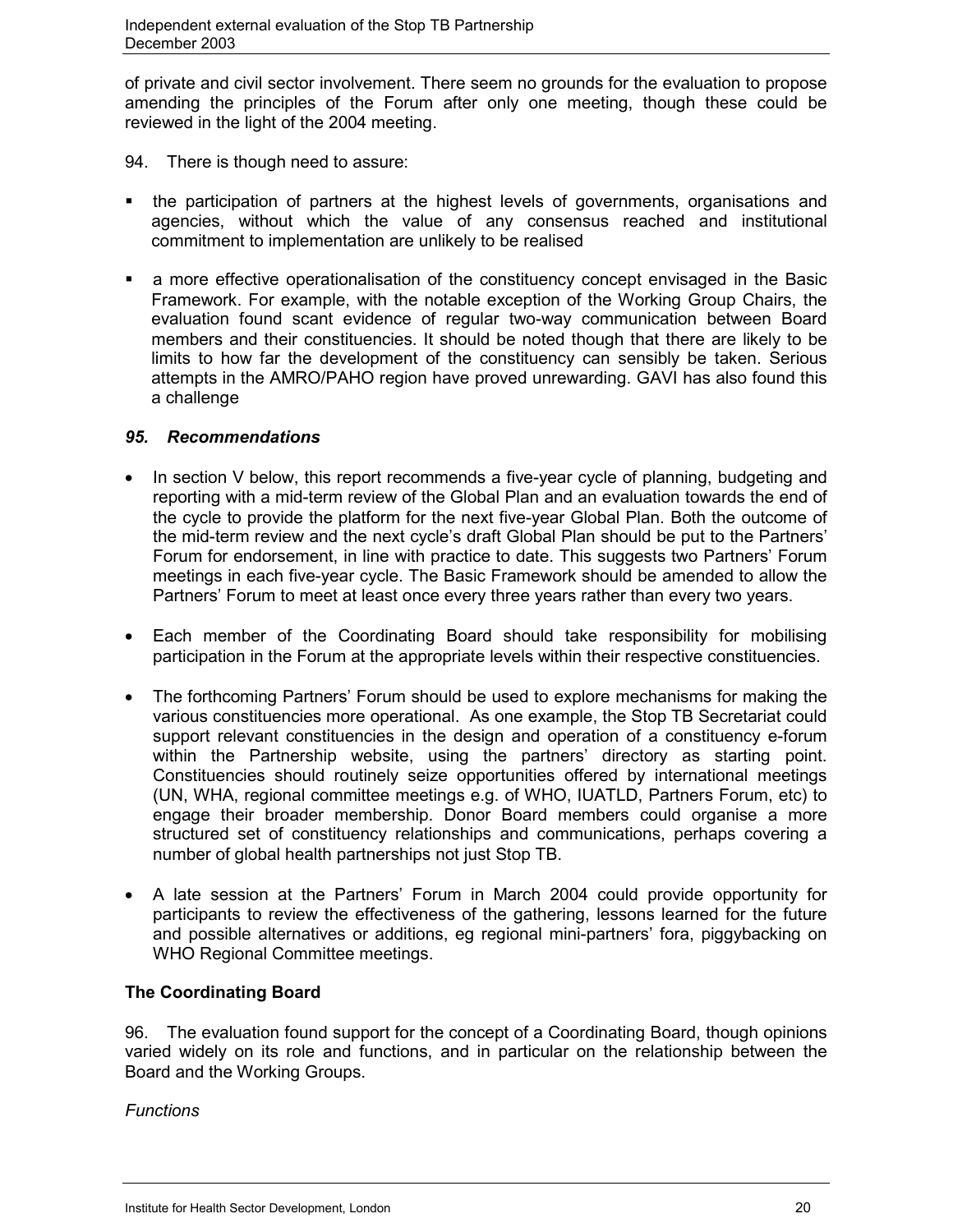of private and civil sector involvement. There seem no grounds for the evaluation to propose amending the principles of the Forum after only one meeting, though these could be reviewed in the light of the 2004 meeting.

94. There is though need to assure:

- the participation of partners at the highest levels of governments, organisations and agencies, without which the value of any consensus reached and institutional commitment to implementation are unlikely to be realised

- a more effective operationalisation of the constituency concept envisaged in the Basic Framework. For example, with the notable exception of the Working Group Chairs, the evaluation found scant evidence of regular two-way communication between Board members and their constituencies. It should be noted though that there are likely to be limits to how far the development of the constituency can sensibly be taken. Serious attempts in the AMRO/PAHO region have proved unrewarding. GAVI has also found this a challenge

***95. Recommendations***

- In section V below, this report recommends a five-year cycle of planning, budgeting and reporting with a mid-term review of the Global Plan and an evaluation towards the end of the cycle to provide the platform for the next five-year Global Plan. Both the outcome of the mid-term review and the next cycle's draft Global Plan should be put to the Partners' Forum for endorsement, in line with practice to date. This suggests two Partners' Forum meetings in each five-year cycle. The Basic Framework should be amended to allow the Partners' Forum to meet at least once every three years rather than every two years.

- Each member of the Coordinating Board should take responsibility for mobilising participation in the Forum at the appropriate levels within their respective constituencies.

- The forthcoming Partners' Forum should be used to explore mechanisms for making the various constituencies more operational. As one example, the Stop TB Secretariat could support relevant constituencies in the design and operation of a constituency e-forum within the Partnership website, using the partners' directory as starting point. Constituencies should routinely seize opportunities offered by international meetings (UN, WHA, regional committee meetings e.g. of WHO, IUATLD, Partners Forum, etc) to engage their broader membership. Donor Board members could organise a more structured set of constituency relationships and communications, perhaps covering a number of global health partnerships not just Stop TB.

- A late session at the Partners' Forum in March 2004 could provide opportunity for participants to review the effectiveness of the gathering, lessons learned for the future and possible alternatives or additions, eg regional mini-partners' fora, piggybacking on WHO Regional Committee meetings.

**The Coordinating Board**

96. The evaluation found support for the concept of a Coordinating Board, though opinions varied widely on its role and functions, and in particular on the relationship between the Board and the Working Groups.

*Functions*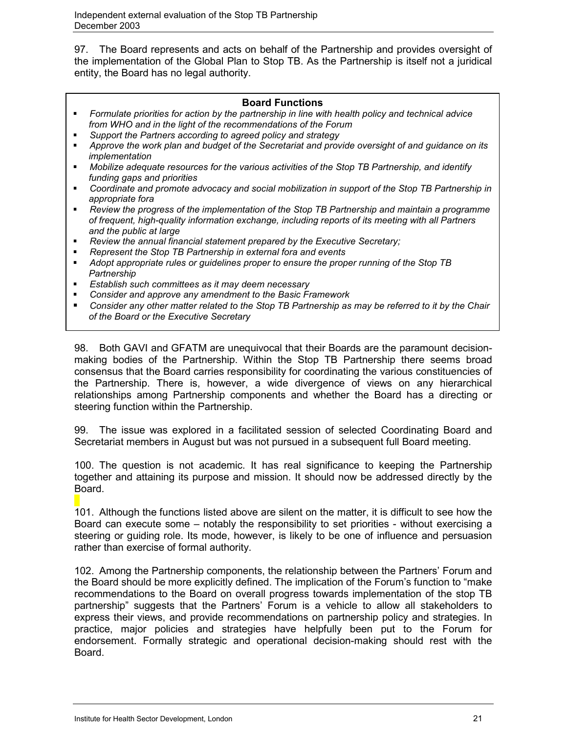97. The Board represents and acts on behalf of the Partnership and provides oversight of the implementation of the Global Plan to Stop TB. As the Partnership is itself not a juridical entity, the Board has no legal authority.

**Board Functions**

- *Formulate priorities for action by the partnership in line with health policy and technical advice from WHO and in the light of the recommendations of the Forum*
- *Support the Partners according to agreed policy and strategy*
- *Approve the work plan and budget of the Secretariat and provide oversight of and guidance on its implementation*
- *Mobilize adequate resources for the various activities of the Stop TB Partnership, and identify funding gaps and priorities*
- *Coordinate and promote advocacy and social mobilization in support of the Stop TB Partnership in appropriate fora*
- *Review the progress of the implementation of the Stop TB Partnership and maintain a programme of frequent, high-quality information exchange, including reports of its meeting with all Partners and the public at large*
- *Review the annual financial statement prepared by the Executive Secretary;*
- *Represent the Stop TB Partnership in external fora and events*
- *Adopt appropriate rules or guidelines proper to ensure the proper running of the Stop TB Partnership*
- *Establish such committees as it may deem necessary*
- *Consider and approve any amendment to the Basic Framework*
- *Consider any other matter related to the Stop TB Partnership as may be referred to it by the Chair of the Board or the Executive Secretary*

98. Both GAVI and GFATM are unequivocal that their Boards are the paramount decision-making bodies of the Partnership. Within the Stop TB Partnership there seems broad consensus that the Board carries responsibility for coordinating the various constituencies of the Partnership. There is, however, a wide divergence of views on any hierarchical relationships among Partnership components and whether the Board has a directing or steering function within the Partnership.

99. The issue was explored in a facilitated session of selected Coordinating Board and Secretariat members in August but was not pursued in a subsequent full Board meeting.

100. The question is not academic. It has real significance to keeping the Partnership together and attaining its purpose and mission. It should now be addressed directly by the Board.

101. Although the functions listed above are silent on the matter, it is difficult to see how the Board can execute some – notably the responsibility to set priorities - without exercising a steering or guiding role. Its mode, however, is likely to be one of influence and persuasion rather than exercise of formal authority.

102. Among the Partnership components, the relationship between the Partners' Forum and the Board should be more explicitly defined. The implication of the Forum's function to "make recommendations to the Board on overall progress towards implementation of the stop TB partnership" suggests that the Partners' Forum is a vehicle to allow all stakeholders to express their views, and provide recommendations on partnership policy and strategies. In practice, major policies and strategies have helpfully been put to the Forum for endorsement. Formally strategic and operational decision-making should rest with the Board.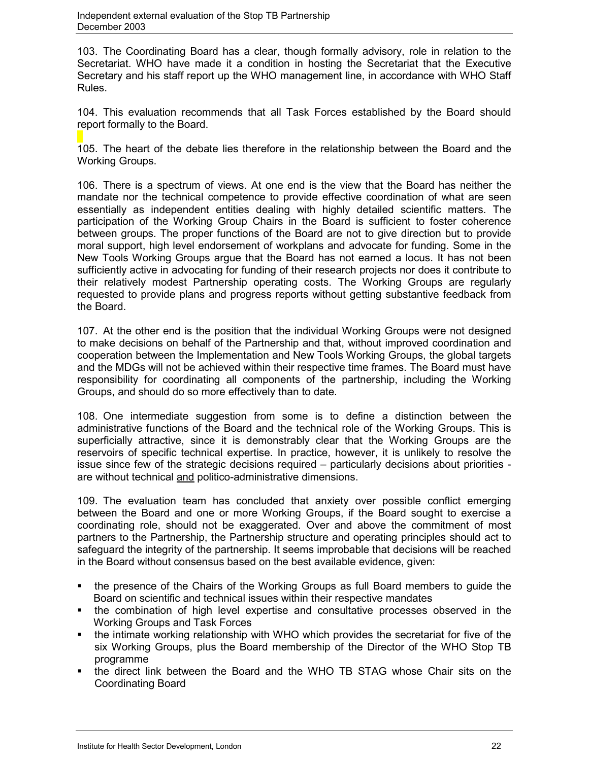103. The Coordinating Board has a clear, though formally advisory, role in relation to the Secretariat. WHO have made it a condition in hosting the Secretariat that the Executive Secretary and his staff report up the WHO management line, in accordance with WHO Staff Rules.

104. This evaluation recommends that all Task Forces established by the Board should report formally to the Board.

105. The heart of the debate lies therefore in the relationship between the Board and the Working Groups.

106. There is a spectrum of views. At one end is the view that the Board has neither the mandate nor the technical competence to provide effective coordination of what are seen essentially as independent entities dealing with highly detailed scientific matters. The participation of the Working Group Chairs in the Board is sufficient to foster coherence between groups. The proper functions of the Board are not to give direction but to provide moral support, high level endorsement of workplans and advocate for funding. Some in the New Tools Working Groups argue that the Board has not earned a locus. It has not been sufficiently active in advocating for funding of their research projects nor does it contribute to their relatively modest Partnership operating costs. The Working Groups are regularly requested to provide plans and progress reports without getting substantive feedback from the Board.

107. At the other end is the position that the individual Working Groups were not designed to make decisions on behalf of the Partnership and that, without improved coordination and cooperation between the Implementation and New Tools Working Groups, the global targets and the MDGs will not be achieved within their respective time frames. The Board must have responsibility for coordinating all components of the partnership, including the Working Groups, and should do so more effectively than to date.

108. One intermediate suggestion from some is to define a distinction between the administrative functions of the Board and the technical role of the Working Groups. This is superficially attractive, since it is demonstrably clear that the Working Groups are the reservoirs of specific technical expertise. In practice, however, it is unlikely to resolve the issue since few of the strategic decisions required – particularly decisions about priorities - are without technical <u>and</u> politico-administrative dimensions.

109. The evaluation team has concluded that anxiety over possible conflict emerging between the Board and one or more Working Groups, if the Board sought to exercise a coordinating role, should not be exaggerated. Over and above the commitment of most partners to the Partnership, the Partnership structure and operating principles should act to safeguard the integrity of the partnership. It seems improbable that decisions will be reached in the Board without consensus based on the best available evidence, given:

- the presence of the Chairs of the Working Groups as full Board members to guide the Board on scientific and technical issues within their respective mandates
- the combination of high level expertise and consultative processes observed in the Working Groups and Task Forces
- the intimate working relationship with WHO which provides the secretariat for five of the six Working Groups, plus the Board membership of the Director of the WHO Stop TB programme
- the direct link between the Board and the WHO TB STAG whose Chair sits on the Coordinating Board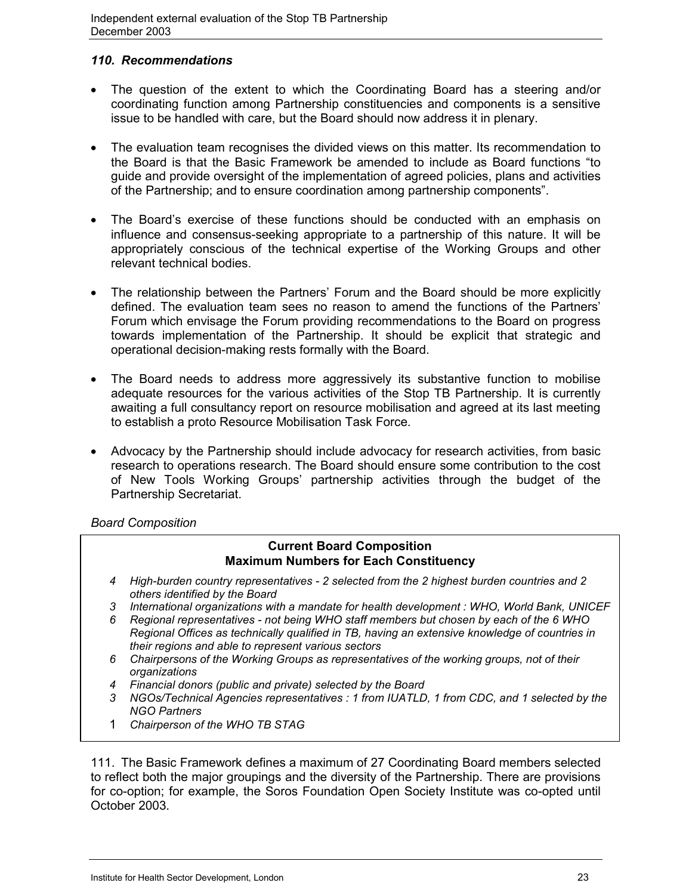### *110. Recommendations*

- The question of the extent to which the Coordinating Board has a steering and/or coordinating function among Partnership constituencies and components is a sensitive issue to be handled with care, but the Board should now address it in plenary.
- The evaluation team recognises the divided views on this matter. Its recommendation to the Board is that the Basic Framework be amended to include as Board functions "to guide and provide oversight of the implementation of agreed policies, plans and activities of the Partnership; and to ensure coordination among partnership components".
- The Board's exercise of these functions should be conducted with an emphasis on influence and consensus-seeking appropriate to a partnership of this nature. It will be appropriately conscious of the technical expertise of the Working Groups and other relevant technical bodies.
- The relationship between the Partners' Forum and the Board should be more explicitly defined. The evaluation team sees no reason to amend the functions of the Partners' Forum which envisage the Forum providing recommendations to the Board on progress towards implementation of the Partnership. It should be explicit that strategic and operational decision-making rests formally with the Board.
- The Board needs to address more aggressively its substantive function to mobilise adequate resources for the various activities of the Stop TB Partnership. It is currently awaiting a full consultancy report on resource mobilisation and agreed at its last meeting to establish a proto Resource Mobilisation Task Force.
- Advocacy by the Partnership should include advocacy for research activities, from basic research to operations research. The Board should ensure some contribution to the cost of New Tools Working Groups' partnership activities through the budget of the Partnership Secretariat.

*Board Composition*

**Current Board Composition**
**Maximum Numbers for Each Constituency**

| | |
|---|---|
| *4* | *High-burden country representatives - 2 selected from the 2 highest burden countries and 2 others identified by the Board* |
| *3* | *International organizations with a mandate for health development : WHO, World Bank, UNICEF* |
| *6* | *Regional representatives - not being WHO staff members but chosen by each of the 6 WHO Regional Offices as technically qualified in TB, having an extensive knowledge of countries in their regions and able to represent various sectors* |
| *6* | *Chairpersons of the Working Groups as representatives of the working groups, not of their organizations* |
| *4* | *Financial donors (public and private) selected by the Board* |
| *3* | *NGOs/Technical Agencies representatives : 1 from IUATLD, 1 from CDC, and 1 selected by the NGO Partners* |
| 1 | *Chairperson of the WHO TB STAG* |

111. The Basic Framework defines a maximum of 27 Coordinating Board members selected to reflect both the major groupings and the diversity of the Partnership. There are provisions for co-option; for example, the Soros Foundation Open Society Institute was co-opted until October 2003.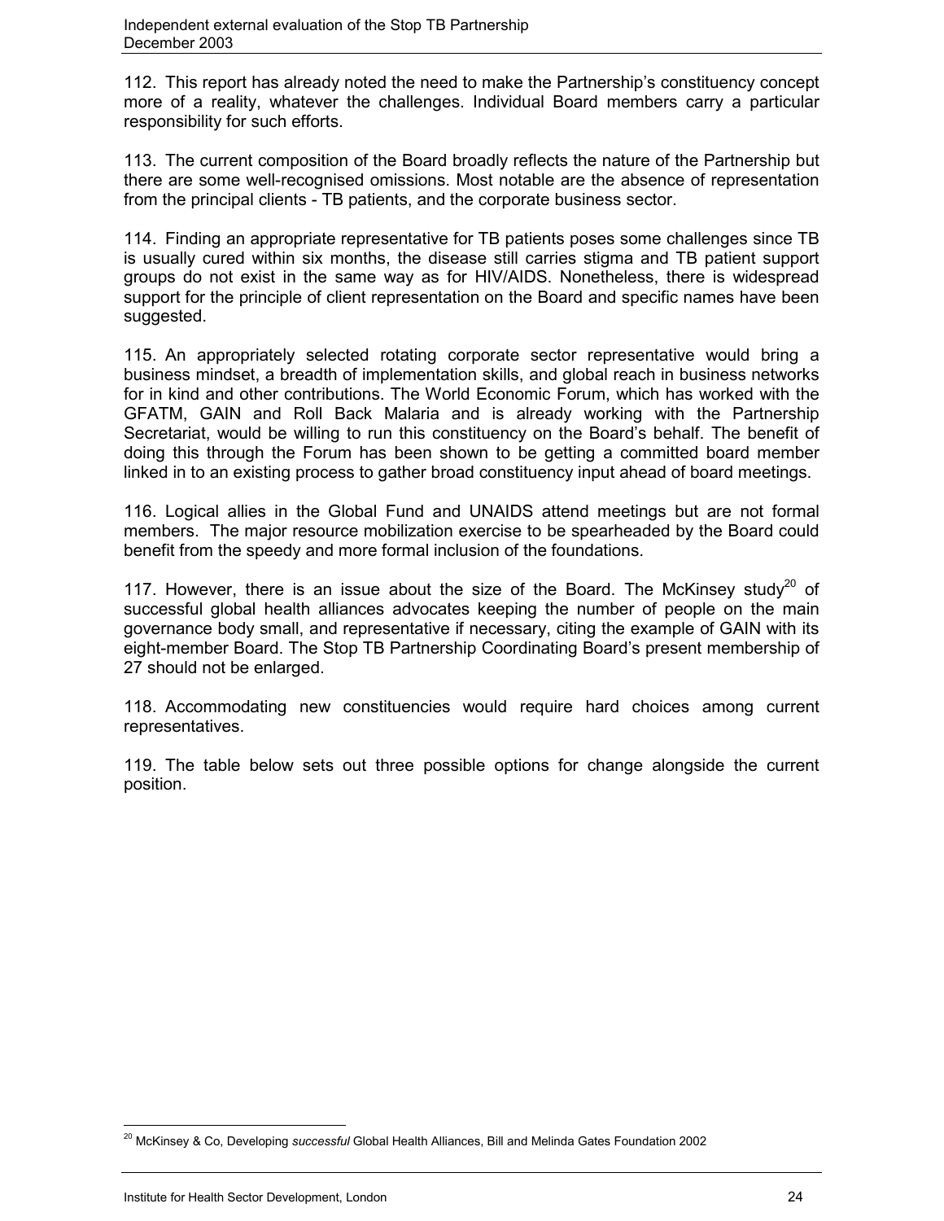112. This report has already noted the need to make the Partnership's constituency concept more of a reality, whatever the challenges. Individual Board members carry a particular responsibility for such efforts.

113. The current composition of the Board broadly reflects the nature of the Partnership but there are some well-recognised omissions. Most notable are the absence of representation from the principal clients - TB patients, and the corporate business sector.

114. Finding an appropriate representative for TB patients poses some challenges since TB is usually cured within six months, the disease still carries stigma and TB patient support groups do not exist in the same way as for HIV/AIDS. Nonetheless, there is widespread support for the principle of client representation on the Board and specific names have been suggested.

115. An appropriately selected rotating corporate sector representative would bring a business mindset, a breadth of implementation skills, and global reach in business networks for in kind and other contributions. The World Economic Forum, which has worked with the GFATM, GAIN and Roll Back Malaria and is already working with the Partnership Secretariat, would be willing to run this constituency on the Board's behalf. The benefit of doing this through the Forum has been shown to be getting a committed board member linked in to an existing process to gather broad constituency input ahead of board meetings.

116. Logical allies in the Global Fund and UNAIDS attend meetings but are not formal members. The major resource mobilization exercise to be spearheaded by the Board could benefit from the speedy and more formal inclusion of the foundations.

117. However, there is an issue about the size of the Board. The McKinsey study[20] of successful global health alliances advocates keeping the number of people on the main governance body small, and representative if necessary, citing the example of GAIN with its eight-member Board. The Stop TB Partnership Coordinating Board's present membership of 27 should not be enlarged.

118. Accommodating new constituencies would require hard choices among current representatives.

119. The table below sets out three possible options for change alongside the current position.

[20] McKinsey & Co, Developing *successful* Global Health Alliances, Bill and Melinda Gates Foundation 2002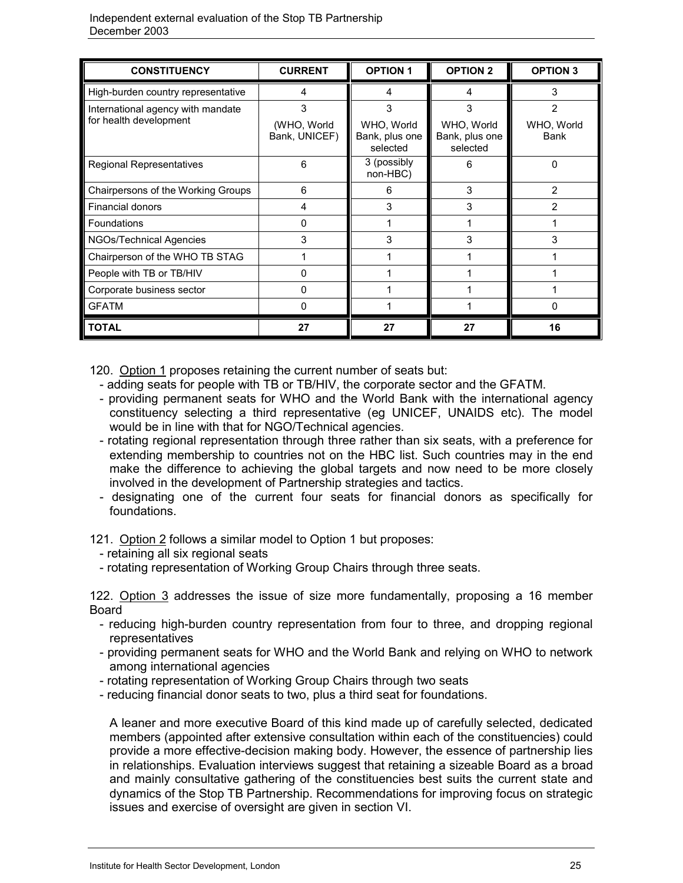| CONSTITUENCY | CURRENT | OPTION 1 | OPTION 2 | OPTION 3 |
|---|---|---|---|---|
| High-burden country representative | 4 | 4 | 4 | 3 |
| International agency with mandate for health development | 3<br>(WHO, World Bank, UNICEF) | 3<br>WHO, World Bank, plus one selected | 3<br>WHO, World Bank, plus one selected | 2<br>WHO, World Bank |
| Regional Representatives | 6 | 3 (possibly non-HBC) | 6 | 0 |
| Chairpersons of the Working Groups | 6 | 6 | 3 | 2 |
| Financial donors | 4 | 3 | 3 | 2 |
| Foundations | 0 | 1 | 1 | 1 |
| NGOs/Technical Agencies | 3 | 3 | 3 | 3 |
| Chairperson of the WHO TB STAG | 1 | 1 | 1 | 1 |
| People with TB or TB/HIV | 0 | 1 | 1 | 1 |
| Corporate business sector | 0 | 1 | 1 | 1 |
| GFATM | 0 | 1 | 1 | 0 |
| **TOTAL** | **27** | **27** | **27** | **16** |

120. Option 1 proposes retaining the current number of seats but:
- adding seats for people with TB or TB/HIV, the corporate sector and the GFATM.
- providing permanent seats for WHO and the World Bank with the international agency constituency selecting a third representative (eg UNICEF, UNAIDS etc). The model would be in line with that for NGO/Technical agencies.
- rotating regional representation through three rather than six seats, with a preference for extending membership to countries not on the HBC list. Such countries may in the end make the difference to achieving the global targets and now need to be more closely involved in the development of Partnership strategies and tactics.
- designating one of the current four seats for financial donors as specifically for foundations.

121. Option 2 follows a similar model to Option 1 but proposes:
- retaining all six regional seats
- rotating representation of Working Group Chairs through three seats.

122. Option 3 addresses the issue of size more fundamentally, proposing a 16 member Board
- reducing high-burden country representation from four to three, and dropping regional representatives
- providing permanent seats for WHO and the World Bank and relying on WHO to network among international agencies
- rotating representation of Working Group Chairs through two seats
- reducing financial donor seats to two, plus a third seat for foundations.

A leaner and more executive Board of this kind made up of carefully selected, dedicated members (appointed after extensive consultation within each of the constituencies) could provide a more effective-decision making body. However, the essence of partnership lies in relationships. Evaluation interviews suggest that retaining a sizeable Board as a broad and mainly consultative gathering of the constituencies best suits the current state and dynamics of the Stop TB Partnership. Recommendations for improving focus on strategic issues and exercise of oversight are given in section VI.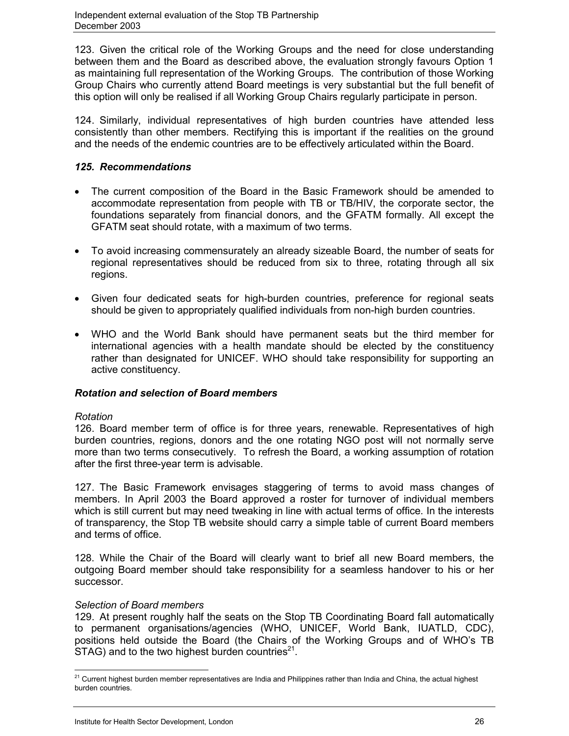123. Given the critical role of the Working Groups and the need for close understanding between them and the Board as described above, the evaluation strongly favours Option 1 as maintaining full representation of the Working Groups. The contribution of those Working Group Chairs who currently attend Board meetings is very substantial but the full benefit of this option will only be realised if all Working Group Chairs regularly participate in person.

124. Similarly, individual representatives of high burden countries have attended less consistently than other members. Rectifying this is important if the realities on the ground and the needs of the endemic countries are to be effectively articulated within the Board.

### *125. Recommendations*

- The current composition of the Board in the Basic Framework should be amended to accommodate representation from people with TB or TB/HIV, the corporate sector, the foundations separately from financial donors, and the GFATM formally. All except the GFATM seat should rotate, with a maximum of two terms.
- To avoid increasing commensurately an already sizeable Board, the number of seats for regional representatives should be reduced from six to three, rotating through all six regions.
- Given four dedicated seats for high-burden countries, preference for regional seats should be given to appropriately qualified individuals from non-high burden countries.
- WHO and the World Bank should have permanent seats but the third member for international agencies with a health mandate should be elected by the constituency rather than designated for UNICEF. WHO should take responsibility for supporting an active constituency.

### *Rotation and selection of Board members*

*Rotation*

126. Board member term of office is for three years, renewable. Representatives of high burden countries, regions, donors and the one rotating NGO post will not normally serve more than two terms consecutively. To refresh the Board, a working assumption of rotation after the first three-year term is advisable.

127. The Basic Framework envisages staggering of terms to avoid mass changes of members. In April 2003 the Board approved a roster for turnover of individual members which is still current but may need tweaking in line with actual terms of office. In the interests of transparency, the Stop TB website should carry a simple table of current Board members and terms of office.

128. While the Chair of the Board will clearly want to brief all new Board members, the outgoing Board member should take responsibility for a seamless handover to his or her successor.

*Selection of Board members*

129. At present roughly half the seats on the Stop TB Coordinating Board fall automatically to permanent organisations/agencies (WHO, UNICEF, World Bank, IUATLD, CDC), positions held outside the Board (the Chairs of the Working Groups and of WHO's TB STAG) and to the two highest burden countries[21].

---

[21] Current highest burden member representatives are India and Philippines rather than India and China, the actual highest burden countries.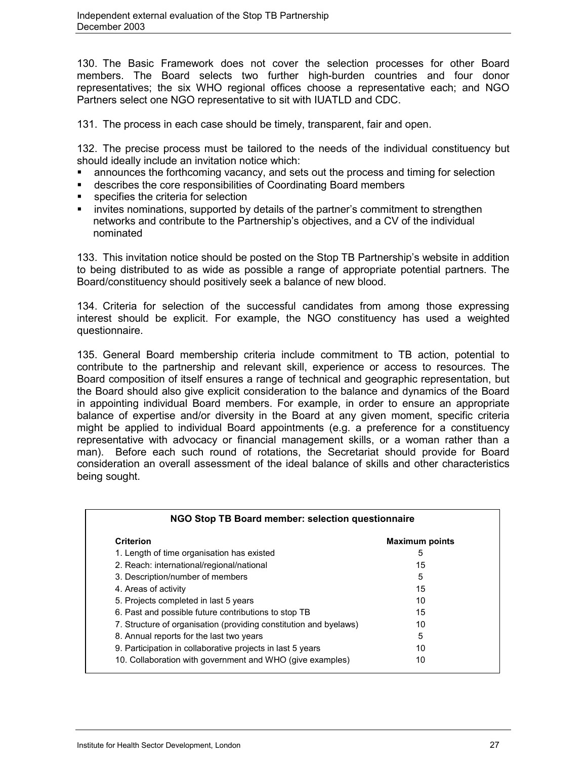130. The Basic Framework does not cover the selection processes for other Board members. The Board selects two further high-burden countries and four donor representatives; the six WHO regional offices choose a representative each; and NGO Partners select one NGO representative to sit with IUATLD and CDC.

131. The process in each case should be timely, transparent, fair and open.

132. The precise process must be tailored to the needs of the individual constituency but should ideally include an invitation notice which:

- announces the forthcoming vacancy, and sets out the process and timing for selection
- describes the core responsibilities of Coordinating Board members
- specifies the criteria for selection
- invites nominations, supported by details of the partner's commitment to strengthen networks and contribute to the Partnership's objectives, and a CV of the individual nominated

133. This invitation notice should be posted on the Stop TB Partnership's website in addition to being distributed to as wide as possible a range of appropriate potential partners. The Board/constituency should positively seek a balance of new blood.

134. Criteria for selection of the successful candidates from among those expressing interest should be explicit. For example, the NGO constituency has used a weighted questionnaire.

135. General Board membership criteria include commitment to TB action, potential to contribute to the partnership and relevant skill, experience or access to resources. The Board composition of itself ensures a range of technical and geographic representation, but the Board should also give explicit consideration to the balance and dynamics of the Board in appointing individual Board members. For example, in order to ensure an appropriate balance of expertise and/or diversity in the Board at any given moment, specific criteria might be applied to individual Board appointments (e.g. a preference for a constituency representative with advocacy or financial management skills, or a woman rather than a man). Before each such round of rotations, the Secretariat should provide for Board consideration an overall assessment of the ideal balance of skills and other characteristics being sought.

**NGO Stop TB Board member: selection questionnaire**

| Criterion | Maximum points |
|---|---|
| 1. Length of time organisation has existed | 5 |
| 2. Reach: international/regional/national | 15 |
| 3. Description/number of members | 5 |
| 4. Areas of activity | 15 |
| 5. Projects completed in last 5 years | 10 |
| 6. Past and possible future contributions to stop TB | 15 |
| 7. Structure of organisation (providing constitution and byelaws) | 10 |
| 8. Annual reports for the last two years | 5 |
| 9. Participation in collaborative projects in last 5 years | 10 |
| 10. Collaboration with government and WHO (give examples) | 10 |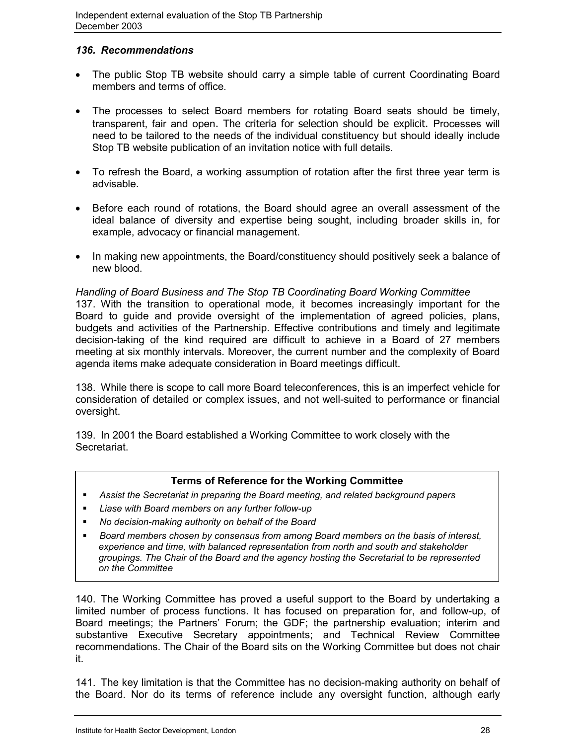### *136. Recommendations*

- The public Stop TB website should carry a simple table of current Coordinating Board members and terms of office.
- The processes to select Board members for rotating Board seats should be timely, transparent, fair and open. The criteria for selection should be explicit. Processes will need to be tailored to the needs of the individual constituency but should ideally include Stop TB website publication of an invitation notice with full details.
- To refresh the Board, a working assumption of rotation after the first three year term is advisable.
- Before each round of rotations, the Board should agree an overall assessment of the ideal balance of diversity and expertise being sought, including broader skills in, for example, advocacy or financial management.
- In making new appointments, the Board/constituency should positively seek a balance of new blood.

*Handling of Board Business and The Stop TB Coordinating Board Working Committee*

137. With the transition to operational mode, it becomes increasingly important for the Board to guide and provide oversight of the implementation of agreed policies, plans, budgets and activities of the Partnership. Effective contributions and timely and legitimate decision-taking of the kind required are difficult to achieve in a Board of 27 members meeting at six monthly intervals. Moreover, the current number and the complexity of Board agenda items make adequate consideration in Board meetings difficult.

138. While there is scope to call more Board teleconferences, this is an imperfect vehicle for consideration of detailed or complex issues, and not well-suited to performance or financial oversight.

139. In 2001 the Board established a Working Committee to work closely with the Secretariat.

**Terms of Reference for the Working Committee**

- *Assist the Secretariat in preparing the Board meeting, and related background papers*
- *Liase with Board members on any further follow-up*
- *No decision-making authority on behalf of the Board*
- *Board members chosen by consensus from among Board members on the basis of interest, experience and time, with balanced representation from north and south and stakeholder groupings. The Chair of the Board and the agency hosting the Secretariat to be represented on the Committee*

140. The Working Committee has proved a useful support to the Board by undertaking a limited number of process functions. It has focused on preparation for, and follow-up, of Board meetings; the Partners' Forum; the GDF; the partnership evaluation; interim and substantive Executive Secretary appointments; and Technical Review Committee recommendations. The Chair of the Board sits on the Working Committee but does not chair it.

141. The key limitation is that the Committee has no decision-making authority on behalf of the Board. Nor do its terms of reference include any oversight function, although early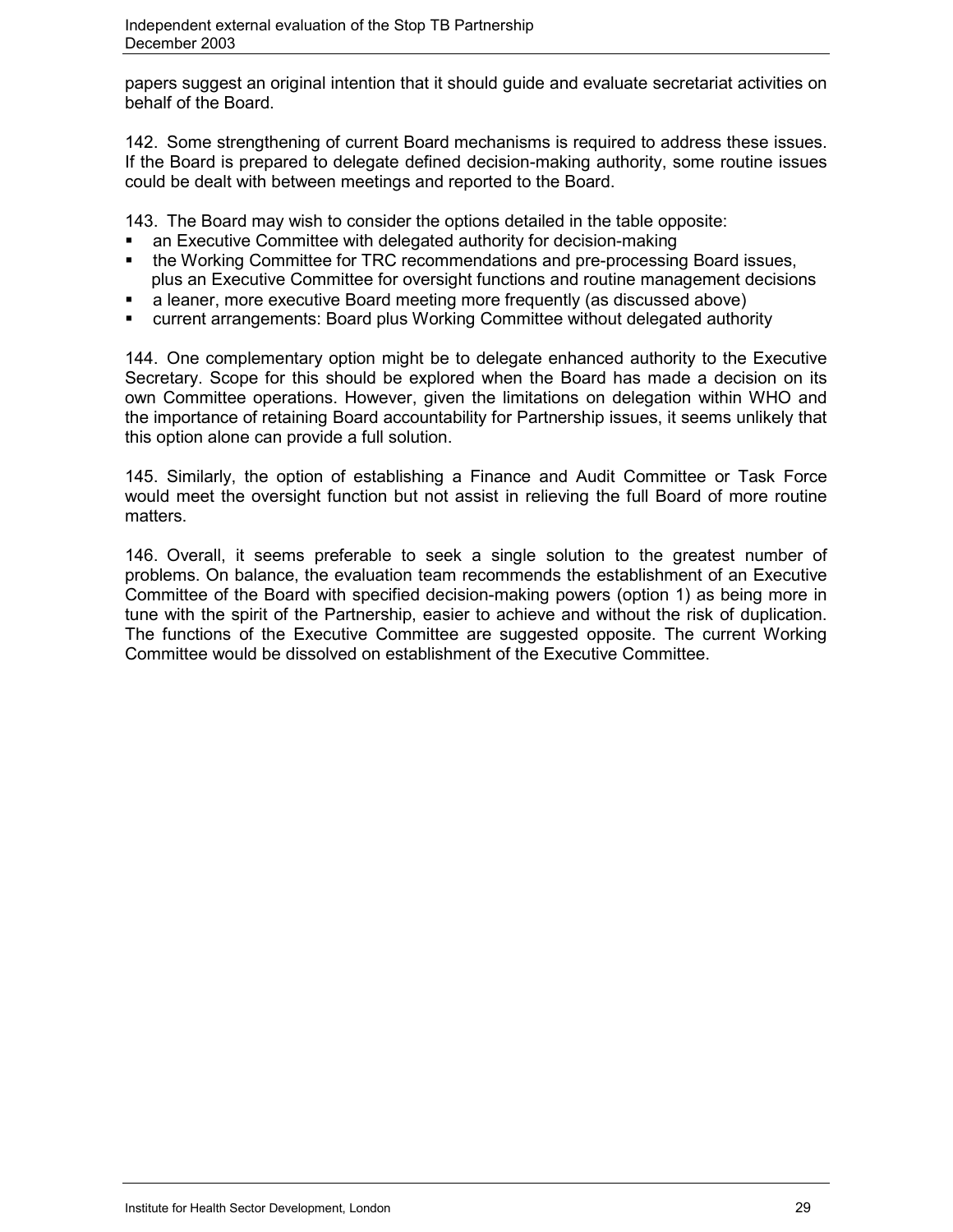papers suggest an original intention that it should guide and evaluate secretariat activities on behalf of the Board.

142. Some strengthening of current Board mechanisms is required to address these issues. If the Board is prepared to delegate defined decision-making authority, some routine issues could be dealt with between meetings and reported to the Board.

143. The Board may wish to consider the options detailed in the table opposite:

- an Executive Committee with delegated authority for decision-making
- the Working Committee for TRC recommendations and pre-processing Board issues, plus an Executive Committee for oversight functions and routine management decisions
- a leaner, more executive Board meeting more frequently (as discussed above)
- current arrangements: Board plus Working Committee without delegated authority

144. One complementary option might be to delegate enhanced authority to the Executive Secretary. Scope for this should be explored when the Board has made a decision on its own Committee operations. However, given the limitations on delegation within WHO and the importance of retaining Board accountability for Partnership issues, it seems unlikely that this option alone can provide a full solution.

145. Similarly, the option of establishing a Finance and Audit Committee or Task Force would meet the oversight function but not assist in relieving the full Board of more routine matters.

146. Overall, it seems preferable to seek a single solution to the greatest number of problems. On balance, the evaluation team recommends the establishment of an Executive Committee of the Board with specified decision-making powers (option 1) as being more in tune with the spirit of the Partnership, easier to achieve and without the risk of duplication. The functions of the Executive Committee are suggested opposite. The current Working Committee would be dissolved on establishment of the Executive Committee.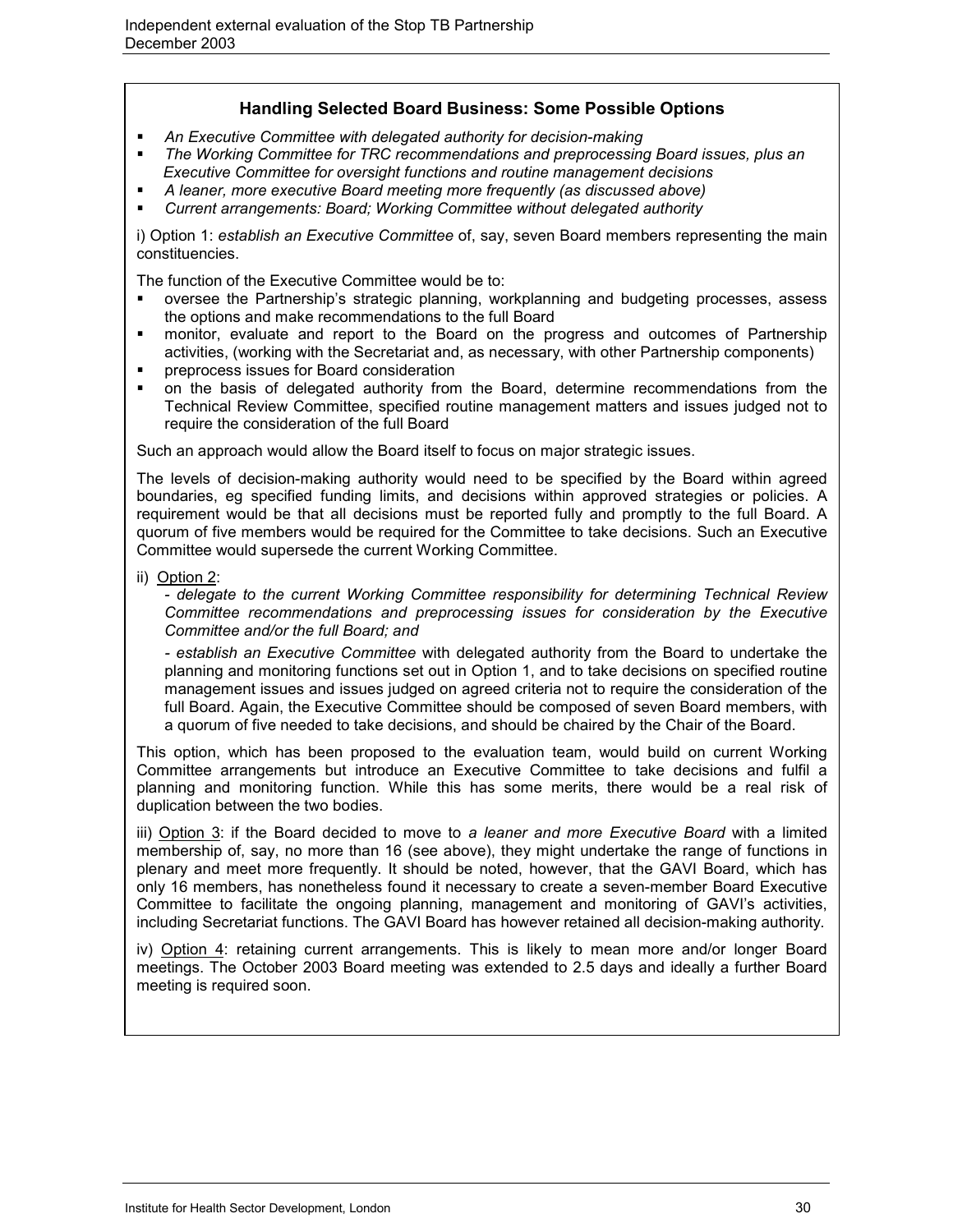### Handling Selected Board Business: Some Possible Options

- *An Executive Committee with delegated authority for decision-making*
- *The Working Committee for TRC recommendations and preprocessing Board issues, plus an Executive Committee for oversight functions and routine management decisions*
- *A leaner, more executive Board meeting more frequently (as discussed above)*
- *Current arrangements: Board; Working Committee without delegated authority*

i) Option 1: *establish an Executive Committee* of, say, seven Board members representing the main constituencies.

The function of the Executive Committee would be to:

- oversee the Partnership's strategic planning, workplanning and budgeting processes, assess the options and make recommendations to the full Board
- monitor, evaluate and report to the Board on the progress and outcomes of Partnership activities, (working with the Secretariat and, as necessary, with other Partnership components)
- preprocess issues for Board consideration
- on the basis of delegated authority from the Board, determine recommendations from the Technical Review Committee, specified routine management matters and issues judged not to require the consideration of the full Board

Such an approach would allow the Board itself to focus on major strategic issues.

The levels of decision-making authority would need to be specified by the Board within agreed boundaries, eg specified funding limits, and decisions within approved strategies or policies. A requirement would be that all decisions must be reported fully and promptly to the full Board. A quorum of five members would be required for the Committee to take decisions. Such an Executive Committee would supersede the current Working Committee.

ii) Option 2:

- *delegate to the current Working Committee responsibility for determining Technical Review Committee recommendations and preprocessing issues for consideration by the Executive Committee and/or the full Board; and*

- *establish an Executive Committee* with delegated authority from the Board to undertake the planning and monitoring functions set out in Option 1, and to take decisions on specified routine management issues and issues judged on agreed criteria not to require the consideration of the full Board. Again, the Executive Committee should be composed of seven Board members, with a quorum of five needed to take decisions, and should be chaired by the Chair of the Board.

This option, which has been proposed to the evaluation team, would build on current Working Committee arrangements but introduce an Executive Committee to take decisions and fulfil a planning and monitoring function. While this has some merits, there would be a real risk of duplication between the two bodies.

iii) Option 3: if the Board decided to move to *a leaner and more Executive Board* with a limited membership of, say, no more than 16 (see above), they might undertake the range of functions in plenary and meet more frequently. It should be noted, however, that the GAVI Board, which has only 16 members, has nonetheless found it necessary to create a seven-member Board Executive Committee to facilitate the ongoing planning, management and monitoring of GAVI's activities, including Secretariat functions. The GAVI Board has however retained all decision-making authority.

iv) Option 4: retaining current arrangements. This is likely to mean more and/or longer Board meetings. The October 2003 Board meeting was extended to 2.5 days and ideally a further Board meeting is required soon.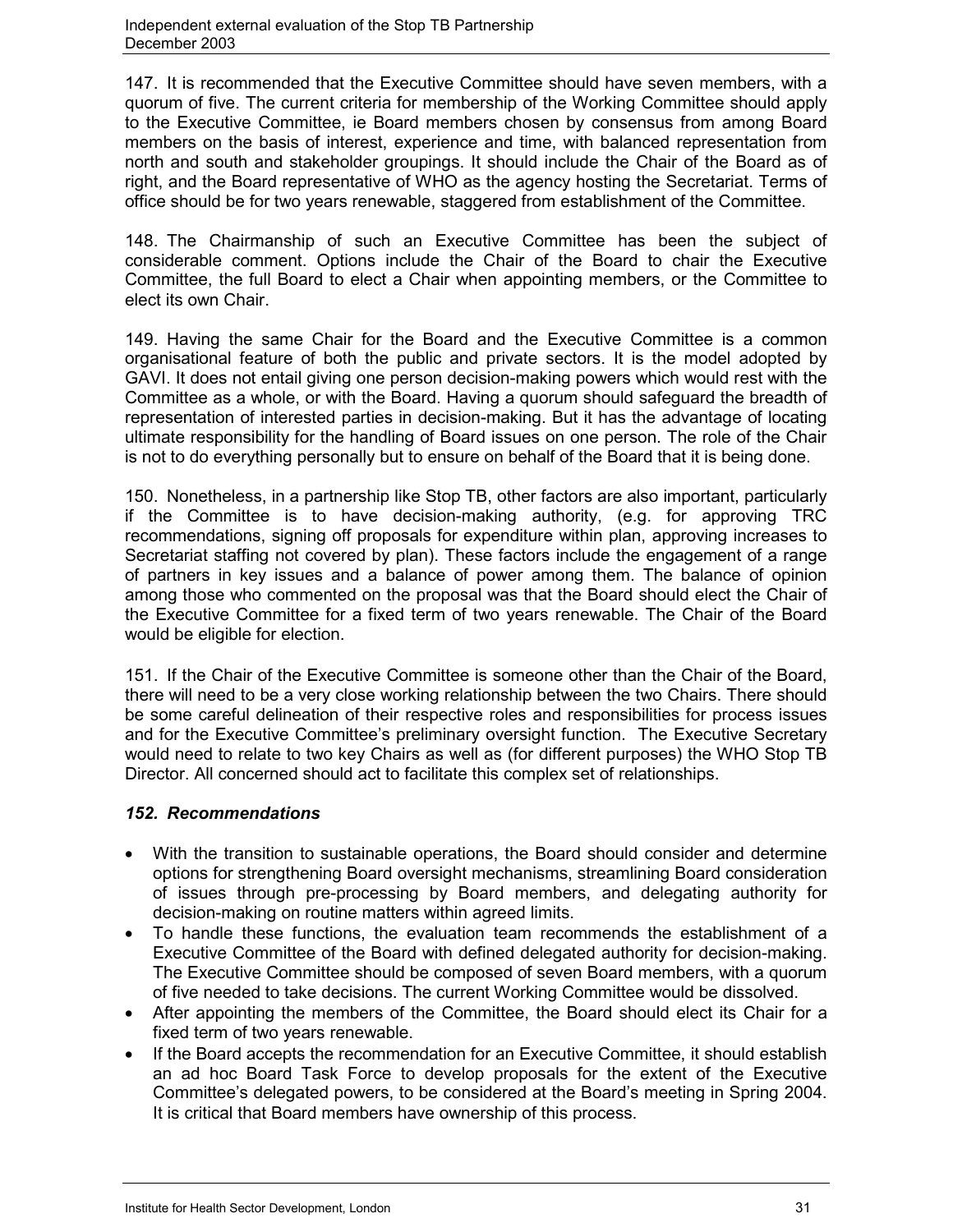147. It is recommended that the Executive Committee should have seven members, with a quorum of five. The current criteria for membership of the Working Committee should apply to the Executive Committee, ie Board members chosen by consensus from among Board members on the basis of interest, experience and time, with balanced representation from north and south and stakeholder groupings. It should include the Chair of the Board as of right, and the Board representative of WHO as the agency hosting the Secretariat. Terms of office should be for two years renewable, staggered from establishment of the Committee.

148. The Chairmanship of such an Executive Committee has been the subject of considerable comment. Options include the Chair of the Board to chair the Executive Committee, the full Board to elect a Chair when appointing members, or the Committee to elect its own Chair.

149. Having the same Chair for the Board and the Executive Committee is a common organisational feature of both the public and private sectors. It is the model adopted by GAVI. It does not entail giving one person decision-making powers which would rest with the Committee as a whole, or with the Board. Having a quorum should safeguard the breadth of representation of interested parties in decision-making. But it has the advantage of locating ultimate responsibility for the handling of Board issues on one person. The role of the Chair is not to do everything personally but to ensure on behalf of the Board that it is being done.

150. Nonetheless, in a partnership like Stop TB, other factors are also important, particularly if the Committee is to have decision-making authority, (e.g. for approving TRC recommendations, signing off proposals for expenditure within plan, approving increases to Secretariat staffing not covered by plan). These factors include the engagement of a range of partners in key issues and a balance of power among them. The balance of opinion among those who commented on the proposal was that the Board should elect the Chair of the Executive Committee for a fixed term of two years renewable. The Chair of the Board would be eligible for election.

151. If the Chair of the Executive Committee is someone other than the Chair of the Board, there will need to be a very close working relationship between the two Chairs. There should be some careful delineation of their respective roles and responsibilities for process issues and for the Executive Committee's preliminary oversight function. The Executive Secretary would need to relate to two key Chairs as well as (for different purposes) the WHO Stop TB Director. All concerned should act to facilitate this complex set of relationships.

### *152. Recommendations*

- With the transition to sustainable operations, the Board should consider and determine options for strengthening Board oversight mechanisms, streamlining Board consideration of issues through pre-processing by Board members, and delegating authority for decision-making on routine matters within agreed limits.
- To handle these functions, the evaluation team recommends the establishment of a Executive Committee of the Board with defined delegated authority for decision-making. The Executive Committee should be composed of seven Board members, with a quorum of five needed to take decisions. The current Working Committee would be dissolved.
- After appointing the members of the Committee, the Board should elect its Chair for a fixed term of two years renewable.
- If the Board accepts the recommendation for an Executive Committee, it should establish an ad hoc Board Task Force to develop proposals for the extent of the Executive Committee's delegated powers, to be considered at the Board's meeting in Spring 2004. It is critical that Board members have ownership of this process.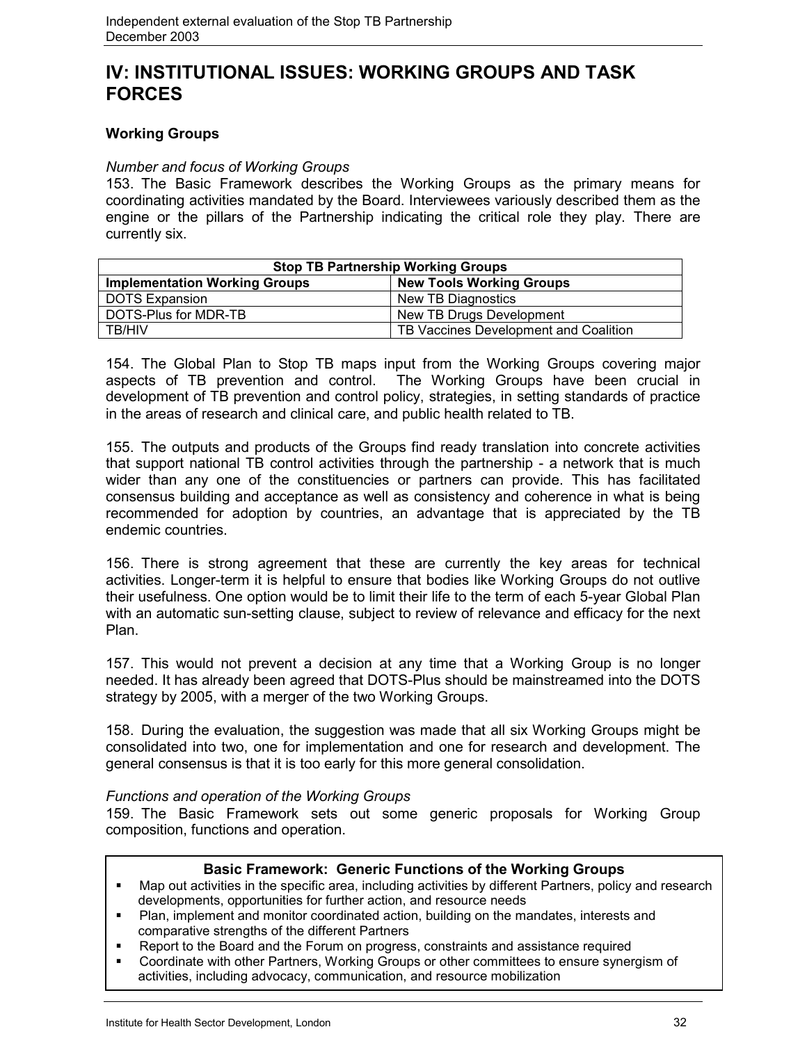# IV: INSTITUTIONAL ISSUES: WORKING GROUPS AND TASK FORCES

## Working Groups

*Number and focus of Working Groups*

153. The Basic Framework describes the Working Groups as the primary means for coordinating activities mandated by the Board. Interviewees variously described them as the engine or the pillars of the Partnership indicating the critical role they play. There are currently six.

| Stop TB Partnership Working Groups | |
|---|---|
| **Implementation Working Groups** | **New Tools Working Groups** |
| DOTS Expansion | New TB Diagnostics |
| DOTS-Plus for MDR-TB | New TB Drugs Development |
| TB/HIV | TB Vaccines Development and Coalition |

154. The Global Plan to Stop TB maps input from the Working Groups covering major aspects of TB prevention and control. The Working Groups have been crucial in development of TB prevention and control policy, strategies, in setting standards of practice in the areas of research and clinical care, and public health related to TB.

155. The outputs and products of the Groups find ready translation into concrete activities that support national TB control activities through the partnership - a network that is much wider than any one of the constituencies or partners can provide. This has facilitated consensus building and acceptance as well as consistency and coherence in what is being recommended for adoption by countries, an advantage that is appreciated by the TB endemic countries.

156. There is strong agreement that these are currently the key areas for technical activities. Longer-term it is helpful to ensure that bodies like Working Groups do not outlive their usefulness. One option would be to limit their life to the term of each 5-year Global Plan with an automatic sun-setting clause, subject to review of relevance and efficacy for the next Plan.

157. This would not prevent a decision at any time that a Working Group is no longer needed. It has already been agreed that DOTS-Plus should be mainstreamed into the DOTS strategy by 2005, with a merger of the two Working Groups.

158. During the evaluation, the suggestion was made that all six Working Groups might be consolidated into two, one for implementation and one for research and development. The general consensus is that it is too early for this more general consolidation.

*Functions and operation of the Working Groups*

159. The Basic Framework sets out some generic proposals for Working Group composition, functions and operation.

**Basic Framework: Generic Functions of the Working Groups**

- Map out activities in the specific area, including activities by different Partners, policy and research developments, opportunities for further action, and resource needs
- Plan, implement and monitor coordinated action, building on the mandates, interests and comparative strengths of the different Partners
- Report to the Board and the Forum on progress, constraints and assistance required
- Coordinate with other Partners, Working Groups or other committees to ensure synergism of activities, including advocacy, communication, and resource mobilization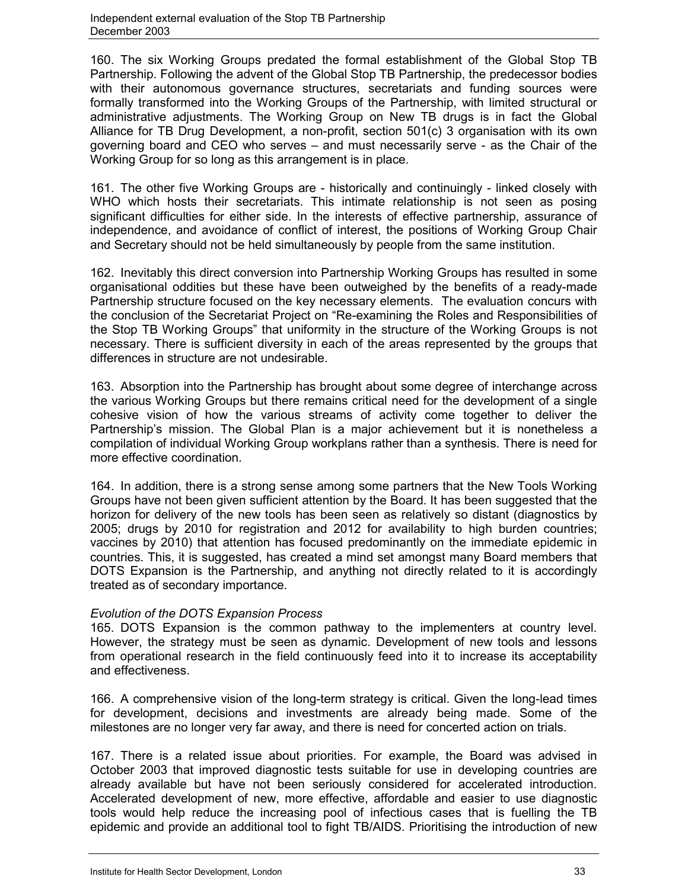160. The six Working Groups predated the formal establishment of the Global Stop TB Partnership. Following the advent of the Global Stop TB Partnership, the predecessor bodies with their autonomous governance structures, secretariats and funding sources were formally transformed into the Working Groups of the Partnership, with limited structural or administrative adjustments. The Working Group on New TB drugs is in fact the Global Alliance for TB Drug Development, a non-profit, section 501(c) 3 organisation with its own governing board and CEO who serves – and must necessarily serve - as the Chair of the Working Group for so long as this arrangement is in place.

161. The other five Working Groups are - historically and continuingly - linked closely with WHO which hosts their secretariats. This intimate relationship is not seen as posing significant difficulties for either side. In the interests of effective partnership, assurance of independence, and avoidance of conflict of interest, the positions of Working Group Chair and Secretary should not be held simultaneously by people from the same institution.

162. Inevitably this direct conversion into Partnership Working Groups has resulted in some organisational oddities but these have been outweighed by the benefits of a ready-made Partnership structure focused on the key necessary elements. The evaluation concurs with the conclusion of the Secretariat Project on "Re-examining the Roles and Responsibilities of the Stop TB Working Groups" that uniformity in the structure of the Working Groups is not necessary. There is sufficient diversity in each of the areas represented by the groups that differences in structure are not undesirable.

163. Absorption into the Partnership has brought about some degree of interchange across the various Working Groups but there remains critical need for the development of a single cohesive vision of how the various streams of activity come together to deliver the Partnership's mission. The Global Plan is a major achievement but it is nonetheless a compilation of individual Working Group workplans rather than a synthesis. There is need for more effective coordination.

164. In addition, there is a strong sense among some partners that the New Tools Working Groups have not been given sufficient attention by the Board. It has been suggested that the horizon for delivery of the new tools has been seen as relatively so distant (diagnostics by 2005; drugs by 2010 for registration and 2012 for availability to high burden countries; vaccines by 2010) that attention has focused predominantly on the immediate epidemic in countries. This, it is suggested, has created a mind set amongst many Board members that DOTS Expansion is the Partnership, and anything not directly related to it is accordingly treated as of secondary importance.

*Evolution of the DOTS Expansion Process*

165. DOTS Expansion is the common pathway to the implementers at country level. However, the strategy must be seen as dynamic. Development of new tools and lessons from operational research in the field continuously feed into it to increase its acceptability and effectiveness.

166. A comprehensive vision of the long-term strategy is critical. Given the long-lead times for development, decisions and investments are already being made. Some of the milestones are no longer very far away, and there is need for concerted action on trials.

167. There is a related issue about priorities. For example, the Board was advised in October 2003 that improved diagnostic tests suitable for use in developing countries are already available but have not been seriously considered for accelerated introduction. Accelerated development of new, more effective, affordable and easier to use diagnostic tools would help reduce the increasing pool of infectious cases that is fuelling the TB epidemic and provide an additional tool to fight TB/AIDS. Prioritising the introduction of new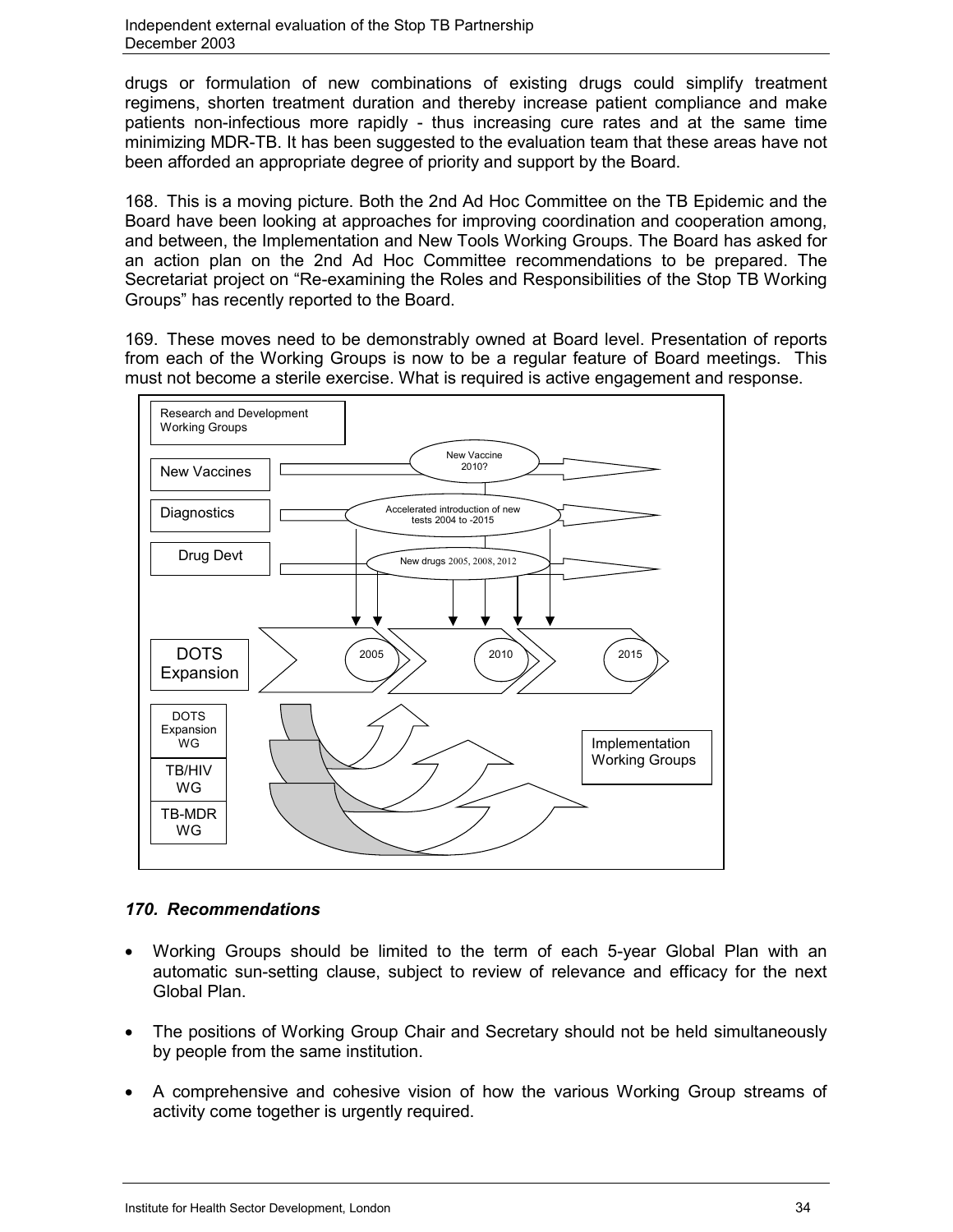drugs or formulation of new combinations of existing drugs could simplify treatment regimens, shorten treatment duration and thereby increase patient compliance and make patients non-infectious more rapidly - thus increasing cure rates and at the same time minimizing MDR-TB. It has been suggested to the evaluation team that these areas have not been afforded an appropriate degree of priority and support by the Board.

168. This is a moving picture. Both the 2nd Ad Hoc Committee on the TB Epidemic and the Board have been looking at approaches for improving coordination and cooperation among, and between, the Implementation and New Tools Working Groups. The Board has asked for an action plan on the 2nd Ad Hoc Committee recommendations to be prepared. The Secretariat project on "Re-examining the Roles and Responsibilities of the Stop TB Working Groups" has recently reported to the Board.

169. These moves need to be demonstrably owned at Board level. Presentation of reports from each of the Working Groups is now to be a regular feature of Board meetings. This must not become a sterile exercise. What is required is active engagement and response.

Research and Development Working Groups

New Vaccines — New Vaccine 2010?

Diagnostics — Accelerated introduction of new tests 2004 to -2015

Drug Devt — New drugs 2005, 2008, 2012

DOTS Expansion — 2005 — 2010 — 2015

DOTS Expansion WG

TB/HIV WG

TB-MDR WG

Implementation Working Groups

### *170. Recommendations*

- Working Groups should be limited to the term of each 5-year Global Plan with an automatic sun-setting clause, subject to review of relevance and efficacy for the next Global Plan.
- The positions of Working Group Chair and Secretary should not be held simultaneously by people from the same institution.
- A comprehensive and cohesive vision of how the various Working Group streams of activity come together is urgently required.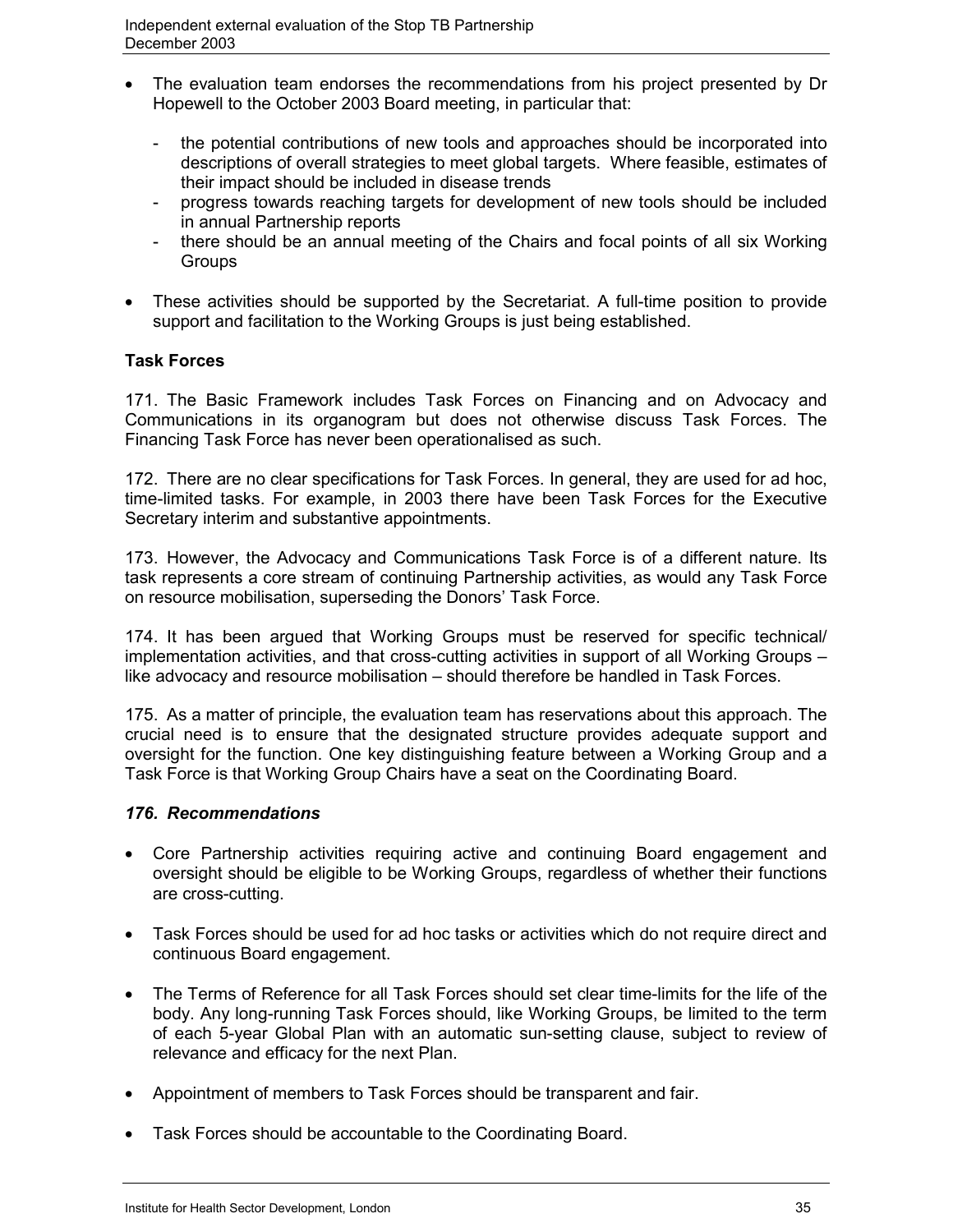- The evaluation team endorses the recommendations from his project presented by Dr Hopewell to the October 2003 Board meeting, in particular that:
  - the potential contributions of new tools and approaches should be incorporated into descriptions of overall strategies to meet global targets. Where feasible, estimates of their impact should be included in disease trends
  - progress towards reaching targets for development of new tools should be included in annual Partnership reports
  - there should be an annual meeting of the Chairs and focal points of all six Working Groups
- These activities should be supported by the Secretariat. A full-time position to provide support and facilitation to the Working Groups is just being established.

**Task Forces**

171. The Basic Framework includes Task Forces on Financing and on Advocacy and Communications in its organogram but does not otherwise discuss Task Forces. The Financing Task Force has never been operationalised as such.

172. There are no clear specifications for Task Forces. In general, they are used for ad hoc, time-limited tasks. For example, in 2003 there have been Task Forces for the Executive Secretary interim and substantive appointments.

173. However, the Advocacy and Communications Task Force is of a different nature. Its task represents a core stream of continuing Partnership activities, as would any Task Force on resource mobilisation, superseding the Donors' Task Force.

174. It has been argued that Working Groups must be reserved for specific technical/ implementation activities, and that cross-cutting activities in support of all Working Groups – like advocacy and resource mobilisation – should therefore be handled in Task Forces.

175. As a matter of principle, the evaluation team has reservations about this approach. The crucial need is to ensure that the designated structure provides adequate support and oversight for the function. One key distinguishing feature between a Working Group and a Task Force is that Working Group Chairs have a seat on the Coordinating Board.

***176. Recommendations***

- Core Partnership activities requiring active and continuing Board engagement and oversight should be eligible to be Working Groups, regardless of whether their functions are cross-cutting.
- Task Forces should be used for ad hoc tasks or activities which do not require direct and continuous Board engagement.
- The Terms of Reference for all Task Forces should set clear time-limits for the life of the body. Any long-running Task Forces should, like Working Groups, be limited to the term of each 5-year Global Plan with an automatic sun-setting clause, subject to review of relevance and efficacy for the next Plan.
- Appointment of members to Task Forces should be transparent and fair.
- Task Forces should be accountable to the Coordinating Board.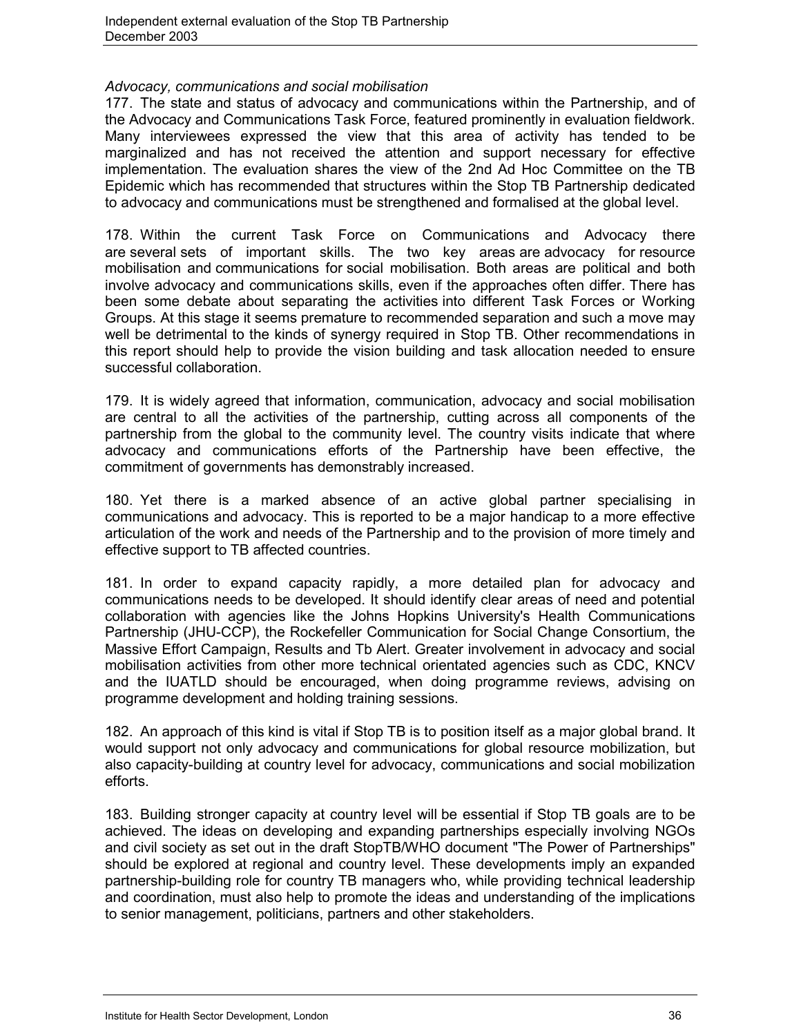*Advocacy, communications and social mobilisation*

177. The state and status of advocacy and communications within the Partnership, and of the Advocacy and Communications Task Force, featured prominently in evaluation fieldwork. Many interviewees expressed the view that this area of activity has tended to be marginalized and has not received the attention and support necessary for effective implementation. The evaluation shares the view of the 2nd Ad Hoc Committee on the TB Epidemic which has recommended that structures within the Stop TB Partnership dedicated to advocacy and communications must be strengthened and formalised at the global level.

178. Within the current Task Force on Communications and Advocacy there are several sets of important skills. The two key areas are advocacy for resource mobilisation and communications for social mobilisation. Both areas are political and both involve advocacy and communications skills, even if the approaches often differ. There has been some debate about separating the activities into different Task Forces or Working Groups. At this stage it seems premature to recommended separation and such a move may well be detrimental to the kinds of synergy required in Stop TB. Other recommendations in this report should help to provide the vision building and task allocation needed to ensure successful collaboration.

179. It is widely agreed that information, communication, advocacy and social mobilisation are central to all the activities of the partnership, cutting across all components of the partnership from the global to the community level. The country visits indicate that where advocacy and communications efforts of the Partnership have been effective, the commitment of governments has demonstrably increased.

180. Yet there is a marked absence of an active global partner specialising in communications and advocacy. This is reported to be a major handicap to a more effective articulation of the work and needs of the Partnership and to the provision of more timely and effective support to TB affected countries.

181. In order to expand capacity rapidly, a more detailed plan for advocacy and communications needs to be developed. It should identify clear areas of need and potential collaboration with agencies like the Johns Hopkins University's Health Communications Partnership (JHU-CCP), the Rockefeller Communication for Social Change Consortium, the Massive Effort Campaign, Results and Tb Alert. Greater involvement in advocacy and social mobilisation activities from other more technical orientated agencies such as CDC, KNCV and the IUATLD should be encouraged, when doing programme reviews, advising on programme development and holding training sessions.

182. An approach of this kind is vital if Stop TB is to position itself as a major global brand. It would support not only advocacy and communications for global resource mobilization, but also capacity-building at country level for advocacy, communications and social mobilization efforts.

183. Building stronger capacity at country level will be essential if Stop TB goals are to be achieved. The ideas on developing and expanding partnerships especially involving NGOs and civil society as set out in the draft StopTB/WHO document "The Power of Partnerships" should be explored at regional and country level. These developments imply an expanded partnership-building role for country TB managers who, while providing technical leadership and coordination, must also help to promote the ideas and understanding of the implications to senior management, politicians, partners and other stakeholders.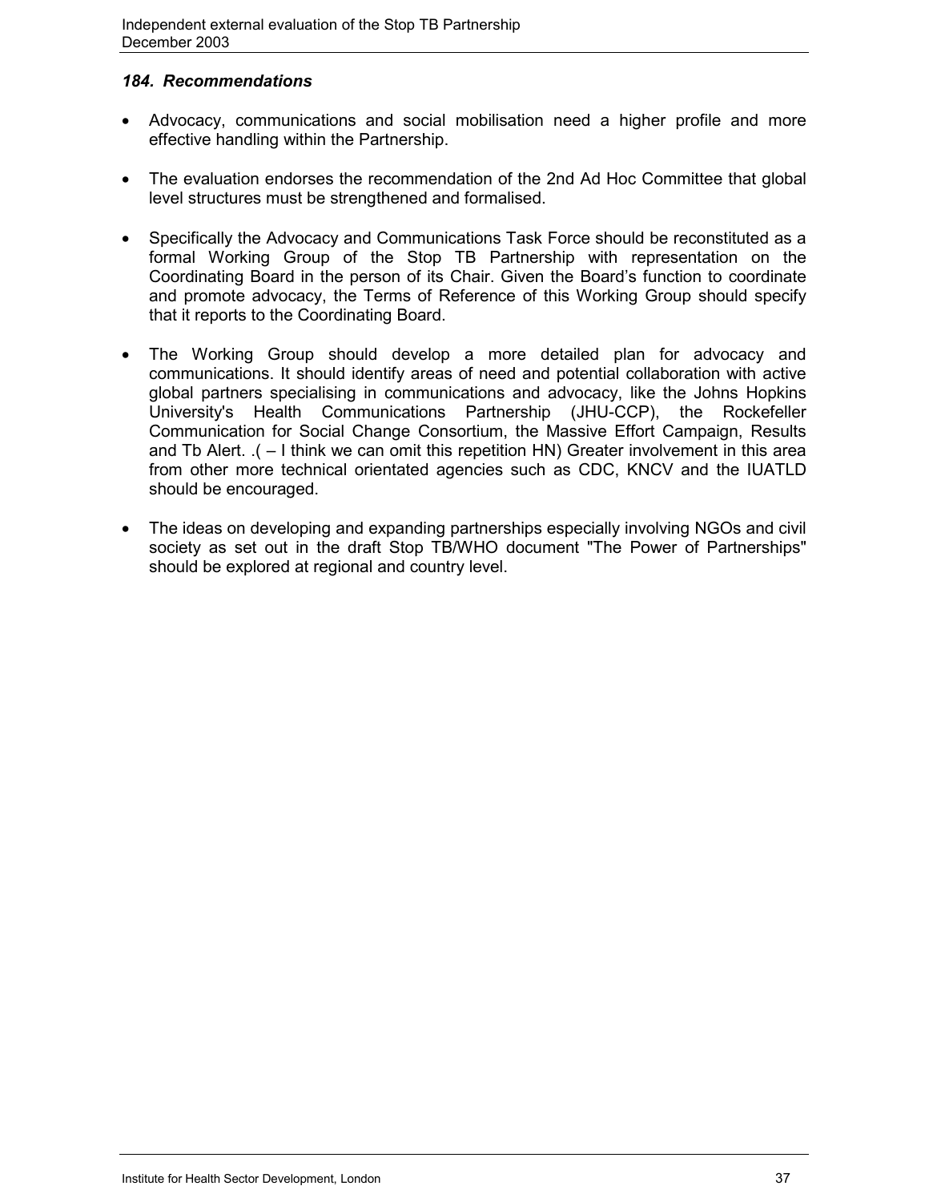### *184. Recommendations*

- Advocacy, communications and social mobilisation need a higher profile and more effective handling within the Partnership.

- The evaluation endorses the recommendation of the 2nd Ad Hoc Committee that global level structures must be strengthened and formalised.

- Specifically the Advocacy and Communications Task Force should be reconstituted as a formal Working Group of the Stop TB Partnership with representation on the Coordinating Board in the person of its Chair. Given the Board's function to coordinate and promote advocacy, the Terms of Reference of this Working Group should specify that it reports to the Coordinating Board.

- The Working Group should develop a more detailed plan for advocacy and communications. It should identify areas of need and potential collaboration with active global partners specialising in communications and advocacy, like the Johns Hopkins University's Health Communications Partnership (JHU-CCP), the Rockefeller Communication for Social Change Consortium, the Massive Effort Campaign, Results and Tb Alert. .( – I think we can omit this repetition HN) Greater involvement in this area from other more technical orientated agencies such as CDC, KNCV and the IUATLD should be encouraged.

- The ideas on developing and expanding partnerships especially involving NGOs and civil society as set out in the draft Stop TB/WHO document "The Power of Partnerships" should be explored at regional and country level.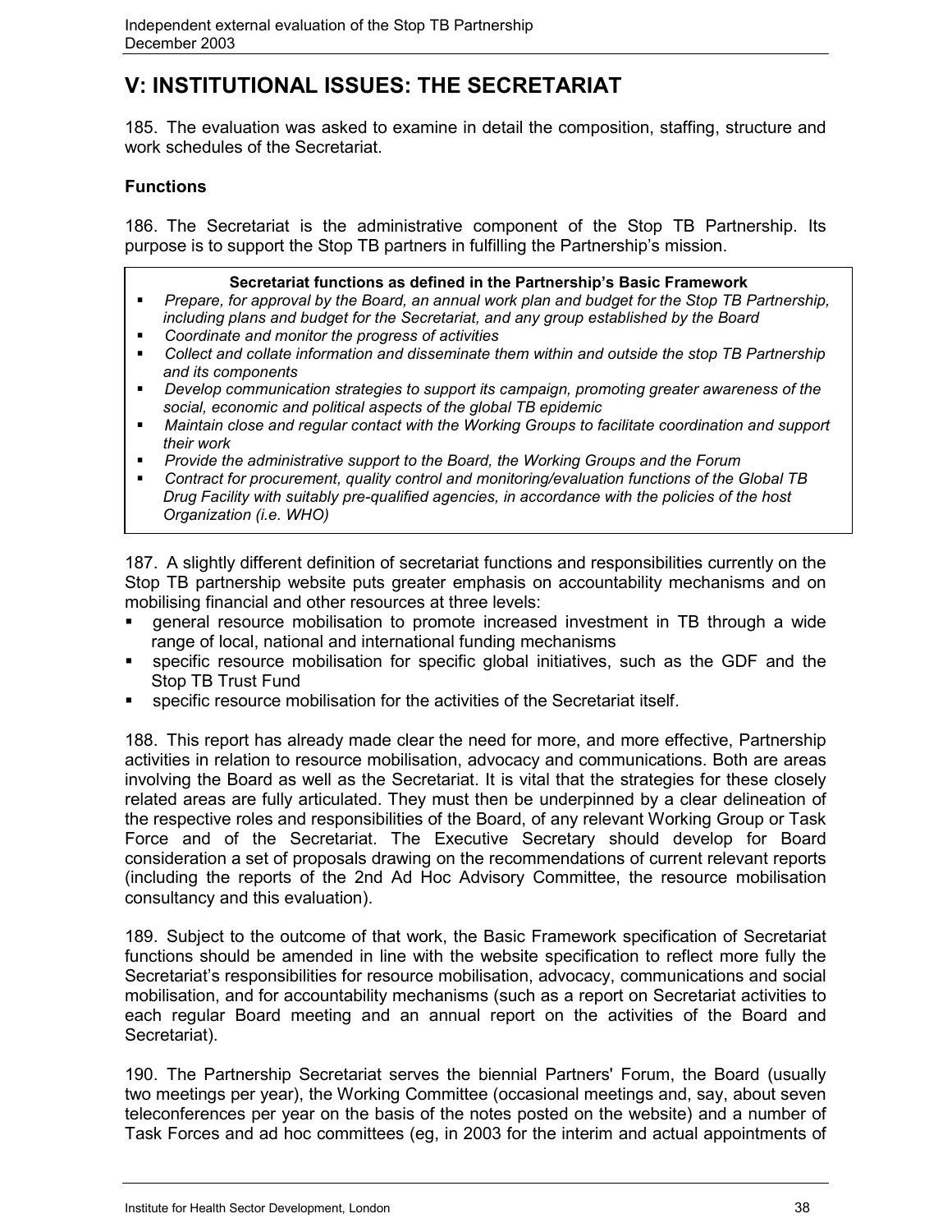# V: INSTITUTIONAL ISSUES: THE SECRETARIAT

185. The evaluation was asked to examine in detail the composition, staffing, structure and work schedules of the Secretariat.

## Functions

186. The Secretariat is the administrative component of the Stop TB Partnership. Its purpose is to support the Stop TB partners in fulfilling the Partnership's mission.

> **Secretariat functions as defined in the Partnership's Basic Framework**
>
> - *Prepare, for approval by the Board, an annual work plan and budget for the Stop TB Partnership, including plans and budget for the Secretariat, and any group established by the Board*
> - *Coordinate and monitor the progress of activities*
> - *Collect and collate information and disseminate them within and outside the stop TB Partnership and its components*
> - *Develop communication strategies to support its campaign, promoting greater awareness of the social, economic and political aspects of the global TB epidemic*
> - *Maintain close and regular contact with the Working Groups to facilitate coordination and support their work*
> - *Provide the administrative support to the Board, the Working Groups and the Forum*
> - *Contract for procurement, quality control and monitoring/evaluation functions of the Global TB Drug Facility with suitably pre-qualified agencies, in accordance with the policies of the host Organization (i.e. WHO)*

187. A slightly different definition of secretariat functions and responsibilities currently on the Stop TB partnership website puts greater emphasis on accountability mechanisms and on mobilising financial and other resources at three levels:

- general resource mobilisation to promote increased investment in TB through a wide range of local, national and international funding mechanisms
- specific resource mobilisation for specific global initiatives, such as the GDF and the Stop TB Trust Fund
- specific resource mobilisation for the activities of the Secretariat itself.

188. This report has already made clear the need for more, and more effective, Partnership activities in relation to resource mobilisation, advocacy and communications. Both are areas involving the Board as well as the Secretariat. It is vital that the strategies for these closely related areas are fully articulated. They must then be underpinned by a clear delineation of the respective roles and responsibilities of the Board, of any relevant Working Group or Task Force and of the Secretariat. The Executive Secretary should develop for Board consideration a set of proposals drawing on the recommendations of current relevant reports (including the reports of the 2nd Ad Hoc Advisory Committee, the resource mobilisation consultancy and this evaluation).

189. Subject to the outcome of that work, the Basic Framework specification of Secretariat functions should be amended in line with the website specification to reflect more fully the Secretariat's responsibilities for resource mobilisation, advocacy, communications and social mobilisation, and for accountability mechanisms (such as a report on Secretariat activities to each regular Board meeting and an annual report on the activities of the Board and Secretariat).

190. The Partnership Secretariat serves the biennial Partners' Forum, the Board (usually two meetings per year), the Working Committee (occasional meetings and, say, about seven teleconferences per year on the basis of the notes posted on the website) and a number of Task Forces and ad hoc committees (eg, in 2003 for the interim and actual appointments of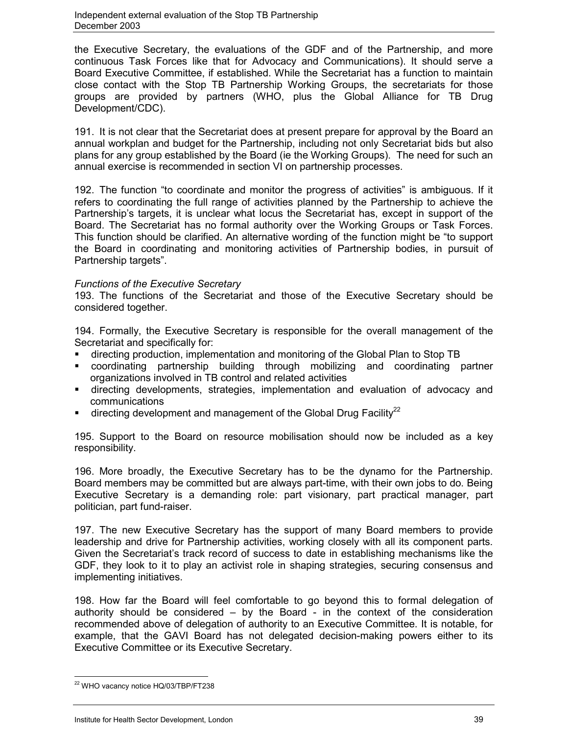the Executive Secretary, the evaluations of the GDF and of the Partnership, and more continuous Task Forces like that for Advocacy and Communications). It should serve a Board Executive Committee, if established. While the Secretariat has a function to maintain close contact with the Stop TB Partnership Working Groups, the secretariats for those groups are provided by partners (WHO, plus the Global Alliance for TB Drug Development/CDC).

191. It is not clear that the Secretariat does at present prepare for approval by the Board an annual workplan and budget for the Partnership, including not only Secretariat bids but also plans for any group established by the Board (ie the Working Groups). The need for such an annual exercise is recommended in section VI on partnership processes.

192. The function "to coordinate and monitor the progress of activities" is ambiguous. If it refers to coordinating the full range of activities planned by the Partnership to achieve the Partnership's targets, it is unclear what locus the Secretariat has, except in support of the Board. The Secretariat has no formal authority over the Working Groups or Task Forces. This function should be clarified. An alternative wording of the function might be "to support the Board in coordinating and monitoring activities of Partnership bodies, in pursuit of Partnership targets".

*Functions of the Executive Secretary*

193. The functions of the Secretariat and those of the Executive Secretary should be considered together.

194. Formally, the Executive Secretary is responsible for the overall management of the Secretariat and specifically for:

- directing production, implementation and monitoring of the Global Plan to Stop TB
- coordinating partnership building through mobilizing and coordinating partner organizations involved in TB control and related activities
- directing developments, strategies, implementation and evaluation of advocacy and communications
- directing development and management of the Global Drug Facility[22]

195. Support to the Board on resource mobilisation should now be included as a key responsibility.

196. More broadly, the Executive Secretary has to be the dynamo for the Partnership. Board members may be committed but are always part-time, with their own jobs to do. Being Executive Secretary is a demanding role: part visionary, part practical manager, part politician, part fund-raiser.

197. The new Executive Secretary has the support of many Board members to provide leadership and drive for Partnership activities, working closely with all its component parts. Given the Secretariat's track record of success to date in establishing mechanisms like the GDF, they look to it to play an activist role in shaping strategies, securing consensus and implementing initiatives.

198. How far the Board will feel comfortable to go beyond this to formal delegation of authority should be considered – by the Board - in the context of the consideration recommended above of delegation of authority to an Executive Committee. It is notable, for example, that the GAVI Board has not delegated decision-making powers either to its Executive Committee or its Executive Secretary.

[22] WHO vacancy notice HQ/03/TBP/FT238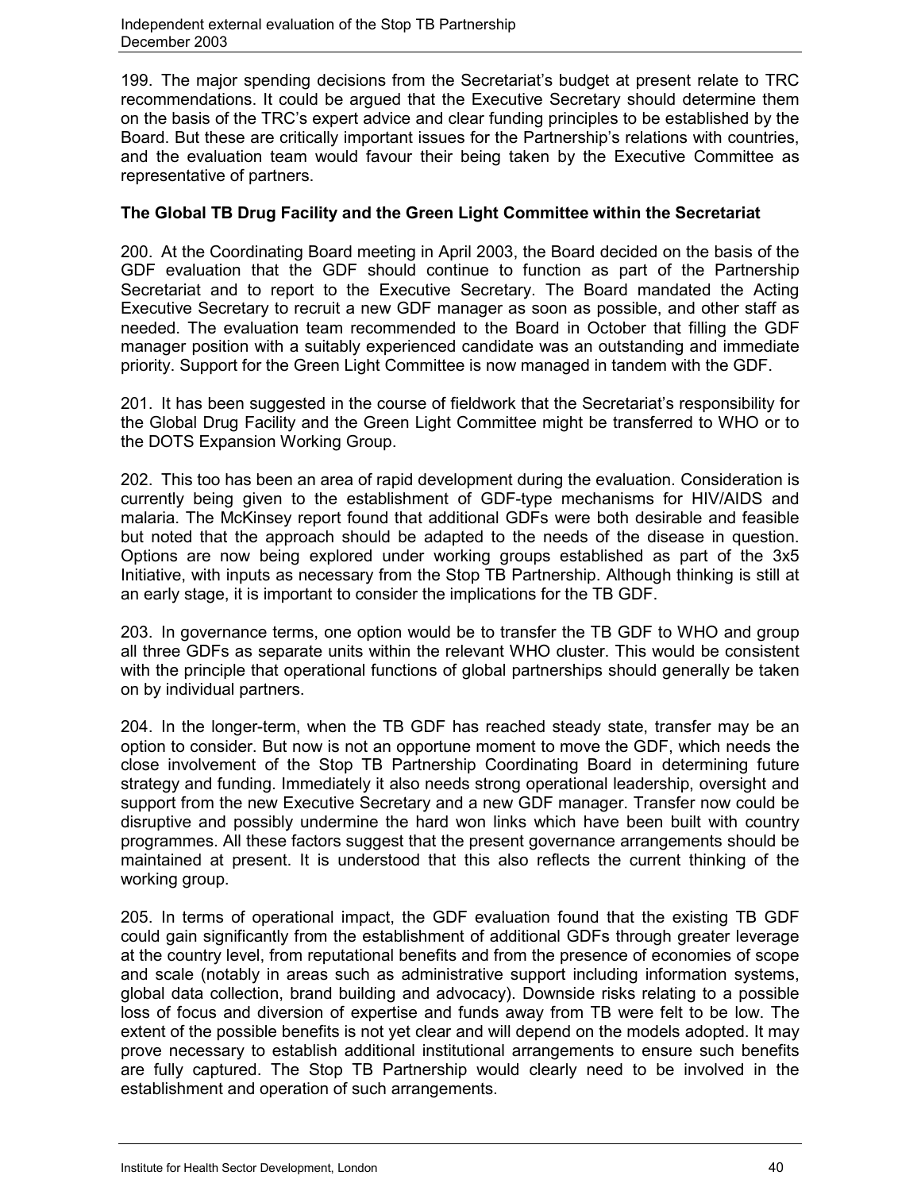199. The major spending decisions from the Secretariat's budget at present relate to TRC recommendations. It could be argued that the Executive Secretary should determine them on the basis of the TRC's expert advice and clear funding principles to be established by the Board. But these are critically important issues for the Partnership's relations with countries, and the evaluation team would favour their being taken by the Executive Committee as representative of partners.

**The Global TB Drug Facility and the Green Light Committee within the Secretariat**

200. At the Coordinating Board meeting in April 2003, the Board decided on the basis of the GDF evaluation that the GDF should continue to function as part of the Partnership Secretariat and to report to the Executive Secretary. The Board mandated the Acting Executive Secretary to recruit a new GDF manager as soon as possible, and other staff as needed. The evaluation team recommended to the Board in October that filling the GDF manager position with a suitably experienced candidate was an outstanding and immediate priority. Support for the Green Light Committee is now managed in tandem with the GDF.

201. It has been suggested in the course of fieldwork that the Secretariat's responsibility for the Global Drug Facility and the Green Light Committee might be transferred to WHO or to the DOTS Expansion Working Group.

202. This too has been an area of rapid development during the evaluation. Consideration is currently being given to the establishment of GDF-type mechanisms for HIV/AIDS and malaria. The McKinsey report found that additional GDFs were both desirable and feasible but noted that the approach should be adapted to the needs of the disease in question. Options are now being explored under working groups established as part of the 3x5 Initiative, with inputs as necessary from the Stop TB Partnership. Although thinking is still at an early stage, it is important to consider the implications for the TB GDF.

203. In governance terms, one option would be to transfer the TB GDF to WHO and group all three GDFs as separate units within the relevant WHO cluster. This would be consistent with the principle that operational functions of global partnerships should generally be taken on by individual partners.

204. In the longer-term, when the TB GDF has reached steady state, transfer may be an option to consider. But now is not an opportune moment to move the GDF, which needs the close involvement of the Stop TB Partnership Coordinating Board in determining future strategy and funding. Immediately it also needs strong operational leadership, oversight and support from the new Executive Secretary and a new GDF manager. Transfer now could be disruptive and possibly undermine the hard won links which have been built with country programmes. All these factors suggest that the present governance arrangements should be maintained at present. It is understood that this also reflects the current thinking of the working group.

205. In terms of operational impact, the GDF evaluation found that the existing TB GDF could gain significantly from the establishment of additional GDFs through greater leverage at the country level, from reputational benefits and from the presence of economies of scope and scale (notably in areas such as administrative support including information systems, global data collection, brand building and advocacy). Downside risks relating to a possible loss of focus and diversion of expertise and funds away from TB were felt to be low. The extent of the possible benefits is not yet clear and will depend on the models adopted. It may prove necessary to establish additional institutional arrangements to ensure such benefits are fully captured. The Stop TB Partnership would clearly need to be involved in the establishment and operation of such arrangements.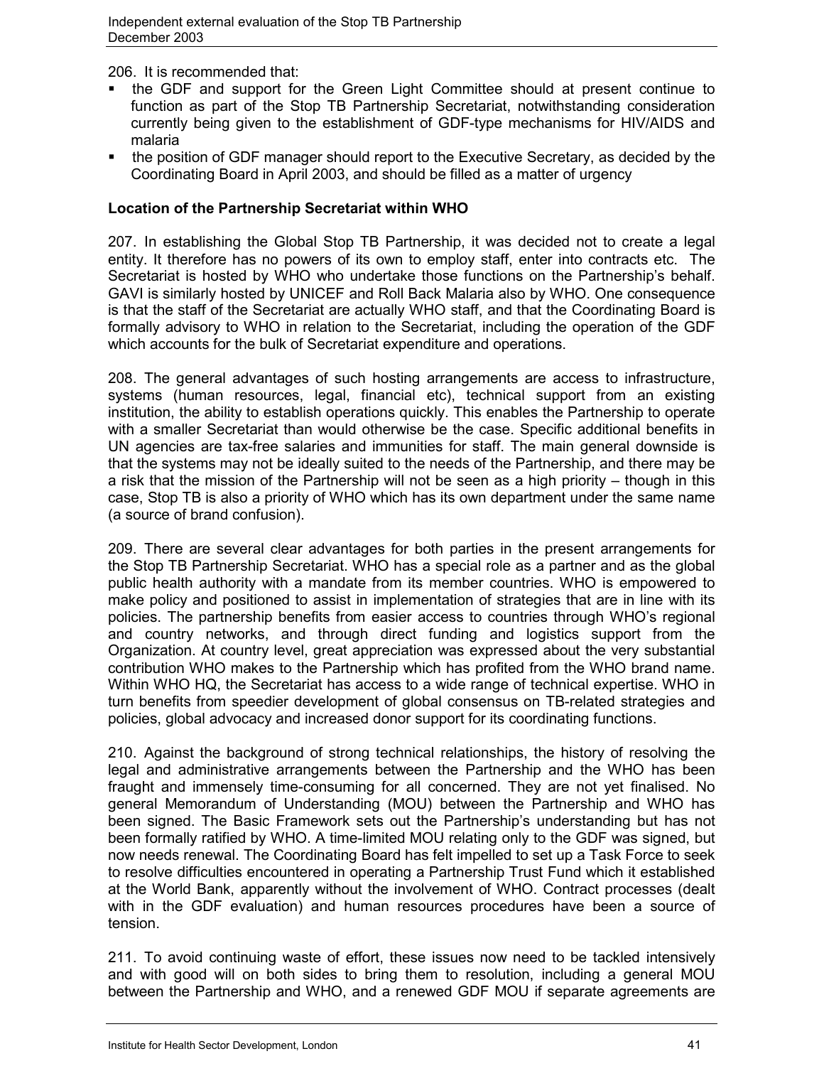206. It is recommended that:

- the GDF and support for the Green Light Committee should at present continue to function as part of the Stop TB Partnership Secretariat, notwithstanding consideration currently being given to the establishment of GDF-type mechanisms for HIV/AIDS and malaria
- the position of GDF manager should report to the Executive Secretary, as decided by the Coordinating Board in April 2003, and should be filled as a matter of urgency

**Location of the Partnership Secretariat within WHO**

207. In establishing the Global Stop TB Partnership, it was decided not to create a legal entity. It therefore has no powers of its own to employ staff, enter into contracts etc. The Secretariat is hosted by WHO who undertake those functions on the Partnership's behalf. GAVI is similarly hosted by UNICEF and Roll Back Malaria also by WHO. One consequence is that the staff of the Secretariat are actually WHO staff, and that the Coordinating Board is formally advisory to WHO in relation to the Secretariat, including the operation of the GDF which accounts for the bulk of Secretariat expenditure and operations.

208. The general advantages of such hosting arrangements are access to infrastructure, systems (human resources, legal, financial etc), technical support from an existing institution, the ability to establish operations quickly. This enables the Partnership to operate with a smaller Secretariat than would otherwise be the case. Specific additional benefits in UN agencies are tax-free salaries and immunities for staff. The main general downside is that the systems may not be ideally suited to the needs of the Partnership, and there may be a risk that the mission of the Partnership will not be seen as a high priority – though in this case, Stop TB is also a priority of WHO which has its own department under the same name (a source of brand confusion).

209. There are several clear advantages for both parties in the present arrangements for the Stop TB Partnership Secretariat. WHO has a special role as a partner and as the global public health authority with a mandate from its member countries. WHO is empowered to make policy and positioned to assist in implementation of strategies that are in line with its policies. The partnership benefits from easier access to countries through WHO's regional and country networks, and through direct funding and logistics support from the Organization. At country level, great appreciation was expressed about the very substantial contribution WHO makes to the Partnership which has profited from the WHO brand name. Within WHO HQ, the Secretariat has access to a wide range of technical expertise. WHO in turn benefits from speedier development of global consensus on TB-related strategies and policies, global advocacy and increased donor support for its coordinating functions.

210. Against the background of strong technical relationships, the history of resolving the legal and administrative arrangements between the Partnership and the WHO has been fraught and immensely time-consuming for all concerned. They are not yet finalised. No general Memorandum of Understanding (MOU) between the Partnership and WHO has been signed. The Basic Framework sets out the Partnership's understanding but has not been formally ratified by WHO. A time-limited MOU relating only to the GDF was signed, but now needs renewal. The Coordinating Board has felt impelled to set up a Task Force to seek to resolve difficulties encountered in operating a Partnership Trust Fund which it established at the World Bank, apparently without the involvement of WHO. Contract processes (dealt with in the GDF evaluation) and human resources procedures have been a source of tension.

211. To avoid continuing waste of effort, these issues now need to be tackled intensively and with good will on both sides to bring them to resolution, including a general MOU between the Partnership and WHO, and a renewed GDF MOU if separate agreements are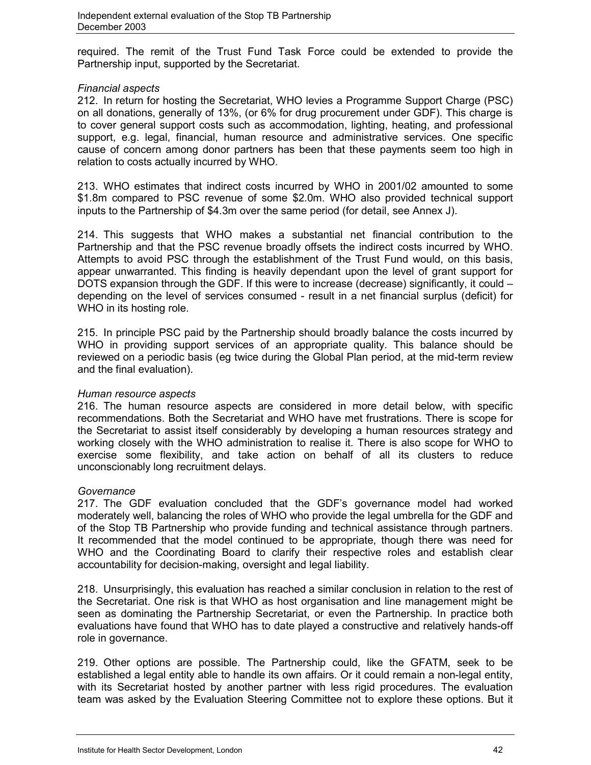required. The remit of the Trust Fund Task Force could be extended to provide the Partnership input, supported by the Secretariat.

*Financial aspects*

212. In return for hosting the Secretariat, WHO levies a Programme Support Charge (PSC) on all donations, generally of 13%, (or 6% for drug procurement under GDF). This charge is to cover general support costs such as accommodation, lighting, heating, and professional support, e.g. legal, financial, human resource and administrative services. One specific cause of concern among donor partners has been that these payments seem too high in relation to costs actually incurred by WHO.

213. WHO estimates that indirect costs incurred by WHO in 2001/02 amounted to some \$1.8m compared to PSC revenue of some \$2.0m. WHO also provided technical support inputs to the Partnership of \$4.3m over the same period (for detail, see Annex J).

214. This suggests that WHO makes a substantial net financial contribution to the Partnership and that the PSC revenue broadly offsets the indirect costs incurred by WHO. Attempts to avoid PSC through the establishment of the Trust Fund would, on this basis, appear unwarranted. This finding is heavily dependant upon the level of grant support for DOTS expansion through the GDF. If this were to increase (decrease) significantly, it could – depending on the level of services consumed - result in a net financial surplus (deficit) for WHO in its hosting role.

215. In principle PSC paid by the Partnership should broadly balance the costs incurred by WHO in providing support services of an appropriate quality. This balance should be reviewed on a periodic basis (eg twice during the Global Plan period, at the mid-term review and the final evaluation).

*Human resource aspects*

216. The human resource aspects are considered in more detail below, with specific recommendations. Both the Secretariat and WHO have met frustrations. There is scope for the Secretariat to assist itself considerably by developing a human resources strategy and working closely with the WHO administration to realise it. There is also scope for WHO to exercise some flexibility, and take action on behalf of all its clusters to reduce unconscionably long recruitment delays.

*Governance*

217. The GDF evaluation concluded that the GDF's governance model had worked moderately well, balancing the roles of WHO who provide the legal umbrella for the GDF and of the Stop TB Partnership who provide funding and technical assistance through partners. It recommended that the model continued to be appropriate, though there was need for WHO and the Coordinating Board to clarify their respective roles and establish clear accountability for decision-making, oversight and legal liability.

218. Unsurprisingly, this evaluation has reached a similar conclusion in relation to the rest of the Secretariat. One risk is that WHO as host organisation and line management might be seen as dominating the Partnership Secretariat, or even the Partnership. In practice both evaluations have found that WHO has to date played a constructive and relatively hands-off role in governance.

219. Other options are possible. The Partnership could, like the GFATM, seek to be established a legal entity able to handle its own affairs. Or it could remain a non-legal entity, with its Secretariat hosted by another partner with less rigid procedures. The evaluation team was asked by the Evaluation Steering Committee not to explore these options. But it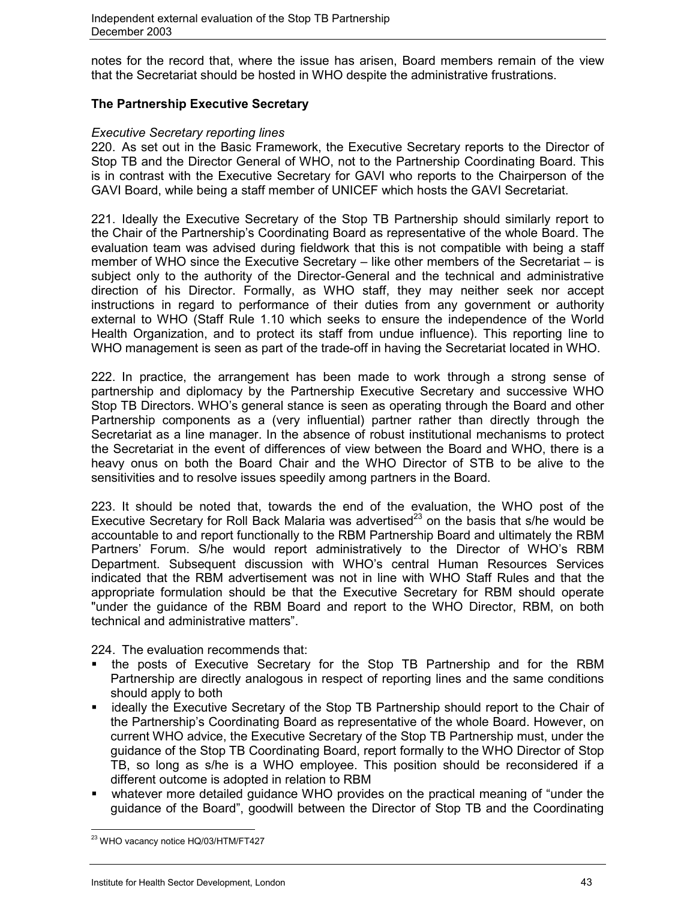notes for the record that, where the issue has arisen, Board members remain of the view that the Secretariat should be hosted in WHO despite the administrative frustrations.

**The Partnership Executive Secretary**

*Executive Secretary reporting lines*

220. As set out in the Basic Framework, the Executive Secretary reports to the Director of Stop TB and the Director General of WHO, not to the Partnership Coordinating Board. This is in contrast with the Executive Secretary for GAVI who reports to the Chairperson of the GAVI Board, while being a staff member of UNICEF which hosts the GAVI Secretariat.

221. Ideally the Executive Secretary of the Stop TB Partnership should similarly report to the Chair of the Partnership's Coordinating Board as representative of the whole Board. The evaluation team was advised during fieldwork that this is not compatible with being a staff member of WHO since the Executive Secretary – like other members of the Secretariat – is subject only to the authority of the Director-General and the technical and administrative direction of his Director. Formally, as WHO staff, they may neither seek nor accept instructions in regard to performance of their duties from any government or authority external to WHO (Staff Rule 1.10 which seeks to ensure the independence of the World Health Organization, and to protect its staff from undue influence). This reporting line to WHO management is seen as part of the trade-off in having the Secretariat located in WHO.

222. In practice, the arrangement has been made to work through a strong sense of partnership and diplomacy by the Partnership Executive Secretary and successive WHO Stop TB Directors. WHO's general stance is seen as operating through the Board and other Partnership components as a (very influential) partner rather than directly through the Secretariat as a line manager. In the absence of robust institutional mechanisms to protect the Secretariat in the event of differences of view between the Board and WHO, there is a heavy onus on both the Board Chair and the WHO Director of STB to be alive to the sensitivities and to resolve issues speedily among partners in the Board.

223. It should be noted that, towards the end of the evaluation, the WHO post of the Executive Secretary for Roll Back Malaria was advertised[23] on the basis that s/he would be accountable to and report functionally to the RBM Partnership Board and ultimately the RBM Partners' Forum. S/he would report administratively to the Director of WHO's RBM Department. Subsequent discussion with WHO's central Human Resources Services indicated that the RBM advertisement was not in line with WHO Staff Rules and that the appropriate formulation should be that the Executive Secretary for RBM should operate "under the guidance of the RBM Board and report to the WHO Director, RBM, on both technical and administrative matters".

224. The evaluation recommends that:

- the posts of Executive Secretary for the Stop TB Partnership and for the RBM Partnership are directly analogous in respect of reporting lines and the same conditions should apply to both
- ideally the Executive Secretary of the Stop TB Partnership should report to the Chair of the Partnership's Coordinating Board as representative of the whole Board. However, on current WHO advice, the Executive Secretary of the Stop TB Partnership must, under the guidance of the Stop TB Coordinating Board, report formally to the WHO Director of Stop TB, so long as s/he is a WHO employee. This position should be reconsidered if a different outcome is adopted in relation to RBM
- whatever more detailed guidance WHO provides on the practical meaning of "under the guidance of the Board", goodwill between the Director of Stop TB and the Coordinating

[23] WHO vacancy notice HQ/03/HTM/FT427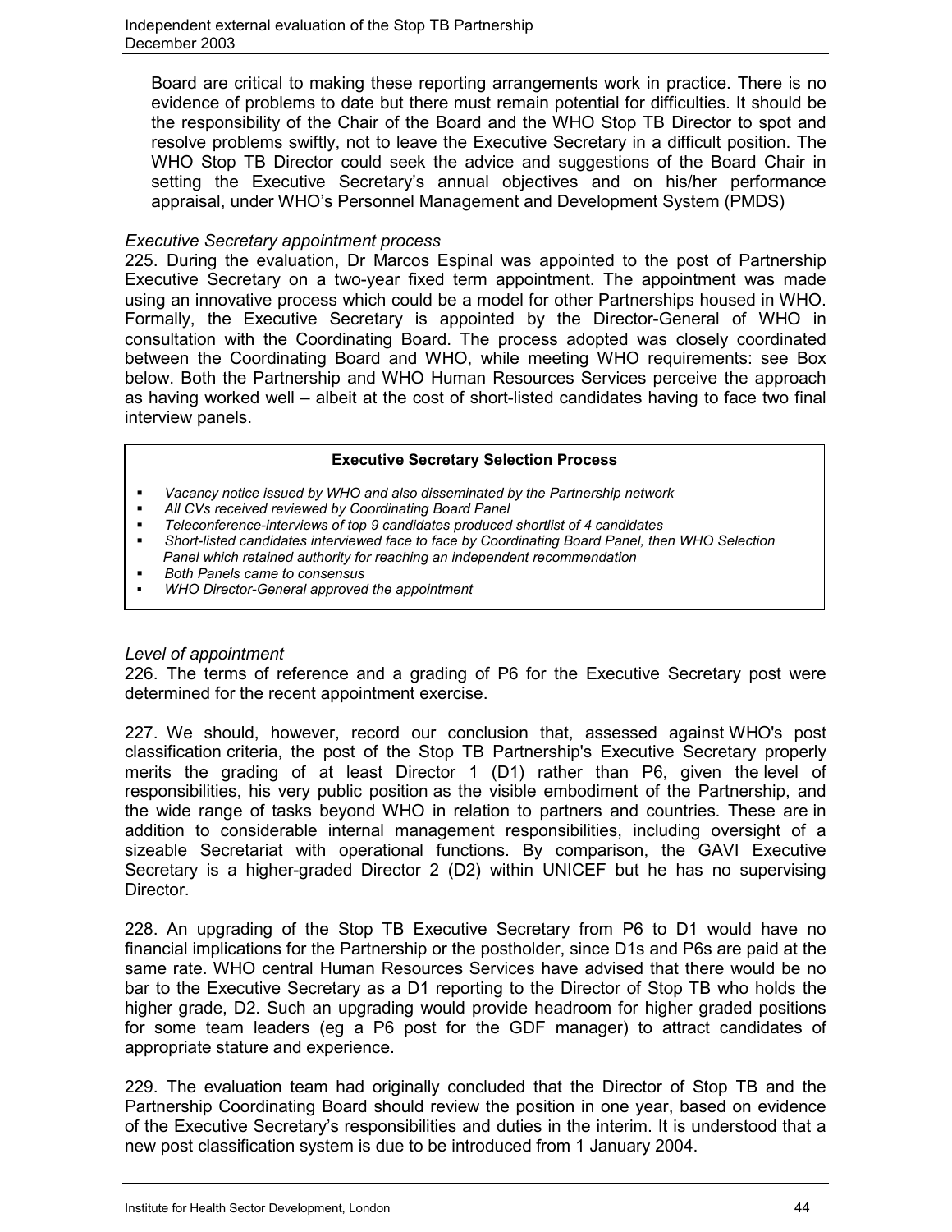Board are critical to making these reporting arrangements work in practice. There is no evidence of problems to date but there must remain potential for difficulties. It should be the responsibility of the Chair of the Board and the WHO Stop TB Director to spot and resolve problems swiftly, not to leave the Executive Secretary in a difficult position. The WHO Stop TB Director could seek the advice and suggestions of the Board Chair in setting the Executive Secretary's annual objectives and on his/her performance appraisal, under WHO's Personnel Management and Development System (PMDS)

*Executive Secretary appointment process*

225. During the evaluation, Dr Marcos Espinal was appointed to the post of Partnership Executive Secretary on a two-year fixed term appointment. The appointment was made using an innovative process which could be a model for other Partnerships housed in WHO. Formally, the Executive Secretary is appointed by the Director-General of WHO in consultation with the Coordinating Board. The process adopted was closely coordinated between the Coordinating Board and WHO, while meeting WHO requirements: see Box below. Both the Partnership and WHO Human Resources Services perceive the approach as having worked well – albeit at the cost of short-listed candidates having to face two final interview panels.

**Executive Secretary Selection Process**

- *Vacancy notice issued by WHO and also disseminated by the Partnership network*
- *All CVs received reviewed by Coordinating Board Panel*
- *Teleconference-interviews of top 9 candidates produced shortlist of 4 candidates*
- *Short-listed candidates interviewed face to face by Coordinating Board Panel, then WHO Selection Panel which retained authority for reaching an independent recommendation*
- *Both Panels came to consensus*
- *WHO Director-General approved the appointment*

*Level of appointment*

226. The terms of reference and a grading of P6 for the Executive Secretary post were determined for the recent appointment exercise.

227. We should, however, record our conclusion that, assessed against WHO's post classification criteria, the post of the Stop TB Partnership's Executive Secretary properly merits the grading of at least Director 1 (D1) rather than P6, given the level of responsibilities, his very public position as the visible embodiment of the Partnership, and the wide range of tasks beyond WHO in relation to partners and countries. These are in addition to considerable internal management responsibilities, including oversight of a sizeable Secretariat with operational functions. By comparison, the GAVI Executive Secretary is a higher-graded Director 2 (D2) within UNICEF but he has no supervising Director.

228. An upgrading of the Stop TB Executive Secretary from P6 to D1 would have no financial implications for the Partnership or the postholder, since D1s and P6s are paid at the same rate. WHO central Human Resources Services have advised that there would be no bar to the Executive Secretary as a D1 reporting to the Director of Stop TB who holds the higher grade, D2. Such an upgrading would provide headroom for higher graded positions for some team leaders (eg a P6 post for the GDF manager) to attract candidates of appropriate stature and experience.

229. The evaluation team had originally concluded that the Director of Stop TB and the Partnership Coordinating Board should review the position in one year, based on evidence of the Executive Secretary's responsibilities and duties in the interim. It is understood that a new post classification system is due to be introduced from 1 January 2004.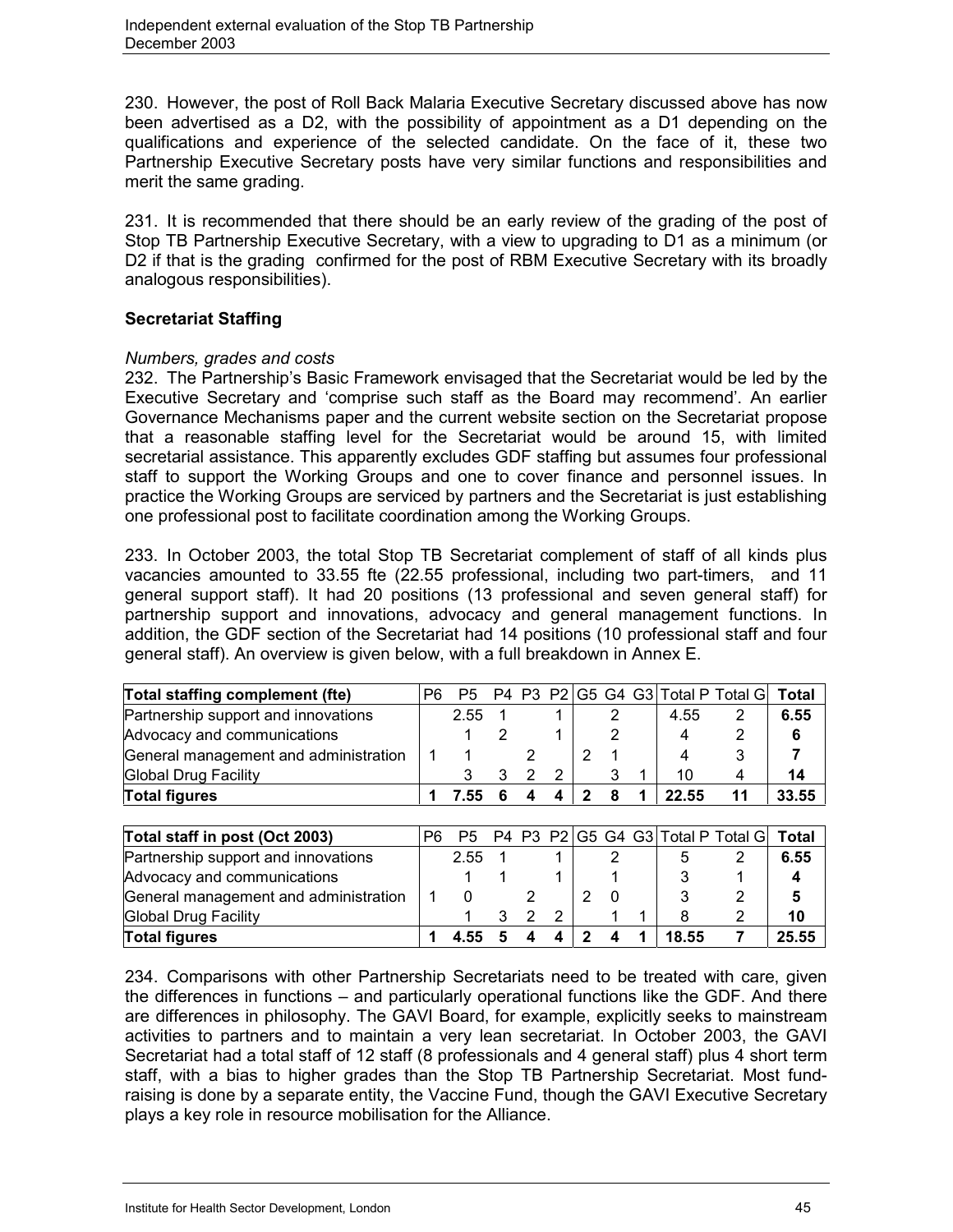230. However, the post of Roll Back Malaria Executive Secretary discussed above has now been advertised as a D2, with the possibility of appointment as a D1 depending on the qualifications and experience of the selected candidate. On the face of it, these two Partnership Executive Secretary posts have very similar functions and responsibilities and merit the same grading.

231. It is recommended that there should be an early review of the grading of the post of Stop TB Partnership Executive Secretary, with a view to upgrading to D1 as a minimum (or D2 if that is the grading confirmed for the post of RBM Executive Secretary with its broadly analogous responsibilities).

### Secretariat Staffing

*Numbers, grades and costs*

232. The Partnership's Basic Framework envisaged that the Secretariat would be led by the Executive Secretary and 'comprise such staff as the Board may recommend'. An earlier Governance Mechanisms paper and the current website section on the Secretariat propose that a reasonable staffing level for the Secretariat would be around 15, with limited secretarial assistance. This apparently excludes GDF staffing but assumes four professional staff to support the Working Groups and one to cover finance and personnel issues. In practice the Working Groups are serviced by partners and the Secretariat is just establishing one professional post to facilitate coordination among the Working Groups.

233. In October 2003, the total Stop TB Secretariat complement of staff of all kinds plus vacancies amounted to 33.55 fte (22.55 professional, including two part-timers, and 11 general support staff). It had 20 positions (13 professional and seven general staff) for partnership support and innovations, advocacy and general management functions. In addition, the GDF section of the Secretariat had 14 positions (10 professional staff and four general staff). An overview is given below, with a full breakdown in Annex E.

| Total staffing complement (fte) | P6 | P5 | P4 | P3 | P2 | G5 | G4 | G3 | Total P | Total G | Total |
|---|---|---|---|---|---|---|---|---|---|---|---|
| Partnership support and innovations | | 2.55 | 1 | | 1 | | 2 | | 4.55 | 2 | **6.55** |
| Advocacy and communications | | 1 | 2 | | 1 | | 2 | | 4 | 2 | **6** |
| General management and administration | 1 | 1 | | 2 | | 2 | 1 | | 4 | 3 | **7** |
| Global Drug Facility | | 3 | 3 | 2 | 2 | | 3 | 1 | 10 | 4 | **14** |
| **Total figures** | **1** | **7.55** | **6** | **4** | **4** | **2** | **8** | **1** | **22.55** | **11** | **33.55** |

| Total staff in post (Oct 2003) | P6 | P5 | P4 | P3 | P2 | G5 | G4 | G3 | Total P | Total G | Total |
|---|---|---|---|---|---|---|---|---|---|---|---|
| Partnership support and innovations | | 2.55 | 1 | | 1 | | 2 | | 5 | 2 | **6.55** |
| Advocacy and communications | | 1 | 1 | | 1 | | 1 | | 3 | 1 | **4** |
| General management and administration | 1 | 0 | | 2 | | 2 | 0 | | 3 | 2 | **5** |
| Global Drug Facility | | 1 | 3 | 2 | 2 | | 1 | 1 | 8 | 2 | **10** |
| **Total figures** | **1** | **4.55** | **5** | **4** | **4** | **2** | **4** | **1** | **18.55** | **7** | **25.55** |

234. Comparisons with other Partnership Secretariats need to be treated with care, given the differences in functions – and particularly operational functions like the GDF. And there are differences in philosophy. The GAVI Board, for example, explicitly seeks to mainstream activities to partners and to maintain a very lean secretariat. In October 2003, the GAVI Secretariat had a total staff of 12 staff (8 professionals and 4 general staff) plus 4 short term staff, with a bias to higher grades than the Stop TB Partnership Secretariat. Most fund-raising is done by a separate entity, the Vaccine Fund, though the GAVI Executive Secretary plays a key role in resource mobilisation for the Alliance.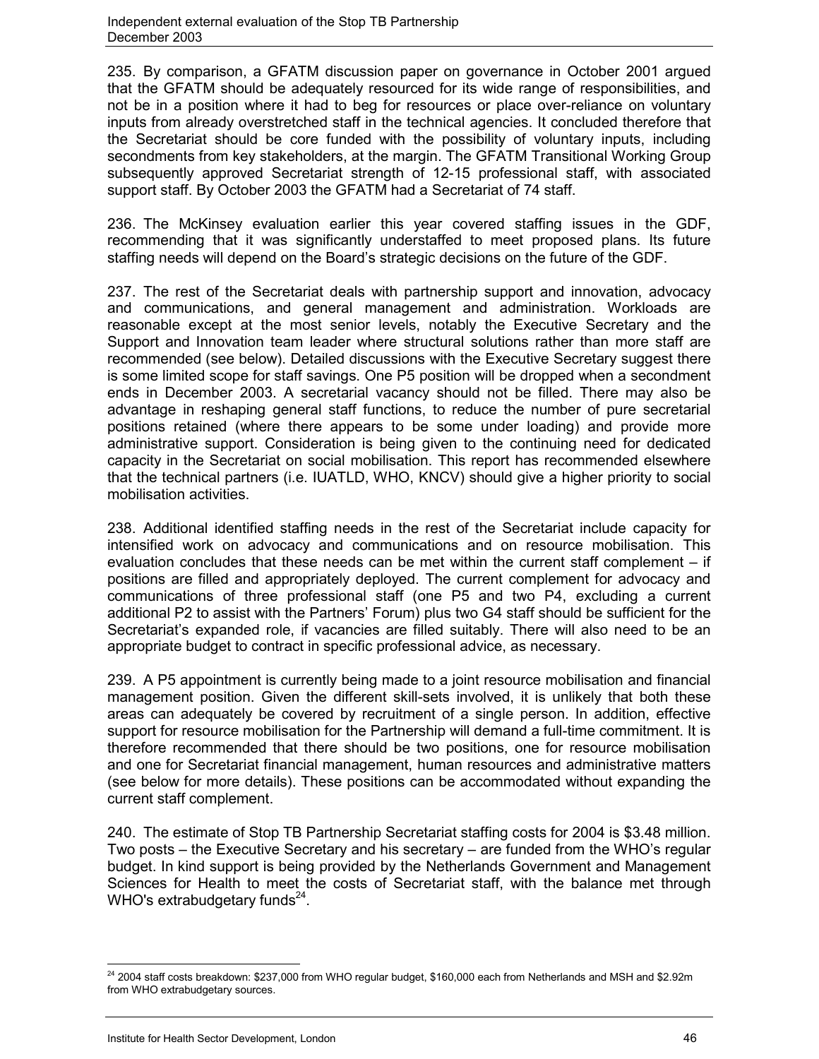235. By comparison, a GFATM discussion paper on governance in October 2001 argued that the GFATM should be adequately resourced for its wide range of responsibilities, and not be in a position where it had to beg for resources or place over-reliance on voluntary inputs from already overstretched staff in the technical agencies. It concluded therefore that the Secretariat should be core funded with the possibility of voluntary inputs, including secondments from key stakeholders, at the margin. The GFATM Transitional Working Group subsequently approved Secretariat strength of 12-15 professional staff, with associated support staff. By October 2003 the GFATM had a Secretariat of 74 staff.

236. The McKinsey evaluation earlier this year covered staffing issues in the GDF, recommending that it was significantly understaffed to meet proposed plans. Its future staffing needs will depend on the Board's strategic decisions on the future of the GDF.

237. The rest of the Secretariat deals with partnership support and innovation, advocacy and communications, and general management and administration. Workloads are reasonable except at the most senior levels, notably the Executive Secretary and the Support and Innovation team leader where structural solutions rather than more staff are recommended (see below). Detailed discussions with the Executive Secretary suggest there is some limited scope for staff savings. One P5 position will be dropped when a secondment ends in December 2003. A secretarial vacancy should not be filled. There may also be advantage in reshaping general staff functions, to reduce the number of pure secretarial positions retained (where there appears to be some under loading) and provide more administrative support. Consideration is being given to the continuing need for dedicated capacity in the Secretariat on social mobilisation. This report has recommended elsewhere that the technical partners (i.e. IUATLD, WHO, KNCV) should give a higher priority to social mobilisation activities.

238. Additional identified staffing needs in the rest of the Secretariat include capacity for intensified work on advocacy and communications and on resource mobilisation. This evaluation concludes that these needs can be met within the current staff complement – if positions are filled and appropriately deployed. The current complement for advocacy and communications of three professional staff (one P5 and two P4, excluding a current additional P2 to assist with the Partners' Forum) plus two G4 staff should be sufficient for the Secretariat's expanded role, if vacancies are filled suitably. There will also need to be an appropriate budget to contract in specific professional advice, as necessary.

239. A P5 appointment is currently being made to a joint resource mobilisation and financial management position. Given the different skill-sets involved, it is unlikely that both these areas can adequately be covered by recruitment of a single person. In addition, effective support for resource mobilisation for the Partnership will demand a full-time commitment. It is therefore recommended that there should be two positions, one for resource mobilisation and one for Secretariat financial management, human resources and administrative matters (see below for more details). These positions can be accommodated without expanding the current staff complement.

240. The estimate of Stop TB Partnership Secretariat staffing costs for 2004 is \$3.48 million. Two posts – the Executive Secretary and his secretary – are funded from the WHO's regular budget. In kind support is being provided by the Netherlands Government and Management Sciences for Health to meet the costs of Secretariat staff, with the balance met through WHO's extrabudgetary funds[24].

---

[24] 2004 staff costs breakdown: \$237,000 from WHO regular budget, \$160,000 each from Netherlands and MSH and \$2.92m from WHO extrabudgetary sources.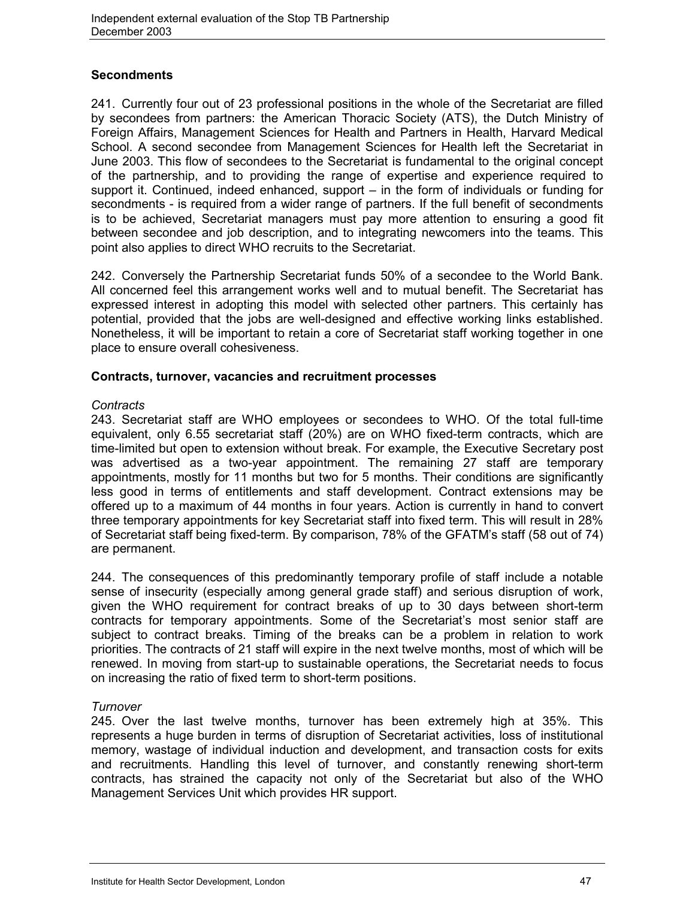### Secondments

241. Currently four out of 23 professional positions in the whole of the Secretariat are filled by secondees from partners: the American Thoracic Society (ATS), the Dutch Ministry of Foreign Affairs, Management Sciences for Health and Partners in Health, Harvard Medical School. A second secondee from Management Sciences for Health left the Secretariat in June 2003. This flow of secondees to the Secretariat is fundamental to the original concept of the partnership, and to providing the range of expertise and experience required to support it. Continued, indeed enhanced, support – in the form of individuals or funding for secondments - is required from a wider range of partners. If the full benefit of secondments is to be achieved, Secretariat managers must pay more attention to ensuring a good fit between secondee and job description, and to integrating newcomers into the teams. This point also applies to direct WHO recruits to the Secretariat.

242. Conversely the Partnership Secretariat funds 50% of a secondee to the World Bank. All concerned feel this arrangement works well and to mutual benefit. The Secretariat has expressed interest in adopting this model with selected other partners. This certainly has potential, provided that the jobs are well-designed and effective working links established. Nonetheless, it will be important to retain a core of Secretariat staff working together in one place to ensure overall cohesiveness.

### Contracts, turnover, vacancies and recruitment processes

*Contracts*

243. Secretariat staff are WHO employees or secondees to WHO. Of the total full-time equivalent, only 6.55 secretariat staff (20%) are on WHO fixed-term contracts, which are time-limited but open to extension without break. For example, the Executive Secretary post was advertised as a two-year appointment. The remaining 27 staff are temporary appointments, mostly for 11 months but two for 5 months. Their conditions are significantly less good in terms of entitlements and staff development. Contract extensions may be offered up to a maximum of 44 months in four years. Action is currently in hand to convert three temporary appointments for key Secretariat staff into fixed term. This will result in 28% of Secretariat staff being fixed-term. By comparison, 78% of the GFATM's staff (58 out of 74) are permanent.

244. The consequences of this predominantly temporary profile of staff include a notable sense of insecurity (especially among general grade staff) and serious disruption of work, given the WHO requirement for contract breaks of up to 30 days between short-term contracts for temporary appointments. Some of the Secretariat's most senior staff are subject to contract breaks. Timing of the breaks can be a problem in relation to work priorities. The contracts of 21 staff will expire in the next twelve months, most of which will be renewed. In moving from start-up to sustainable operations, the Secretariat needs to focus on increasing the ratio of fixed term to short-term positions.

*Turnover*

245. Over the last twelve months, turnover has been extremely high at 35%. This represents a huge burden in terms of disruption of Secretariat activities, loss of institutional memory, wastage of individual induction and development, and transaction costs for exits and recruitments. Handling this level of turnover, and constantly renewing short-term contracts, has strained the capacity not only of the Secretariat but also of the WHO Management Services Unit which provides HR support.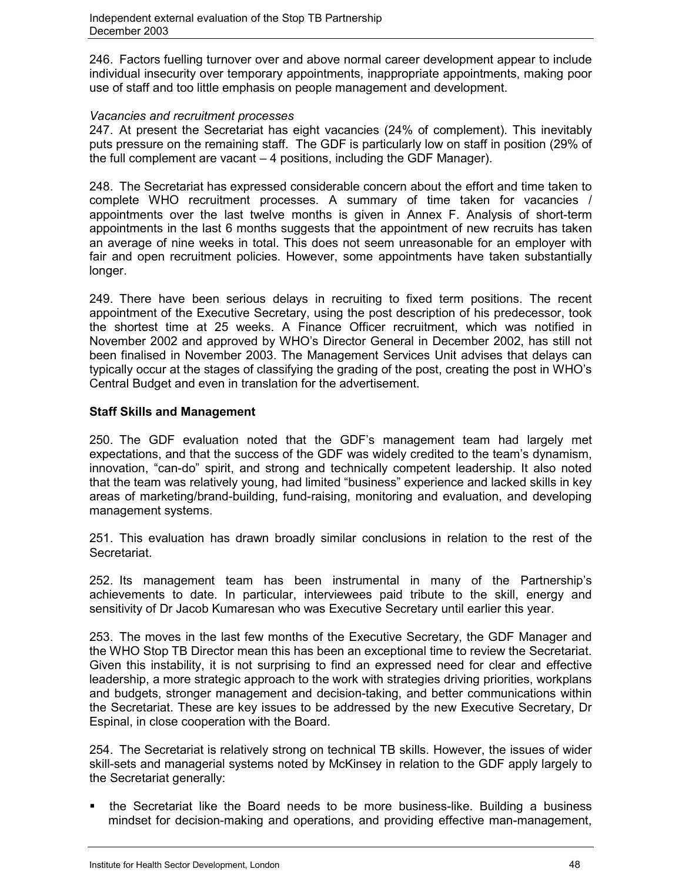246. Factors fuelling turnover over and above normal career development appear to include individual insecurity over temporary appointments, inappropriate appointments, making poor use of staff and too little emphasis on people management and development.

*Vacancies and recruitment processes*

247. At present the Secretariat has eight vacancies (24% of complement). This inevitably puts pressure on the remaining staff. The GDF is particularly low on staff in position (29% of the full complement are vacant – 4 positions, including the GDF Manager).

248. The Secretariat has expressed considerable concern about the effort and time taken to complete WHO recruitment processes. A summary of time taken for vacancies / appointments over the last twelve months is given in Annex F. Analysis of short-term appointments in the last 6 months suggests that the appointment of new recruits has taken an average of nine weeks in total. This does not seem unreasonable for an employer with fair and open recruitment policies. However, some appointments have taken substantially longer.

249. There have been serious delays in recruiting to fixed term positions. The recent appointment of the Executive Secretary, using the post description of his predecessor, took the shortest time at 25 weeks. A Finance Officer recruitment, which was notified in November 2002 and approved by WHO's Director General in December 2002, has still not been finalised in November 2003. The Management Services Unit advises that delays can typically occur at the stages of classifying the grading of the post, creating the post in WHO's Central Budget and even in translation for the advertisement.

**Staff Skills and Management**

250. The GDF evaluation noted that the GDF's management team had largely met expectations, and that the success of the GDF was widely credited to the team's dynamism, innovation, "can-do" spirit, and strong and technically competent leadership. It also noted that the team was relatively young, had limited "business" experience and lacked skills in key areas of marketing/brand-building, fund-raising, monitoring and evaluation, and developing management systems.

251. This evaluation has drawn broadly similar conclusions in relation to the rest of the Secretariat.

252. Its management team has been instrumental in many of the Partnership's achievements to date. In particular, interviewees paid tribute to the skill, energy and sensitivity of Dr Jacob Kumaresan who was Executive Secretary until earlier this year.

253. The moves in the last few months of the Executive Secretary, the GDF Manager and the WHO Stop TB Director mean this has been an exceptional time to review the Secretariat. Given this instability, it is not surprising to find an expressed need for clear and effective leadership, a more strategic approach to the work with strategies driving priorities, workplans and budgets, stronger management and decision-taking, and better communications within the Secretariat. These are key issues to be addressed by the new Executive Secretary, Dr Espinal, in close cooperation with the Board.

254. The Secretariat is relatively strong on technical TB skills. However, the issues of wider skill-sets and managerial systems noted by McKinsey in relation to the GDF apply largely to the Secretariat generally:

- the Secretariat like the Board needs to be more business-like. Building a business mindset for decision-making and operations, and providing effective man-management,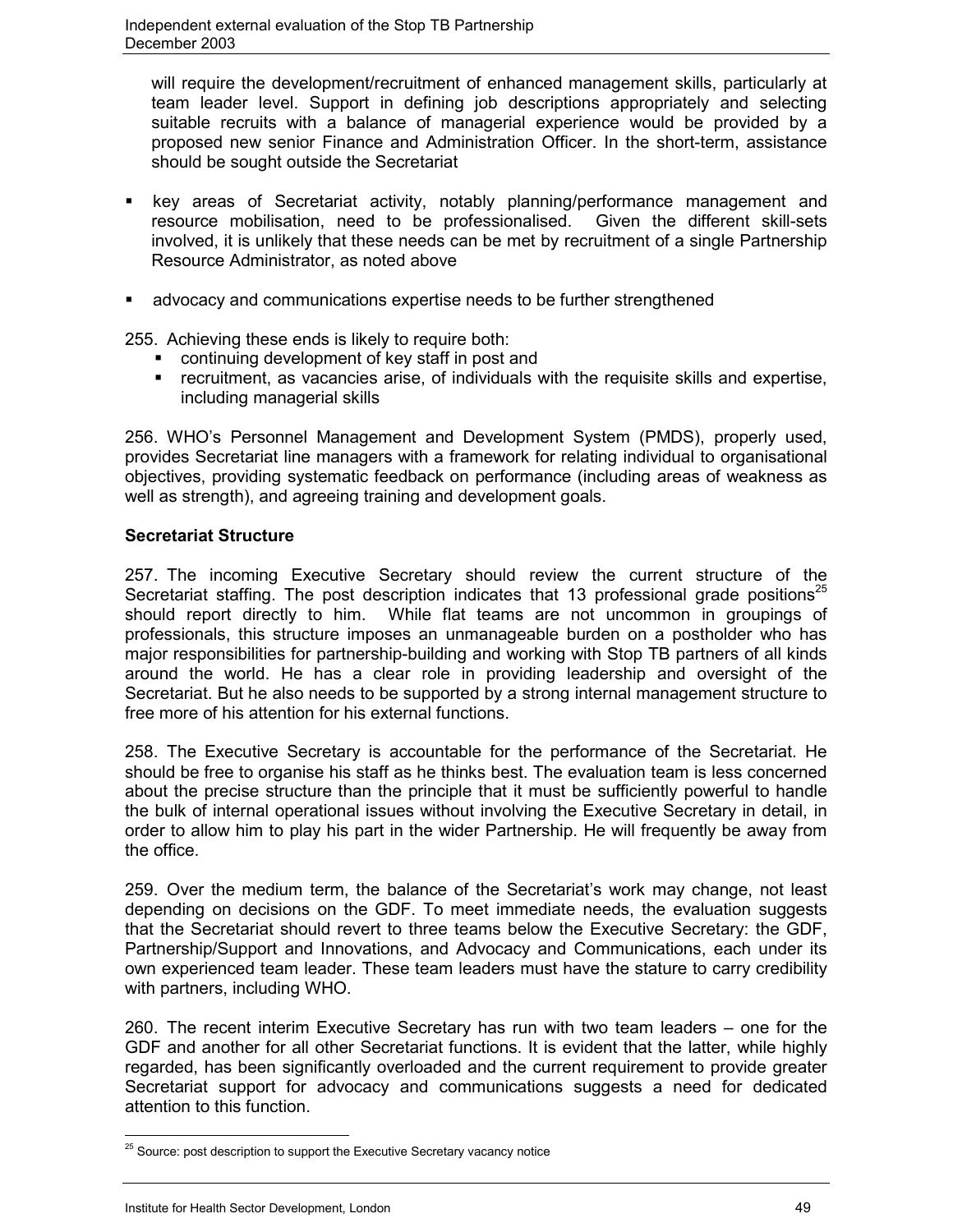will require the development/recruitment of enhanced management skills, particularly at team leader level. Support in defining job descriptions appropriately and selecting suitable recruits with a balance of managerial experience would be provided by a proposed new senior Finance and Administration Officer. In the short-term, assistance should be sought outside the Secretariat

- key areas of Secretariat activity, notably planning/performance management and resource mobilisation, need to be professionalised. Given the different skill-sets involved, it is unlikely that these needs can be met by recruitment of a single Partnership Resource Administrator, as noted above

- advocacy and communications expertise needs to be further strengthened

255. Achieving these ends is likely to require both:
   - continuing development of key staff in post and
   - recruitment, as vacancies arise, of individuals with the requisite skills and expertise, including managerial skills

256. WHO's Personnel Management and Development System (PMDS), properly used, provides Secretariat line managers with a framework for relating individual to organisational objectives, providing systematic feedback on performance (including areas of weakness as well as strength), and agreeing training and development goals.

**Secretariat Structure**

257. The incoming Executive Secretary should review the current structure of the Secretariat staffing. The post description indicates that 13 professional grade positions[25] should report directly to him. While flat teams are not uncommon in groupings of professionals, this structure imposes an unmanageable burden on a postholder who has major responsibilities for partnership-building and working with Stop TB partners of all kinds around the world. He has a clear role in providing leadership and oversight of the Secretariat. But he also needs to be supported by a strong internal management structure to free more of his attention for his external functions.

258. The Executive Secretary is accountable for the performance of the Secretariat. He should be free to organise his staff as he thinks best. The evaluation team is less concerned about the precise structure than the principle that it must be sufficiently powerful to handle the bulk of internal operational issues without involving the Executive Secretary in detail, in order to allow him to play his part in the wider Partnership. He will frequently be away from the office.

259. Over the medium term, the balance of the Secretariat's work may change, not least depending on decisions on the GDF. To meet immediate needs, the evaluation suggests that the Secretariat should revert to three teams below the Executive Secretary: the GDF, Partnership/Support and Innovations, and Advocacy and Communications, each under its own experienced team leader. These team leaders must have the stature to carry credibility with partners, including WHO.

260. The recent interim Executive Secretary has run with two team leaders – one for the GDF and another for all other Secretariat functions. It is evident that the latter, while highly regarded, has been significantly overloaded and the current requirement to provide greater Secretariat support for advocacy and communications suggests a need for dedicated attention to this function.

[25] Source: post description to support the Executive Secretary vacancy notice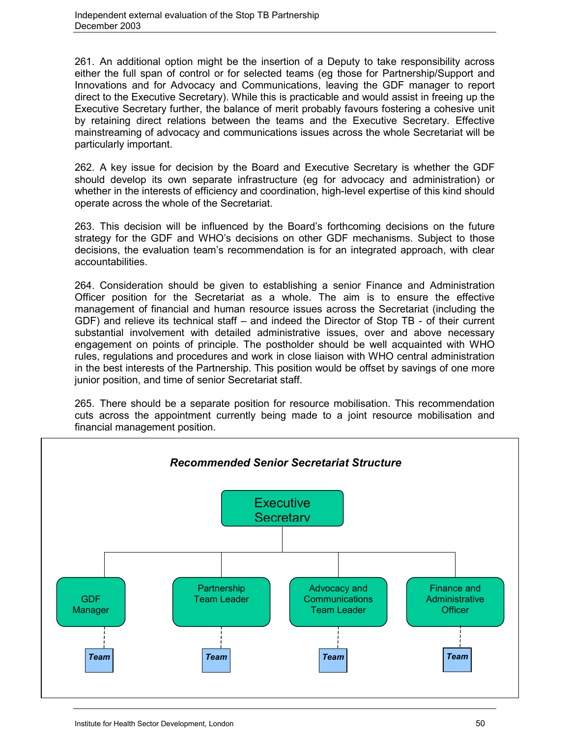261. An additional option might be the insertion of a Deputy to take responsibility across either the full span of control or for selected teams (eg those for Partnership/Support and Innovations and for Advocacy and Communications, leaving the GDF manager to report direct to the Executive Secretary). While this is practicable and would assist in freeing up the Executive Secretary further, the balance of merit probably favours fostering a cohesive unit by retaining direct relations between the teams and the Executive Secretary. Effective mainstreaming of advocacy and communications issues across the whole Secretariat will be particularly important.

262. A key issue for decision by the Board and Executive Secretary is whether the GDF should develop its own separate infrastructure (eg for advocacy and administration) or whether in the interests of efficiency and coordination, high-level expertise of this kind should operate across the whole of the Secretariat.

263. This decision will be influenced by the Board's forthcoming decisions on the future strategy for the GDF and WHO's decisions on other GDF mechanisms. Subject to those decisions, the evaluation team's recommendation is for an integrated approach, with clear accountabilities.

264. Consideration should be given to establishing a senior Finance and Administration Officer position for the Secretariat as a whole. The aim is to ensure the effective management of financial and human resource issues across the Secretariat (including the GDF) and relieve its technical staff – and indeed the Director of Stop TB - of their current substantial involvement with detailed administrative issues, over and above necessary engagement on points of principle. The postholder should be well acquainted with WHO rules, regulations and procedures and work in close liaison with WHO central administration in the best interests of the Partnership. This position would be offset by savings of one more junior position, and time of senior Secretariat staff.

265. There should be a separate position for resource mobilisation. This recommendation cuts across the appointment currently being made to a joint resource mobilisation and financial management position.

***Recommended Senior Secretariat Structure***

Executive Secretary

- GDF Manager
  - Team
- Partnership Team Leader
  - Team
- Advocacy and Communications Team Leader
  - Team
- Finance and Administrative Officer
  - Team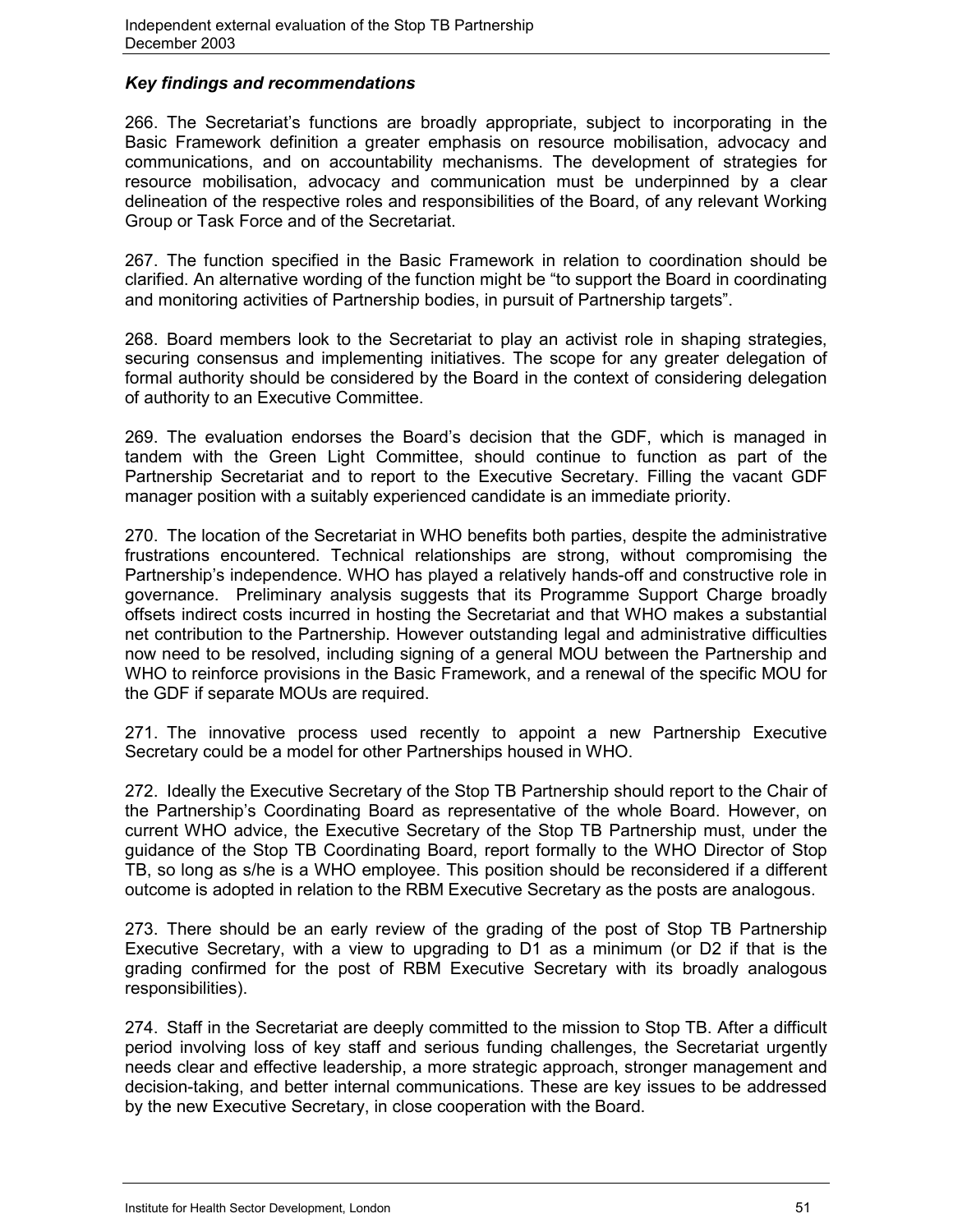### *Key findings and recommendations*

266. The Secretariat's functions are broadly appropriate, subject to incorporating in the Basic Framework definition a greater emphasis on resource mobilisation, advocacy and communications, and on accountability mechanisms. The development of strategies for resource mobilisation, advocacy and communication must be underpinned by a clear delineation of the respective roles and responsibilities of the Board, of any relevant Working Group or Task Force and of the Secretariat.

267. The function specified in the Basic Framework in relation to coordination should be clarified. An alternative wording of the function might be "to support the Board in coordinating and monitoring activities of Partnership bodies, in pursuit of Partnership targets".

268. Board members look to the Secretariat to play an activist role in shaping strategies, securing consensus and implementing initiatives. The scope for any greater delegation of formal authority should be considered by the Board in the context of considering delegation of authority to an Executive Committee.

269. The evaluation endorses the Board's decision that the GDF, which is managed in tandem with the Green Light Committee, should continue to function as part of the Partnership Secretariat and to report to the Executive Secretary. Filling the vacant GDF manager position with a suitably experienced candidate is an immediate priority.

270. The location of the Secretariat in WHO benefits both parties, despite the administrative frustrations encountered. Technical relationships are strong, without compromising the Partnership's independence. WHO has played a relatively hands-off and constructive role in governance. Preliminary analysis suggests that its Programme Support Charge broadly offsets indirect costs incurred in hosting the Secretariat and that WHO makes a substantial net contribution to the Partnership. However outstanding legal and administrative difficulties now need to be resolved, including signing of a general MOU between the Partnership and WHO to reinforce provisions in the Basic Framework, and a renewal of the specific MOU for the GDF if separate MOUs are required.

271. The innovative process used recently to appoint a new Partnership Executive Secretary could be a model for other Partnerships housed in WHO.

272. Ideally the Executive Secretary of the Stop TB Partnership should report to the Chair of the Partnership's Coordinating Board as representative of the whole Board. However, on current WHO advice, the Executive Secretary of the Stop TB Partnership must, under the guidance of the Stop TB Coordinating Board, report formally to the WHO Director of Stop TB, so long as s/he is a WHO employee. This position should be reconsidered if a different outcome is adopted in relation to the RBM Executive Secretary as the posts are analogous.

273. There should be an early review of the grading of the post of Stop TB Partnership Executive Secretary, with a view to upgrading to D1 as a minimum (or D2 if that is the grading confirmed for the post of RBM Executive Secretary with its broadly analogous responsibilities).

274. Staff in the Secretariat are deeply committed to the mission to Stop TB. After a difficult period involving loss of key staff and serious funding challenges, the Secretariat urgently needs clear and effective leadership, a more strategic approach, stronger management and decision-taking, and better internal communications. These are key issues to be addressed by the new Executive Secretary, in close cooperation with the Board.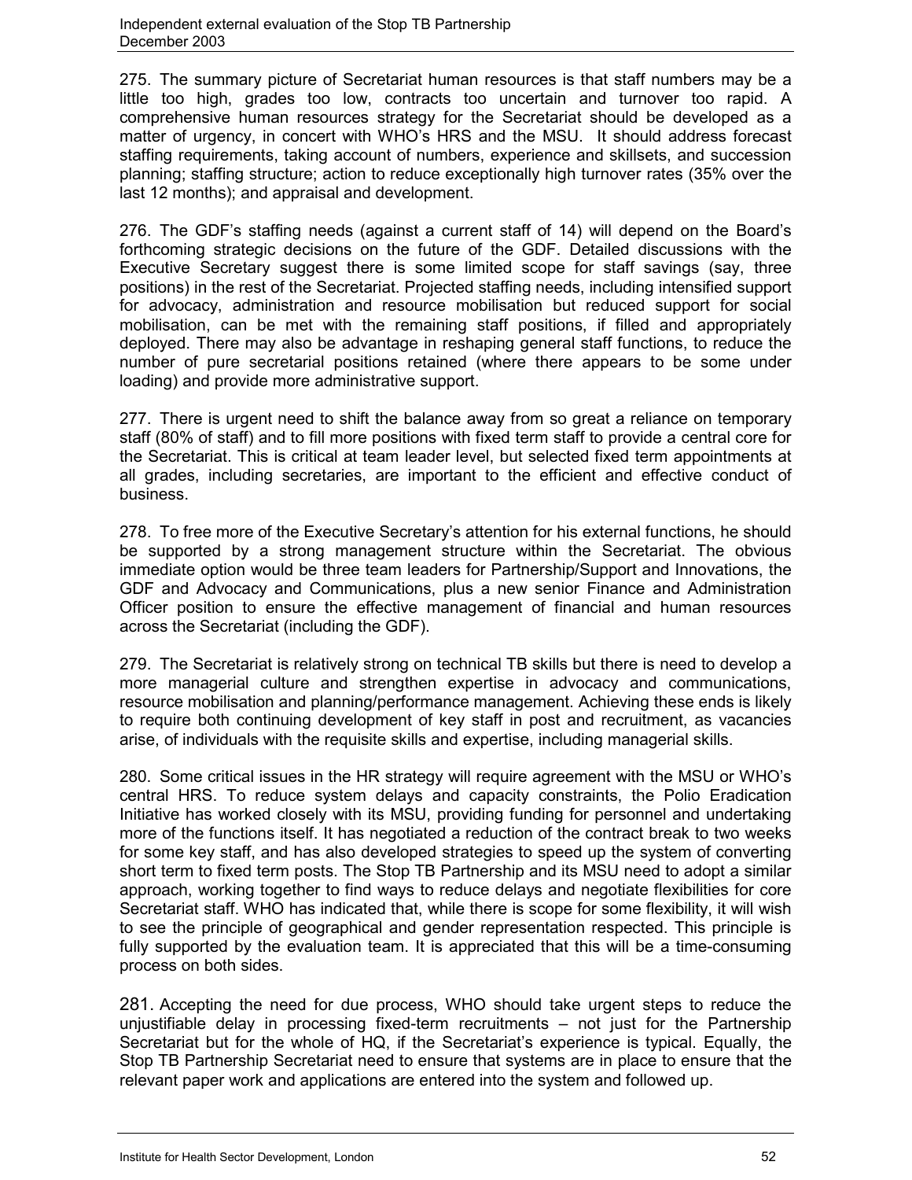275. The summary picture of Secretariat human resources is that staff numbers may be a little too high, grades too low, contracts too uncertain and turnover too rapid. A comprehensive human resources strategy for the Secretariat should be developed as a matter of urgency, in concert with WHO's HRS and the MSU. It should address forecast staffing requirements, taking account of numbers, experience and skillsets, and succession planning; staffing structure; action to reduce exceptionally high turnover rates (35% over the last 12 months); and appraisal and development.

276. The GDF's staffing needs (against a current staff of 14) will depend on the Board's forthcoming strategic decisions on the future of the GDF. Detailed discussions with the Executive Secretary suggest there is some limited scope for staff savings (say, three positions) in the rest of the Secretariat. Projected staffing needs, including intensified support for advocacy, administration and resource mobilisation but reduced support for social mobilisation, can be met with the remaining staff positions, if filled and appropriately deployed. There may also be advantage in reshaping general staff functions, to reduce the number of pure secretarial positions retained (where there appears to be some under loading) and provide more administrative support.

277. There is urgent need to shift the balance away from so great a reliance on temporary staff (80% of staff) and to fill more positions with fixed term staff to provide a central core for the Secretariat. This is critical at team leader level, but selected fixed term appointments at all grades, including secretaries, are important to the efficient and effective conduct of business.

278. To free more of the Executive Secretary's attention for his external functions, he should be supported by a strong management structure within the Secretariat. The obvious immediate option would be three team leaders for Partnership/Support and Innovations, the GDF and Advocacy and Communications, plus a new senior Finance and Administration Officer position to ensure the effective management of financial and human resources across the Secretariat (including the GDF).

279. The Secretariat is relatively strong on technical TB skills but there is need to develop a more managerial culture and strengthen expertise in advocacy and communications, resource mobilisation and planning/performance management. Achieving these ends is likely to require both continuing development of key staff in post and recruitment, as vacancies arise, of individuals with the requisite skills and expertise, including managerial skills.

280. Some critical issues in the HR strategy will require agreement with the MSU or WHO's central HRS. To reduce system delays and capacity constraints, the Polio Eradication Initiative has worked closely with its MSU, providing funding for personnel and undertaking more of the functions itself. It has negotiated a reduction of the contract break to two weeks for some key staff, and has also developed strategies to speed up the system of converting short term to fixed term posts. The Stop TB Partnership and its MSU need to adopt a similar approach, working together to find ways to reduce delays and negotiate flexibilities for core Secretariat staff. WHO has indicated that, while there is scope for some flexibility, it will wish to see the principle of geographical and gender representation respected. This principle is fully supported by the evaluation team. It is appreciated that this will be a time-consuming process on both sides.

281. Accepting the need for due process, WHO should take urgent steps to reduce the unjustifiable delay in processing fixed-term recruitments – not just for the Partnership Secretariat but for the whole of HQ, if the Secretariat's experience is typical. Equally, the Stop TB Partnership Secretariat need to ensure that systems are in place to ensure that the relevant paper work and applications are entered into the system and followed up.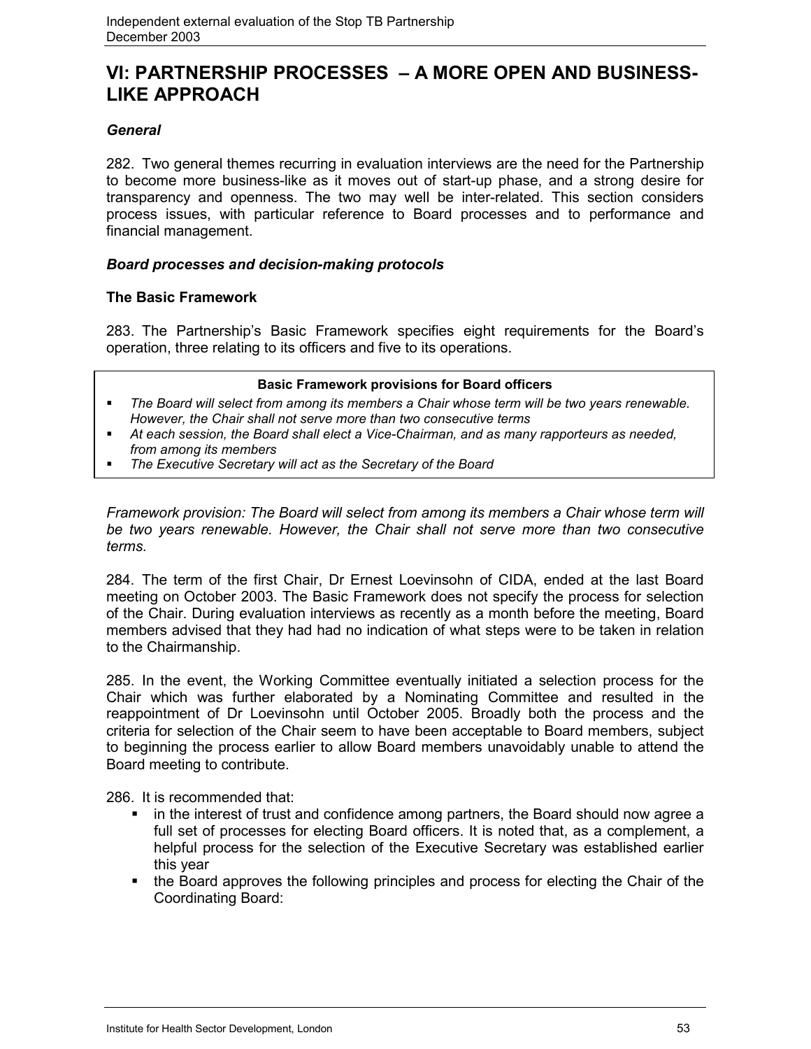# VI: PARTNERSHIP PROCESSES – A MORE OPEN AND BUSINESS-LIKE APPROACH

### *General*

282. Two general themes recurring in evaluation interviews are the need for the Partnership to become more business-like as it moves out of start-up phase, and a strong desire for transparency and openness. The two may well be inter-related. This section considers process issues, with particular reference to Board processes and to performance and financial management.

### *Board processes and decision-making protocols*

#### The Basic Framework

283. The Partnership's Basic Framework specifies eight requirements for the Board's operation, three relating to its officers and five to its operations.

> **Basic Framework provisions for Board officers**
>
> - *The Board will select from among its members a Chair whose term will be two years renewable. However, the Chair shall not serve more than two consecutive terms*
> - *At each session, the Board shall elect a Vice-Chairman, and as many rapporteurs as needed, from among its members*
> - *The Executive Secretary will act as the Secretary of the Board*

*Framework provision: The Board will select from among its members a Chair whose term will be two years renewable. However, the Chair shall not serve more than two consecutive terms.*

284. The term of the first Chair, Dr Ernest Loevinsohn of CIDA, ended at the last Board meeting on October 2003. The Basic Framework does not specify the process for selection of the Chair. During evaluation interviews as recently as a month before the meeting, Board members advised that they had had no indication of what steps were to be taken in relation to the Chairmanship.

285. In the event, the Working Committee eventually initiated a selection process for the Chair which was further elaborated by a Nominating Committee and resulted in the reappointment of Dr Loevinsohn until October 2005. Broadly both the process and the criteria for selection of the Chair seem to have been acceptable to Board members, subject to beginning the process earlier to allow Board members unavoidably unable to attend the Board meeting to contribute.

286. It is recommended that:

- in the interest of trust and confidence among partners, the Board should now agree a full set of processes for electing Board officers. It is noted that, as a complement, a helpful process for the selection of the Executive Secretary was established earlier this year
- the Board approves the following principles and process for electing the Chair of the Coordinating Board: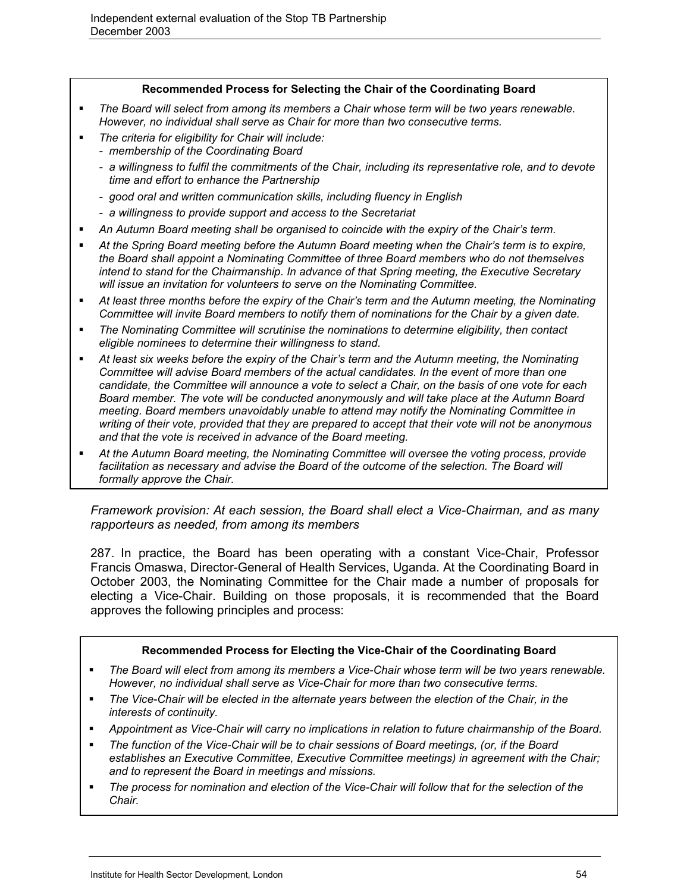**Recommended Process for Selecting the Chair of the Coordinating Board**

- *The Board will select from among its members a Chair whose term will be two years renewable. However, no individual shall serve as Chair for more than two consecutive terms.*
- *The criteria for eligibility for Chair will include:*
  - *membership of the Coordinating Board*
  - *a willingness to fulfil the commitments of the Chair, including its representative role, and to devote time and effort to enhance the Partnership*
  - *good oral and written communication skills, including fluency in English*
  - *a willingness to provide support and access to the Secretariat*
- *An Autumn Board meeting shall be organised to coincide with the expiry of the Chair's term.*
- *At the Spring Board meeting before the Autumn Board meeting when the Chair's term is to expire, the Board shall appoint a Nominating Committee of three Board members who do not themselves intend to stand for the Chairmanship. In advance of that Spring meeting, the Executive Secretary will issue an invitation for volunteers to serve on the Nominating Committee.*
- *At least three months before the expiry of the Chair's term and the Autumn meeting, the Nominating Committee will invite Board members to notify them of nominations for the Chair by a given date.*
- *The Nominating Committee will scrutinise the nominations to determine eligibility, then contact eligible nominees to determine their willingness to stand.*
- *At least six weeks before the expiry of the Chair's term and the Autumn meeting, the Nominating Committee will advise Board members of the actual candidates. In the event of more than one candidate, the Committee will announce a vote to select a Chair, on the basis of one vote for each Board member. The vote will be conducted anonymously and will take place at the Autumn Board meeting. Board members unavoidably unable to attend may notify the Nominating Committee in writing of their vote, provided that they are prepared to accept that their vote will not be anonymous and that the vote is received in advance of the Board meeting.*
- *At the Autumn Board meeting, the Nominating Committee will oversee the voting process, provide facilitation as necessary and advise the Board of the outcome of the selection. The Board will formally approve the Chair.*

*Framework provision: At each session, the Board shall elect a Vice-Chairman, and as many rapporteurs as needed, from among its members*

287. In practice, the Board has been operating with a constant Vice-Chair, Professor Francis Omaswa, Director-General of Health Services, Uganda. At the Coordinating Board in October 2003, the Nominating Committee for the Chair made a number of proposals for electing a Vice-Chair. Building on those proposals, it is recommended that the Board approves the following principles and process:

**Recommended Process for Electing the Vice-Chair of the Coordinating Board**

- *The Board will elect from among its members a Vice-Chair whose term will be two years renewable. However, no individual shall serve as Vice-Chair for more than two consecutive terms.*
- *The Vice-Chair will be elected in the alternate years between the election of the Chair, in the interests of continuity.*
- *Appointment as Vice-Chair will carry no implications in relation to future chairmanship of the Board.*
- *The function of the Vice-Chair will be to chair sessions of Board meetings, (or, if the Board establishes an Executive Committee, Executive Committee meetings) in agreement with the Chair; and to represent the Board in meetings and missions.*
- *The process for nomination and election of the Vice-Chair will follow that for the selection of the Chair.*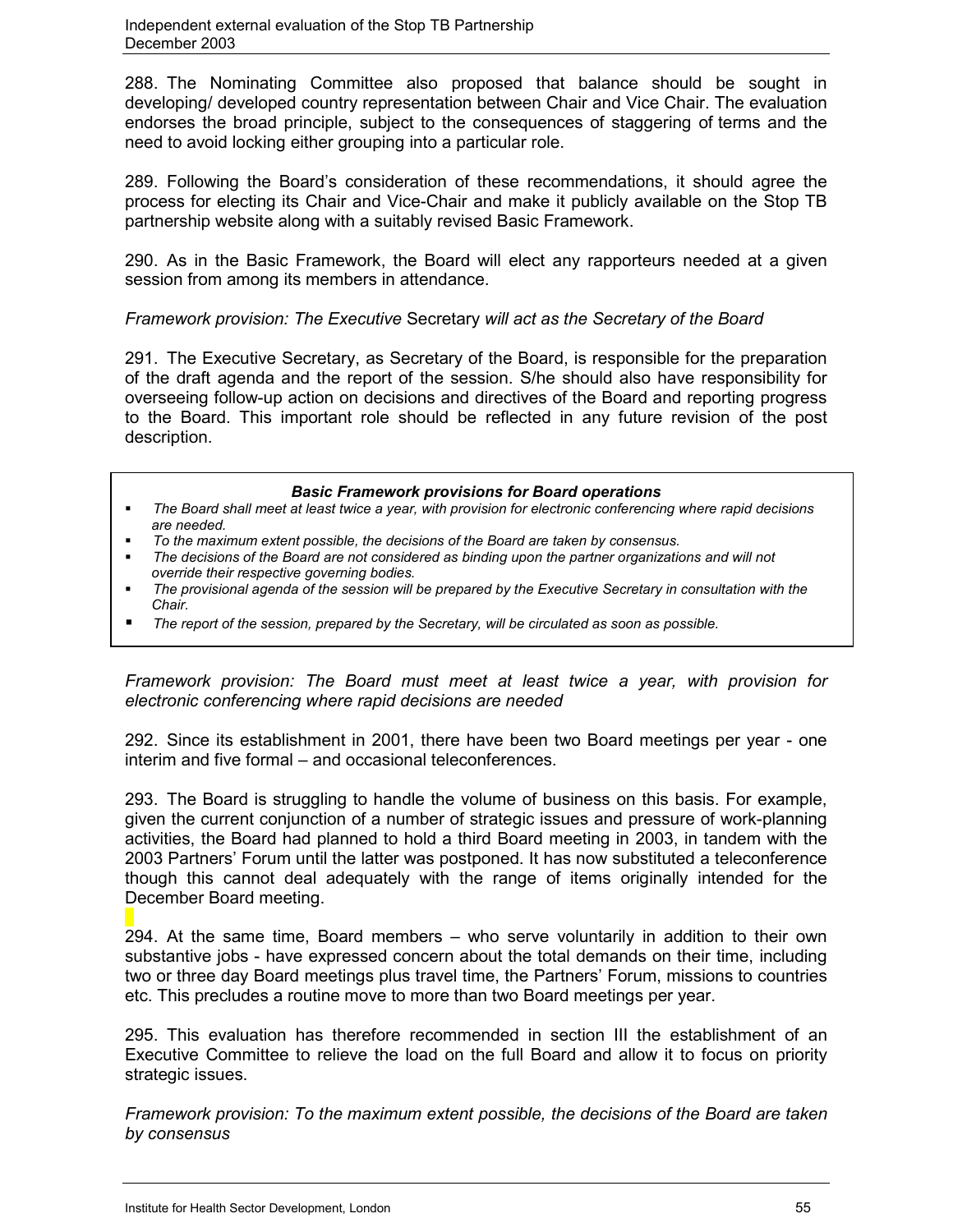288. The Nominating Committee also proposed that balance should be sought in developing/ developed country representation between Chair and Vice Chair. The evaluation endorses the broad principle, subject to the consequences of staggering of terms and the need to avoid locking either grouping into a particular role.

289. Following the Board's consideration of these recommendations, it should agree the process for electing its Chair and Vice-Chair and make it publicly available on the Stop TB partnership website along with a suitably revised Basic Framework.

290. As in the Basic Framework, the Board will elect any rapporteurs needed at a given session from among its members in attendance.

*Framework provision: The Executive* Secretary *will act as the Secretary of the Board*

291. The Executive Secretary, as Secretary of the Board, is responsible for the preparation of the draft agenda and the report of the session. S/he should also have responsibility for overseeing follow-up action on decisions and directives of the Board and reporting progress to the Board. This important role should be reflected in any future revision of the post description.

> ***Basic Framework provisions for Board operations***
>
> - *The Board shall meet at least twice a year, with provision for electronic conferencing where rapid decisions are needed.*
> - *To the maximum extent possible, the decisions of the Board are taken by consensus.*
> - *The decisions of the Board are not considered as binding upon the partner organizations and will not override their respective governing bodies.*
> - *The provisional agenda of the session will be prepared by the Executive Secretary in consultation with the Chair.*
> - *The report of the session, prepared by the Secretary, will be circulated as soon as possible.*

*Framework provision: The Board must meet at least twice a year, with provision for electronic conferencing where rapid decisions are needed*

292. Since its establishment in 2001, there have been two Board meetings per year - one interim and five formal – and occasional teleconferences.

293. The Board is struggling to handle the volume of business on this basis. For example, given the current conjunction of a number of strategic issues and pressure of work-planning activities, the Board had planned to hold a third Board meeting in 2003, in tandem with the 2003 Partners' Forum until the latter was postponed. It has now substituted a teleconference though this cannot deal adequately with the range of items originally intended for the December Board meeting.

294. At the same time, Board members – who serve voluntarily in addition to their own substantive jobs - have expressed concern about the total demands on their time, including two or three day Board meetings plus travel time, the Partners' Forum, missions to countries etc. This precludes a routine move to more than two Board meetings per year.

295. This evaluation has therefore recommended in section III the establishment of an Executive Committee to relieve the load on the full Board and allow it to focus on priority strategic issues.

*Framework provision: To the maximum extent possible, the decisions of the Board are taken by consensus*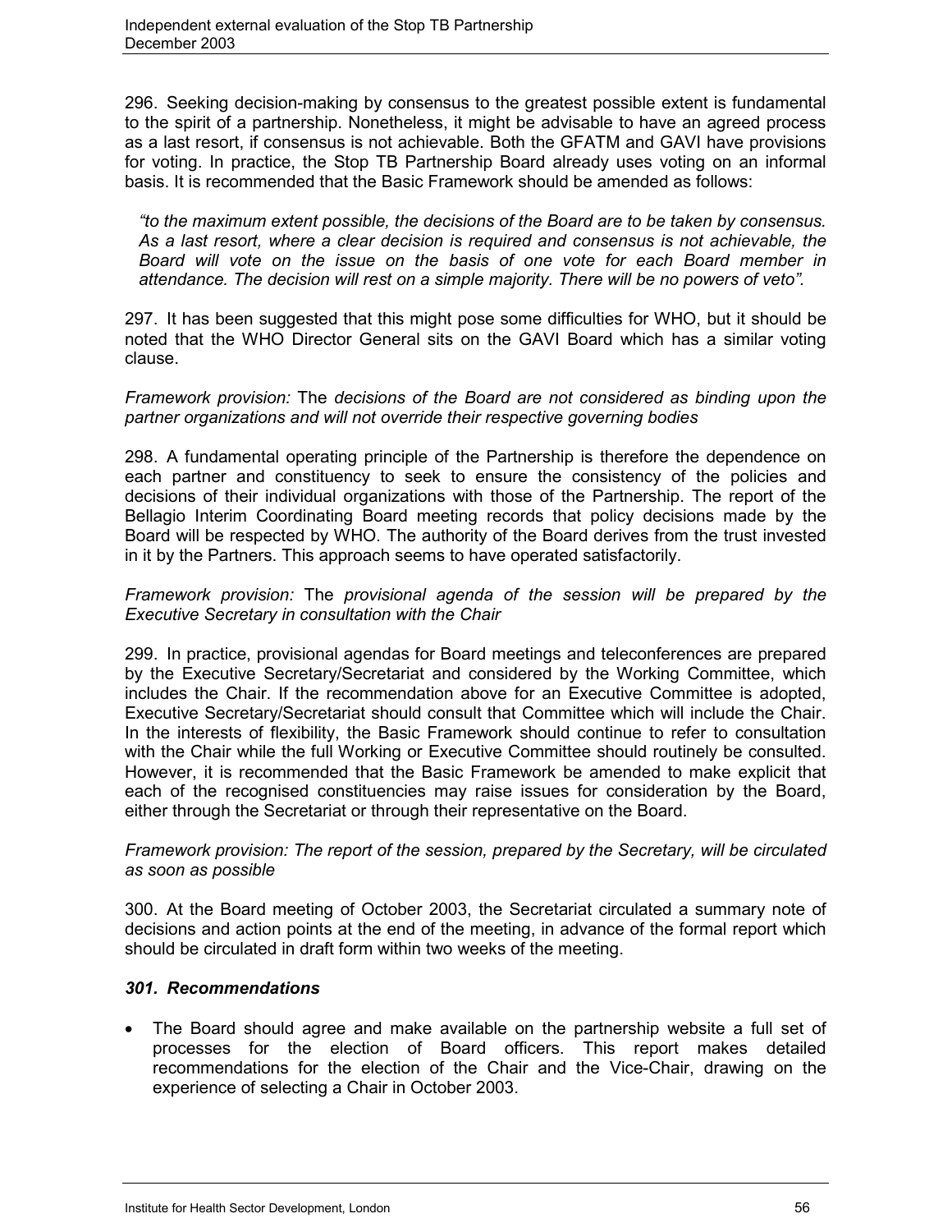296. Seeking decision-making by consensus to the greatest possible extent is fundamental to the spirit of a partnership. Nonetheless, it might be advisable to have an agreed process as a last resort, if consensus is not achievable. Both the GFATM and GAVI have provisions for voting. In practice, the Stop TB Partnership Board already uses voting on an informal basis. It is recommended that the Basic Framework should be amended as follows:

> *"to the maximum extent possible, the decisions of the Board are to be taken by consensus. As a last resort, where a clear decision is required and consensus is not achievable, the Board will vote on the issue on the basis of one vote for each Board member in attendance. The decision will rest on a simple majority. There will be no powers of veto".*

297. It has been suggested that this might pose some difficulties for WHO, but it should be noted that the WHO Director General sits on the GAVI Board which has a similar voting clause.

*Framework provision:* The *decisions of the Board are not considered as binding upon the partner organizations and will not override their respective governing bodies*

298. A fundamental operating principle of the Partnership is therefore the dependence on each partner and constituency to seek to ensure the consistency of the policies and decisions of their individual organizations with those of the Partnership. The report of the Bellagio Interim Coordinating Board meeting records that policy decisions made by the Board will be respected by WHO. The authority of the Board derives from the trust invested in it by the Partners. This approach seems to have operated satisfactorily.

*Framework provision:* The *provisional agenda of the session will be prepared by the Executive Secretary in consultation with the Chair*

299. In practice, provisional agendas for Board meetings and teleconferences are prepared by the Executive Secretary/Secretariat and considered by the Working Committee, which includes the Chair. If the recommendation above for an Executive Committee is adopted, Executive Secretary/Secretariat should consult that Committee which will include the Chair. In the interests of flexibility, the Basic Framework should continue to refer to consultation with the Chair while the full Working or Executive Committee should routinely be consulted. However, it is recommended that the Basic Framework be amended to make explicit that each of the recognised constituencies may raise issues for consideration by the Board, either through the Secretariat or through their representative on the Board.

*Framework provision: The report of the session, prepared by the Secretary, will be circulated as soon as possible*

300. At the Board meeting of October 2003, the Secretariat circulated a summary note of decisions and action points at the end of the meeting, in advance of the formal report which should be circulated in draft form within two weeks of the meeting.

***301. Recommendations***

- The Board should agree and make available on the partnership website a full set of processes for the election of Board officers. This report makes detailed recommendations for the election of the Chair and the Vice-Chair, drawing on the experience of selecting a Chair in October 2003.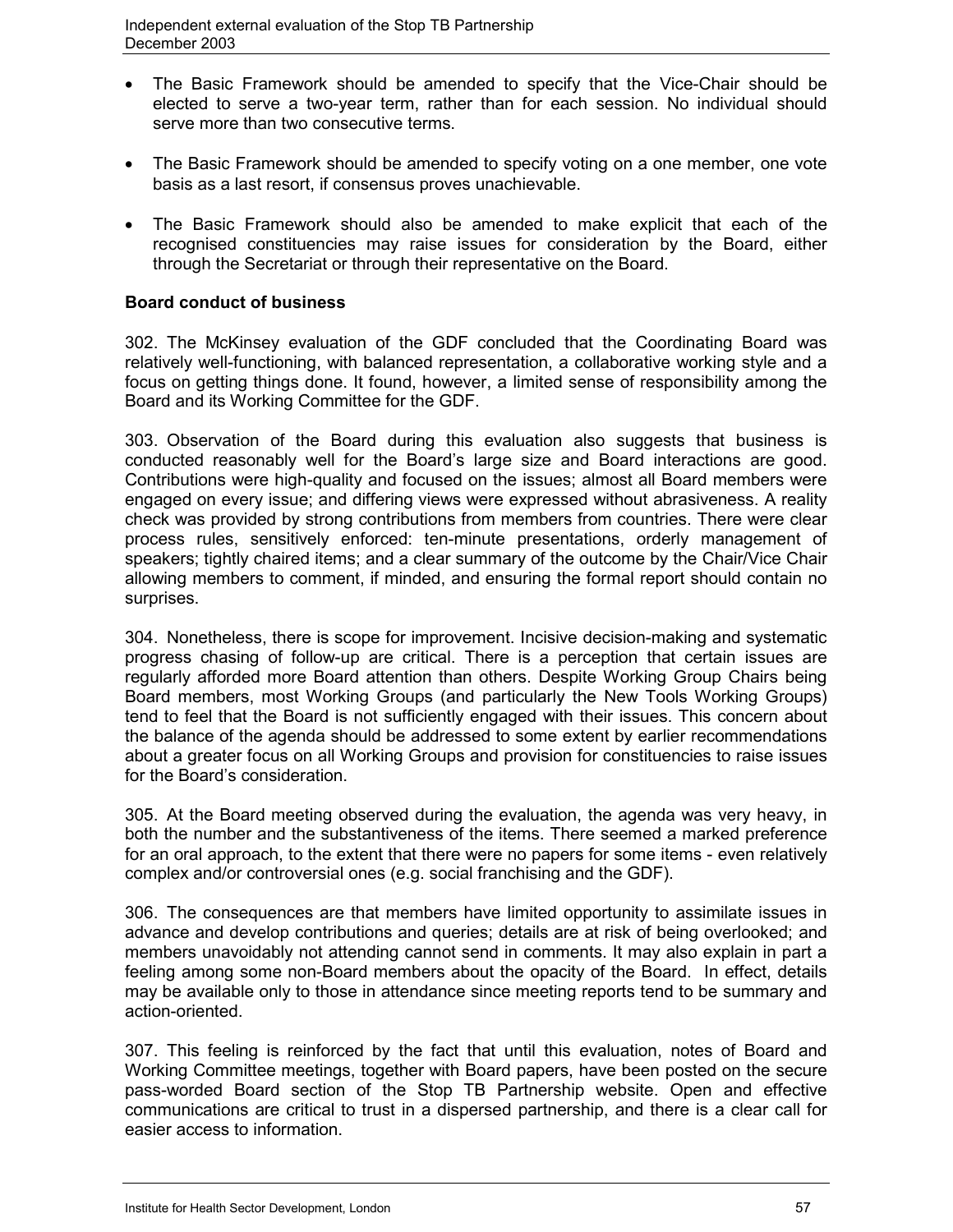- The Basic Framework should be amended to specify that the Vice-Chair should be elected to serve a two-year term, rather than for each session. No individual should serve more than two consecutive terms.

- The Basic Framework should be amended to specify voting on a one member, one vote basis as a last resort, if consensus proves unachievable.

- The Basic Framework should also be amended to make explicit that each of the recognised constituencies may raise issues for consideration by the Board, either through the Secretariat or through their representative on the Board.

**Board conduct of business**

302. The McKinsey evaluation of the GDF concluded that the Coordinating Board was relatively well-functioning, with balanced representation, a collaborative working style and a focus on getting things done. It found, however, a limited sense of responsibility among the Board and its Working Committee for the GDF.

303. Observation of the Board during this evaluation also suggests that business is conducted reasonably well for the Board's large size and Board interactions are good. Contributions were high-quality and focused on the issues; almost all Board members were engaged on every issue; and differing views were expressed without abrasiveness. A reality check was provided by strong contributions from members from countries. There were clear process rules, sensitively enforced: ten-minute presentations, orderly management of speakers; tightly chaired items; and a clear summary of the outcome by the Chair/Vice Chair allowing members to comment, if minded, and ensuring the formal report should contain no surprises.

304. Nonetheless, there is scope for improvement. Incisive decision-making and systematic progress chasing of follow-up are critical. There is a perception that certain issues are regularly afforded more Board attention than others. Despite Working Group Chairs being Board members, most Working Groups (and particularly the New Tools Working Groups) tend to feel that the Board is not sufficiently engaged with their issues. This concern about the balance of the agenda should be addressed to some extent by earlier recommendations about a greater focus on all Working Groups and provision for constituencies to raise issues for the Board's consideration.

305. At the Board meeting observed during the evaluation, the agenda was very heavy, in both the number and the substantiveness of the items. There seemed a marked preference for an oral approach, to the extent that there were no papers for some items - even relatively complex and/or controversial ones (e.g. social franchising and the GDF).

306. The consequences are that members have limited opportunity to assimilate issues in advance and develop contributions and queries; details are at risk of being overlooked; and members unavoidably not attending cannot send in comments. It may also explain in part a feeling among some non-Board members about the opacity of the Board. In effect, details may be available only to those in attendance since meeting reports tend to be summary and action-oriented.

307. This feeling is reinforced by the fact that until this evaluation, notes of Board and Working Committee meetings, together with Board papers, have been posted on the secure pass-worded Board section of the Stop TB Partnership website. Open and effective communications are critical to trust in a dispersed partnership, and there is a clear call for easier access to information.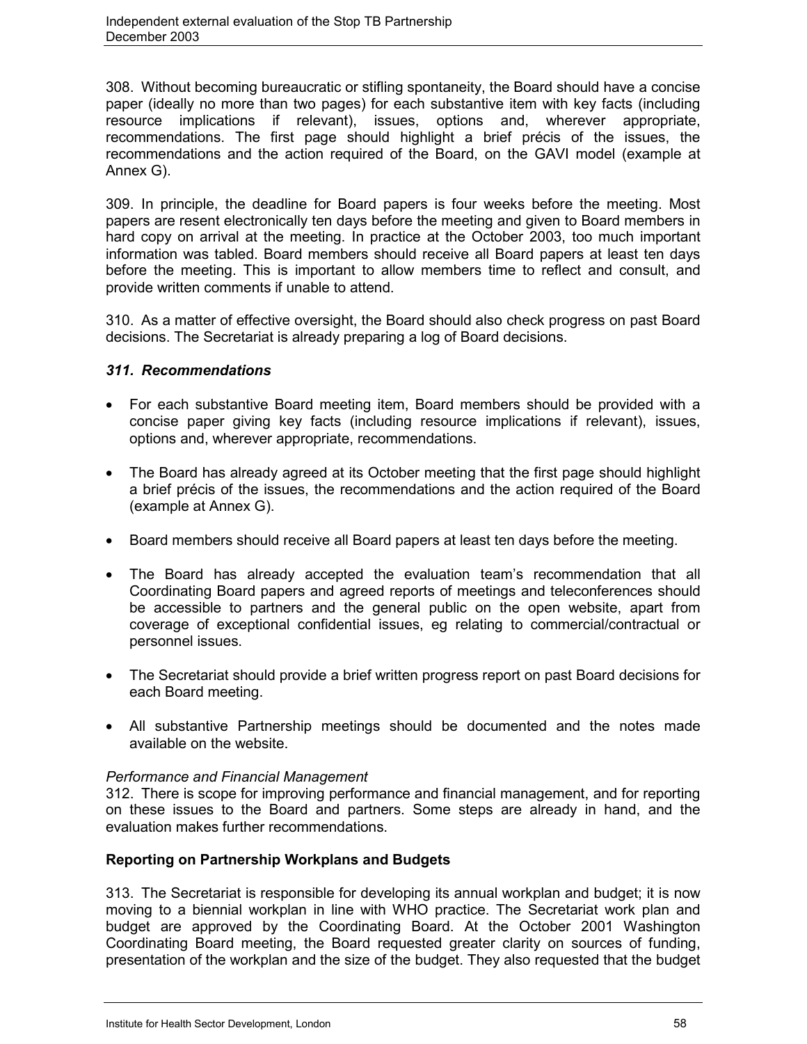308. Without becoming bureaucratic or stifling spontaneity, the Board should have a concise paper (ideally no more than two pages) for each substantive item with key facts (including resource implications if relevant), issues, options and, wherever appropriate, recommendations. The first page should highlight a brief précis of the issues, the recommendations and the action required of the Board, on the GAVI model (example at Annex G).

309. In principle, the deadline for Board papers is four weeks before the meeting. Most papers are resent electronically ten days before the meeting and given to Board members in hard copy on arrival at the meeting. In practice at the October 2003, too much important information was tabled. Board members should receive all Board papers at least ten days before the meeting. This is important to allow members time to reflect and consult, and provide written comments if unable to attend.

310. As a matter of effective oversight, the Board should also check progress on past Board decisions. The Secretariat is already preparing a log of Board decisions.

***311. Recommendations***

- For each substantive Board meeting item, Board members should be provided with a concise paper giving key facts (including resource implications if relevant), issues, options and, wherever appropriate, recommendations.
- The Board has already agreed at its October meeting that the first page should highlight a brief précis of the issues, the recommendations and the action required of the Board (example at Annex G).
- Board members should receive all Board papers at least ten days before the meeting.
- The Board has already accepted the evaluation team's recommendation that all Coordinating Board papers and agreed reports of meetings and teleconferences should be accessible to partners and the general public on the open website, apart from coverage of exceptional confidential issues, eg relating to commercial/contractual or personnel issues.
- The Secretariat should provide a brief written progress report on past Board decisions for each Board meeting.
- All substantive Partnership meetings should be documented and the notes made available on the website.

*Performance and Financial Management*

312. There is scope for improving performance and financial management, and for reporting on these issues to the Board and partners. Some steps are already in hand, and the evaluation makes further recommendations.

**Reporting on Partnership Workplans and Budgets**

313. The Secretariat is responsible for developing its annual workplan and budget; it is now moving to a biennial workplan in line with WHO practice. The Secretariat work plan and budget are approved by the Coordinating Board. At the October 2001 Washington Coordinating Board meeting, the Board requested greater clarity on sources of funding, presentation of the workplan and the size of the budget. They also requested that the budget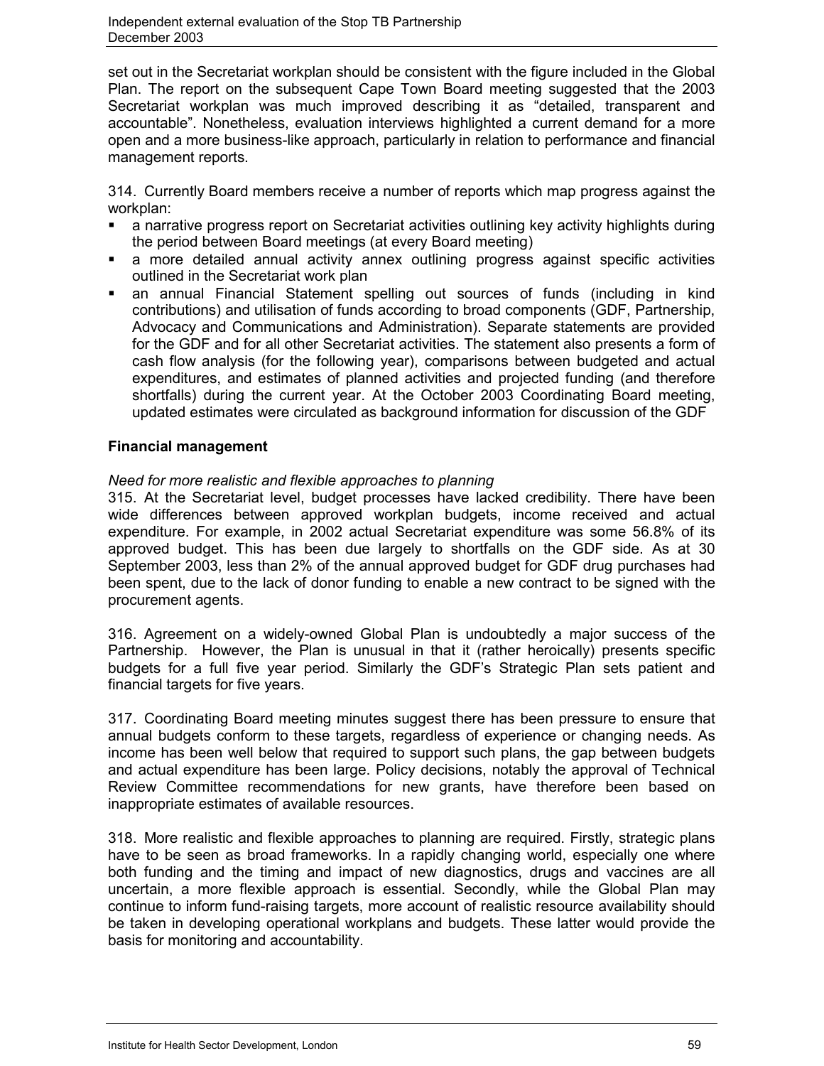set out in the Secretariat workplan should be consistent with the figure included in the Global Plan. The report on the subsequent Cape Town Board meeting suggested that the 2003 Secretariat workplan was much improved describing it as "detailed, transparent and accountable". Nonetheless, evaluation interviews highlighted a current demand for a more open and a more business-like approach, particularly in relation to performance and financial management reports.

314. Currently Board members receive a number of reports which map progress against the workplan:

- a narrative progress report on Secretariat activities outlining key activity highlights during the period between Board meetings (at every Board meeting)
- a more detailed annual activity annex outlining progress against specific activities outlined in the Secretariat work plan
- an annual Financial Statement spelling out sources of funds (including in kind contributions) and utilisation of funds according to broad components (GDF, Partnership, Advocacy and Communications and Administration). Separate statements are provided for the GDF and for all other Secretariat activities. The statement also presents a form of cash flow analysis (for the following year), comparisons between budgeted and actual expenditures, and estimates of planned activities and projected funding (and therefore shortfalls) during the current year. At the October 2003 Coordinating Board meeting, updated estimates were circulated as background information for discussion of the GDF

### Financial management

*Need for more realistic and flexible approaches to planning*

315. At the Secretariat level, budget processes have lacked credibility. There have been wide differences between approved workplan budgets, income received and actual expenditure. For example, in 2002 actual Secretariat expenditure was some 56.8% of its approved budget. This has been due largely to shortfalls on the GDF side. As at 30 September 2003, less than 2% of the annual approved budget for GDF drug purchases had been spent, due to the lack of donor funding to enable a new contract to be signed with the procurement agents.

316. Agreement on a widely-owned Global Plan is undoubtedly a major success of the Partnership. However, the Plan is unusual in that it (rather heroically) presents specific budgets for a full five year period. Similarly the GDF's Strategic Plan sets patient and financial targets for five years.

317. Coordinating Board meeting minutes suggest there has been pressure to ensure that annual budgets conform to these targets, regardless of experience or changing needs. As income has been well below that required to support such plans, the gap between budgets and actual expenditure has been large. Policy decisions, notably the approval of Technical Review Committee recommendations for new grants, have therefore been based on inappropriate estimates of available resources.

318. More realistic and flexible approaches to planning are required. Firstly, strategic plans have to be seen as broad frameworks. In a rapidly changing world, especially one where both funding and the timing and impact of new diagnostics, drugs and vaccines are all uncertain, a more flexible approach is essential. Secondly, while the Global Plan may continue to inform fund-raising targets, more account of realistic resource availability should be taken in developing operational workplans and budgets. These latter would provide the basis for monitoring and accountability.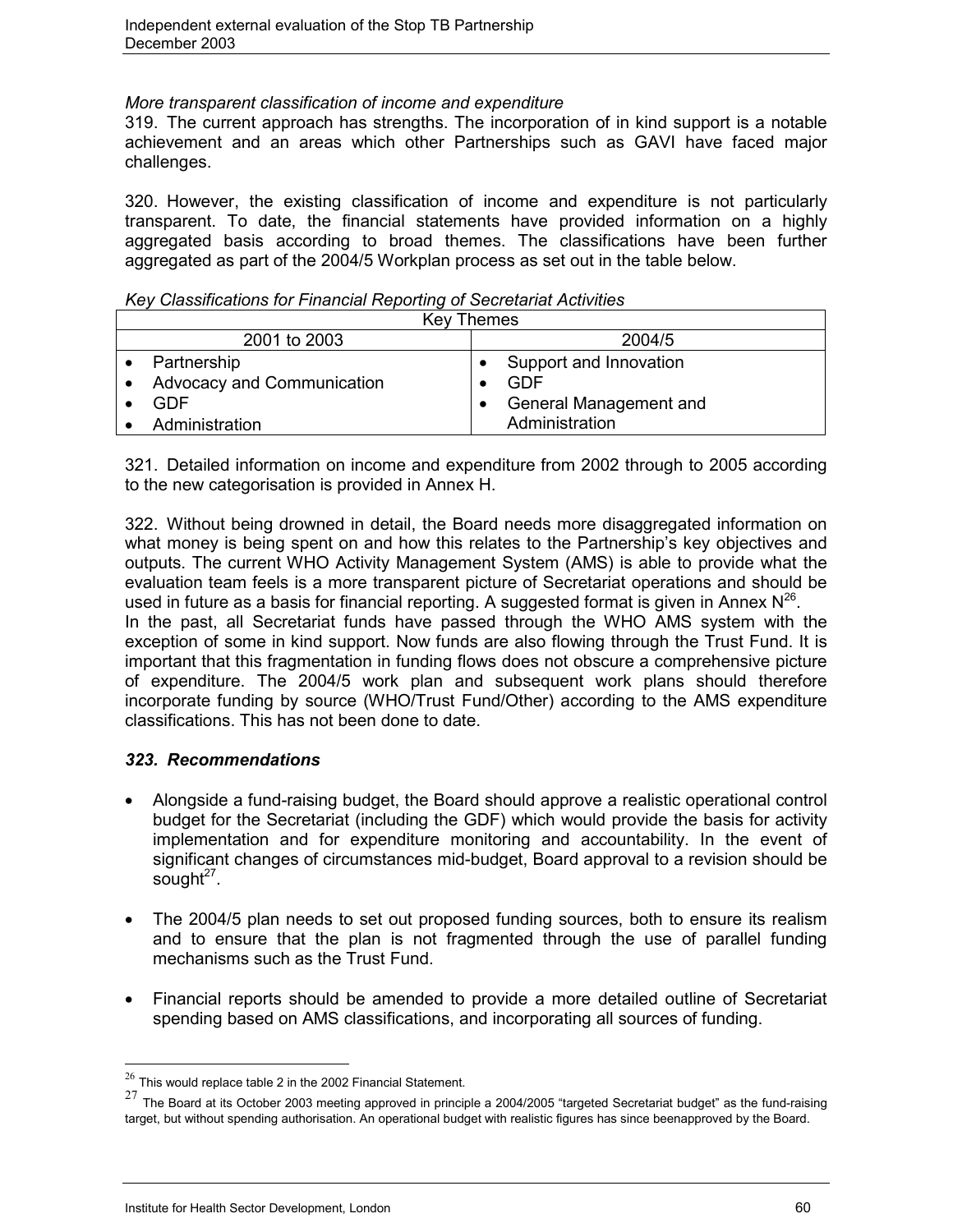*More transparent classification of income and expenditure*

319. The current approach has strengths. The incorporation of in kind support is a notable achievement and an areas which other Partnerships such as GAVI have faced major challenges.

320. However, the existing classification of income and expenditure is not particularly transparent. To date, the financial statements have provided information on a highly aggregated basis according to broad themes. The classifications have been further aggregated as part of the 2004/5 Workplan process as set out in the table below.

*Key Classifications for Financial Reporting of Secretariat Activities*

| Key Themes | |
|---|---|
| 2001 to 2003 | 2004/5 |
| • Partnership<br>• Advocacy and Communication<br>• GDF<br>• Administration | • Support and Innovation<br>• GDF<br>• General Management and Administration |

321. Detailed information on income and expenditure from 2002 through to 2005 according to the new categorisation is provided in Annex H.

322. Without being drowned in detail, the Board needs more disaggregated information on what money is being spent on and how this relates to the Partnership's key objectives and outputs. The current WHO Activity Management System (AMS) is able to provide what the evaluation team feels is a more transparent picture of Secretariat operations and should be used in future as a basis for financial reporting. A suggested format is given in Annex N[26].
In the past, all Secretariat funds have passed through the WHO AMS system with the exception of some in kind support. Now funds are also flowing through the Trust Fund. It is important that this fragmentation in funding flows does not obscure a comprehensive picture of expenditure. The 2004/5 work plan and subsequent work plans should therefore incorporate funding by source (WHO/Trust Fund/Other) according to the AMS expenditure classifications. This has not been done to date.

### *323. Recommendations*

- Alongside a fund-raising budget, the Board should approve a realistic operational control budget for the Secretariat (including the GDF) which would provide the basis for activity implementation and for expenditure monitoring and accountability. In the event of significant changes of circumstances mid-budget, Board approval to a revision should be sought[27].

- The 2004/5 plan needs to set out proposed funding sources, both to ensure its realism and to ensure that the plan is not fragmented through the use of parallel funding mechanisms such as the Trust Fund.

- Financial reports should be amended to provide a more detailed outline of Secretariat spending based on AMS classifications, and incorporating all sources of funding.

---

[26] This would replace table 2 in the 2002 Financial Statement.

[27] The Board at its October 2003 meeting approved in principle a 2004/2005 "targeted Secretariat budget" as the fund-raising target, but without spending authorisation. An operational budget with realistic figures has since beenapproved by the Board.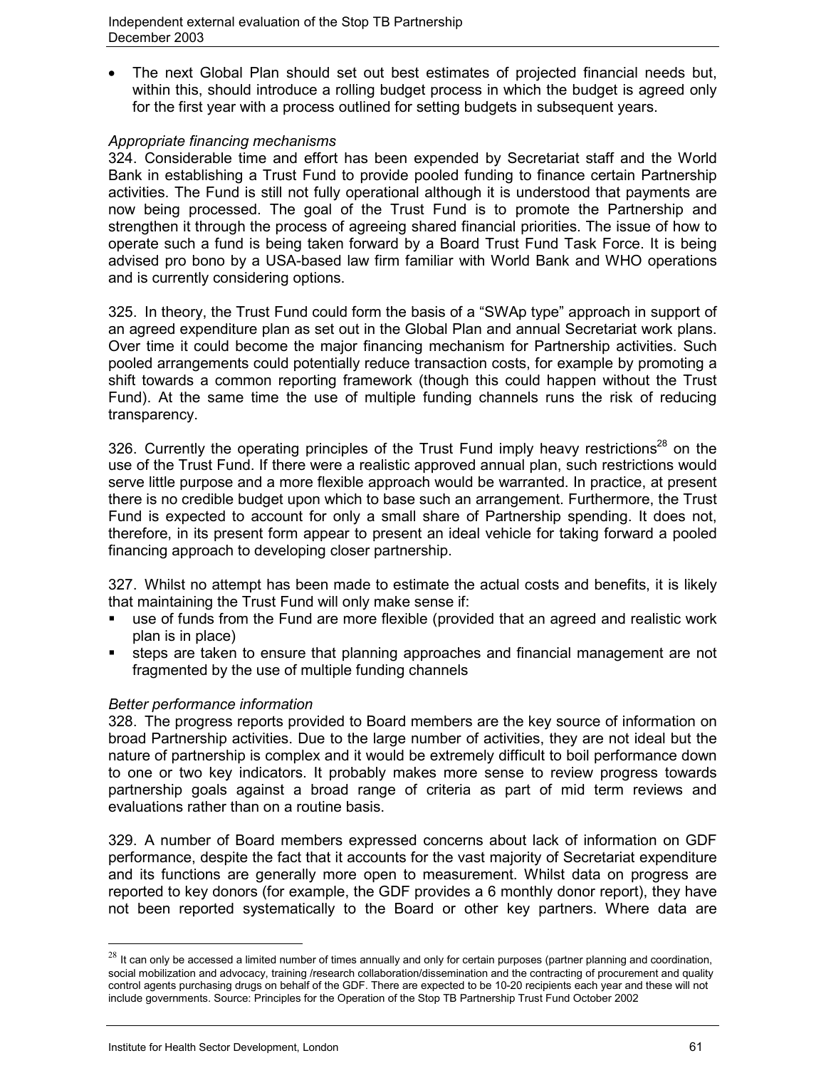- The next Global Plan should set out best estimates of projected financial needs but, within this, should introduce a rolling budget process in which the budget is agreed only for the first year with a process outlined for setting budgets in subsequent years.

*Appropriate financing mechanisms*

324. Considerable time and effort has been expended by Secretariat staff and the World Bank in establishing a Trust Fund to provide pooled funding to finance certain Partnership activities. The Fund is still not fully operational although it is understood that payments are now being processed. The goal of the Trust Fund is to promote the Partnership and strengthen it through the process of agreeing shared financial priorities. The issue of how to operate such a fund is being taken forward by a Board Trust Fund Task Force. It is being advised pro bono by a USA-based law firm familiar with World Bank and WHO operations and is currently considering options.

325. In theory, the Trust Fund could form the basis of a "SWAp type" approach in support of an agreed expenditure plan as set out in the Global Plan and annual Secretariat work plans. Over time it could become the major financing mechanism for Partnership activities. Such pooled arrangements could potentially reduce transaction costs, for example by promoting a shift towards a common reporting framework (though this could happen without the Trust Fund). At the same time the use of multiple funding channels runs the risk of reducing transparency.

326. Currently the operating principles of the Trust Fund imply heavy restrictions[28] on the use of the Trust Fund. If there were a realistic approved annual plan, such restrictions would serve little purpose and a more flexible approach would be warranted. In practice, at present there is no credible budget upon which to base such an arrangement. Furthermore, the Trust Fund is expected to account for only a small share of Partnership spending. It does not, therefore, in its present form appear to present an ideal vehicle for taking forward a pooled financing approach to developing closer partnership.

327. Whilst no attempt has been made to estimate the actual costs and benefits, it is likely that maintaining the Trust Fund will only make sense if:

- use of funds from the Fund are more flexible (provided that an agreed and realistic work plan is in place)
- steps are taken to ensure that planning approaches and financial management are not fragmented by the use of multiple funding channels

*Better performance information*

328. The progress reports provided to Board members are the key source of information on broad Partnership activities. Due to the large number of activities, they are not ideal but the nature of partnership is complex and it would be extremely difficult to boil performance down to one or two key indicators. It probably makes more sense to review progress towards partnership goals against a broad range of criteria as part of mid term reviews and evaluations rather than on a routine basis.

329. A number of Board members expressed concerns about lack of information on GDF performance, despite the fact that it accounts for the vast majority of Secretariat expenditure and its functions are generally more open to measurement. Whilst data on progress are reported to key donors (for example, the GDF provides a 6 monthly donor report), they have not been reported systematically to the Board or other key partners. Where data are

---

[28] It can only be accessed a limited number of times annually and only for certain purposes (partner planning and coordination, social mobilization and advocacy, training /research collaboration/dissemination and the contracting of procurement and quality control agents purchasing drugs on behalf of the GDF. There are expected to be 10-20 recipients each year and these will not include governments. Source: Principles for the Operation of the Stop TB Partnership Trust Fund October 2002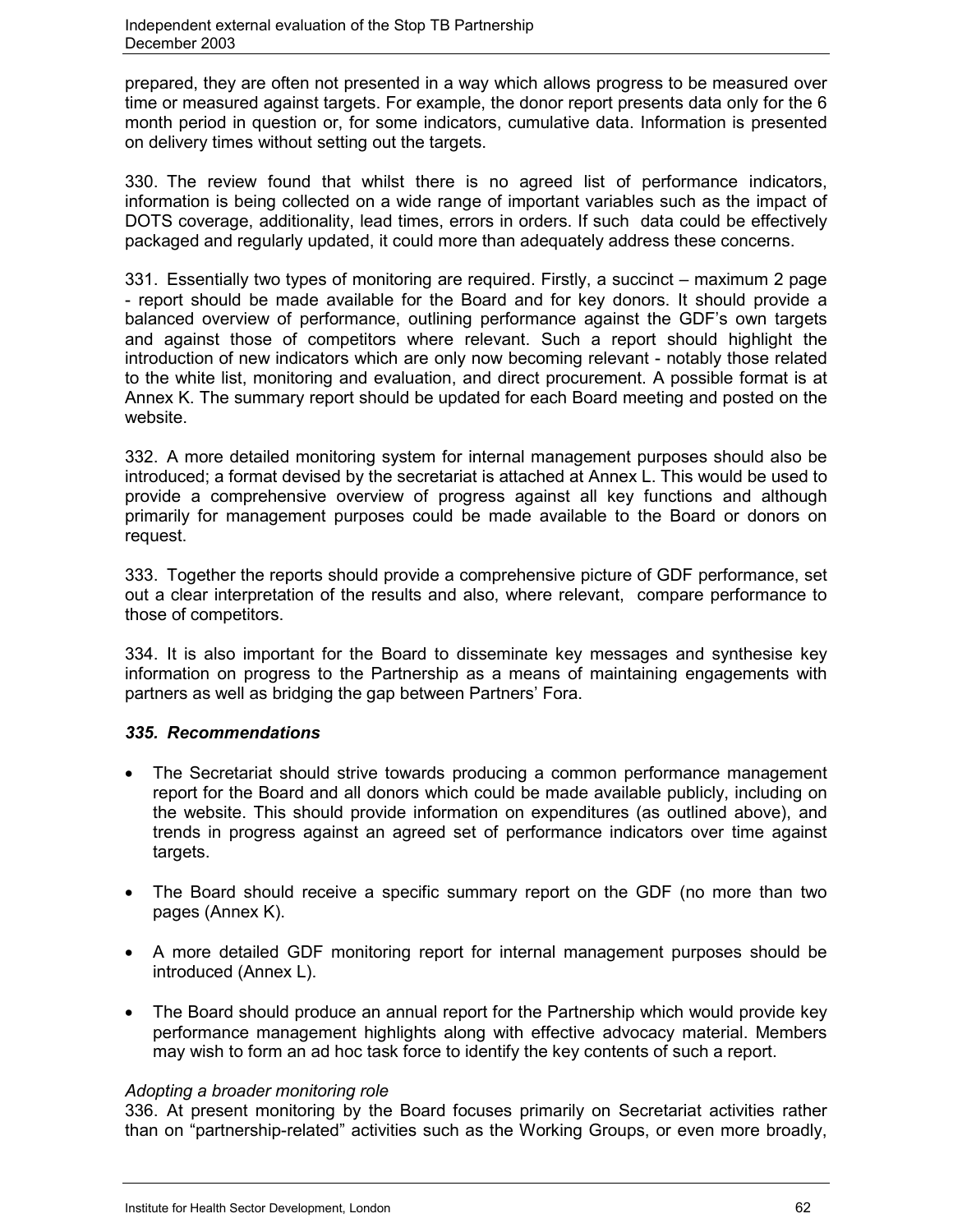prepared, they are often not presented in a way which allows progress to be measured over time or measured against targets. For example, the donor report presents data only for the 6 month period in question or, for some indicators, cumulative data. Information is presented on delivery times without setting out the targets.

330. The review found that whilst there is no agreed list of performance indicators, information is being collected on a wide range of important variables such as the impact of DOTS coverage, additionality, lead times, errors in orders. If such data could be effectively packaged and regularly updated, it could more than adequately address these concerns.

331. Essentially two types of monitoring are required. Firstly, a succinct – maximum 2 page - report should be made available for the Board and for key donors. It should provide a balanced overview of performance, outlining performance against the GDF's own targets and against those of competitors where relevant. Such a report should highlight the introduction of new indicators which are only now becoming relevant - notably those related to the white list, monitoring and evaluation, and direct procurement. A possible format is at Annex K. The summary report should be updated for each Board meeting and posted on the website.

332. A more detailed monitoring system for internal management purposes should also be introduced; a format devised by the secretariat is attached at Annex L. This would be used to provide a comprehensive overview of progress against all key functions and although primarily for management purposes could be made available to the Board or donors on request.

333. Together the reports should provide a comprehensive picture of GDF performance, set out a clear interpretation of the results and also, where relevant, compare performance to those of competitors.

334. It is also important for the Board to disseminate key messages and synthesise key information on progress to the Partnership as a means of maintaining engagements with partners as well as bridging the gap between Partners' Fora.

***335. Recommendations***

- The Secretariat should strive towards producing a common performance management report for the Board and all donors which could be made available publicly, including on the website. This should provide information on expenditures (as outlined above), and trends in progress against an agreed set of performance indicators over time against targets.

- The Board should receive a specific summary report on the GDF (no more than two pages (Annex K).

- A more detailed GDF monitoring report for internal management purposes should be introduced (Annex L).

- The Board should produce an annual report for the Partnership which would provide key performance management highlights along with effective advocacy material. Members may wish to form an ad hoc task force to identify the key contents of such a report.

*Adopting a broader monitoring role*

336. At present monitoring by the Board focuses primarily on Secretariat activities rather than on "partnership-related" activities such as the Working Groups, or even more broadly,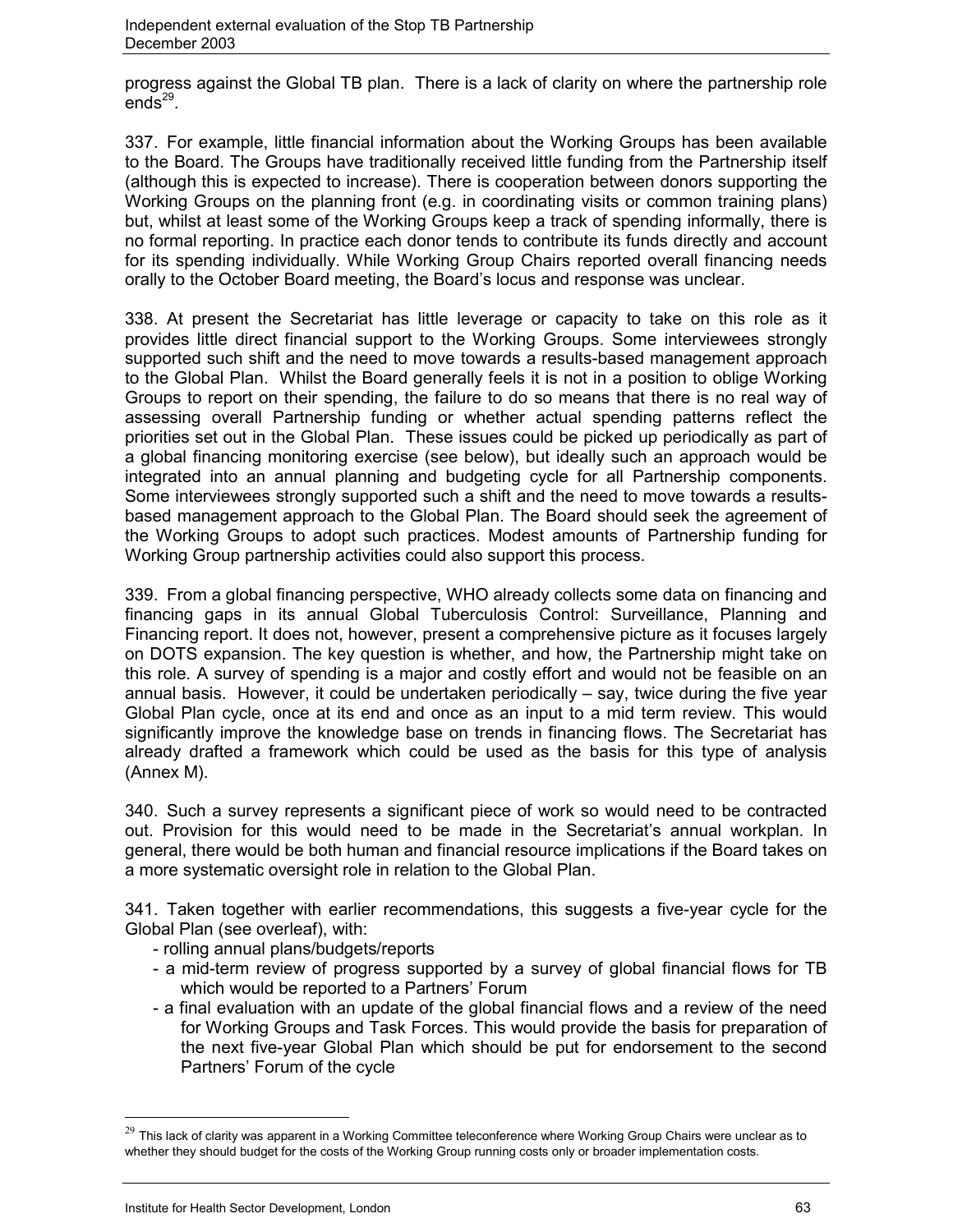progress against the Global TB plan. There is a lack of clarity on where the partnership role ends[29].

337. For example, little financial information about the Working Groups has been available to the Board. The Groups have traditionally received little funding from the Partnership itself (although this is expected to increase). There is cooperation between donors supporting the Working Groups on the planning front (e.g. in coordinating visits or common training plans) but, whilst at least some of the Working Groups keep a track of spending informally, there is no formal reporting. In practice each donor tends to contribute its funds directly and account for its spending individually. While Working Group Chairs reported overall financing needs orally to the October Board meeting, the Board's locus and response was unclear.

338. At present the Secretariat has little leverage or capacity to take on this role as it provides little direct financial support to the Working Groups. Some interviewees strongly supported such shift and the need to move towards a results-based management approach to the Global Plan. Whilst the Board generally feels it is not in a position to oblige Working Groups to report on their spending, the failure to do so means that there is no real way of assessing overall Partnership funding or whether actual spending patterns reflect the priorities set out in the Global Plan. These issues could be picked up periodically as part of a global financing monitoring exercise (see below), but ideally such an approach would be integrated into an annual planning and budgeting cycle for all Partnership components. Some interviewees strongly supported such a shift and the need to move towards a results-based management approach to the Global Plan. The Board should seek the agreement of the Working Groups to adopt such practices. Modest amounts of Partnership funding for Working Group partnership activities could also support this process.

339. From a global financing perspective, WHO already collects some data on financing and financing gaps in its annual Global Tuberculosis Control: Surveillance, Planning and Financing report. It does not, however, present a comprehensive picture as it focuses largely on DOTS expansion. The key question is whether, and how, the Partnership might take on this role. A survey of spending is a major and costly effort and would not be feasible on an annual basis. However, it could be undertaken periodically – say, twice during the five year Global Plan cycle, once at its end and once as an input to a mid term review. This would significantly improve the knowledge base on trends in financing flows. The Secretariat has already drafted a framework which could be used as the basis for this type of analysis (Annex M).

340. Such a survey represents a significant piece of work so would need to be contracted out. Provision for this would need to be made in the Secretariat's annual workplan. In general, there would be both human and financial resource implications if the Board takes on a more systematic oversight role in relation to the Global Plan.

341. Taken together with earlier recommendations, this suggests a five-year cycle for the Global Plan (see overleaf), with:

- rolling annual plans/budgets/reports
- a mid-term review of progress supported by a survey of global financial flows for TB which would be reported to a Partners' Forum
- a final evaluation with an update of the global financial flows and a review of the need for Working Groups and Task Forces. This would provide the basis for preparation of the next five-year Global Plan which should be put for endorsement to the second Partners' Forum of the cycle

[29] This lack of clarity was apparent in a Working Committee teleconference where Working Group Chairs were unclear as to whether they should budget for the costs of the Working Group running costs only or broader implementation costs.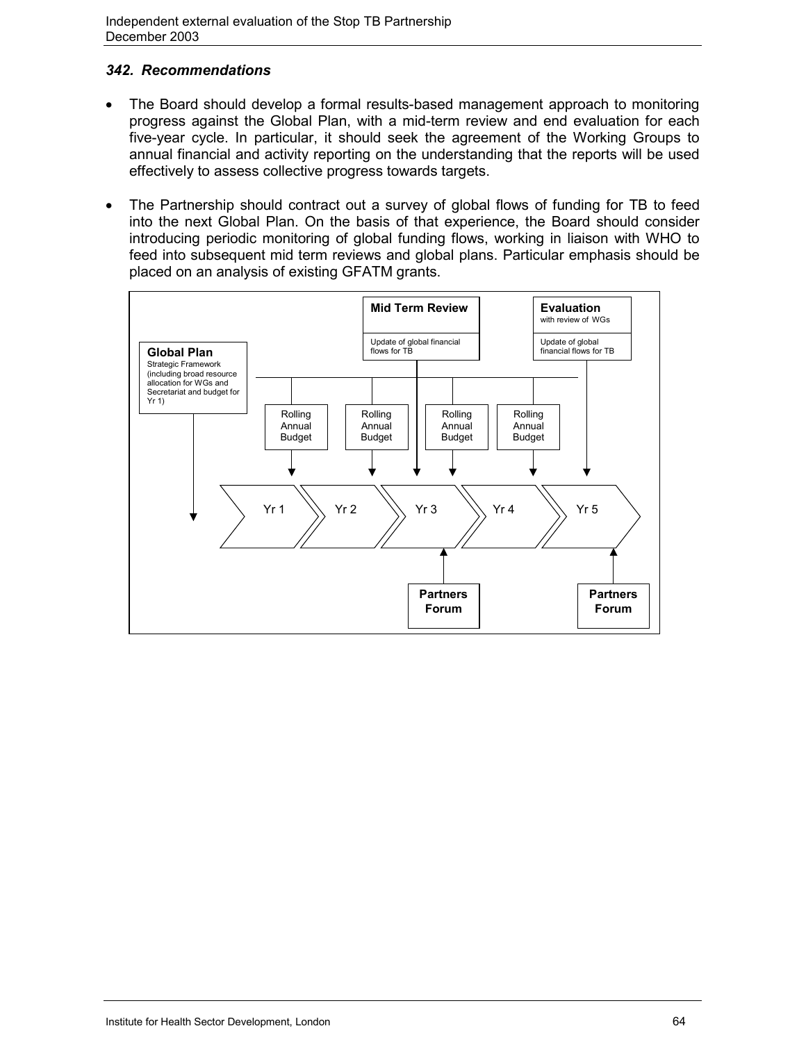### *342. Recommendations*

- The Board should develop a formal results-based management approach to monitoring progress against the Global Plan, with a mid-term review and end evaluation for each five-year cycle. In particular, it should seek the agreement of the Working Groups to annual financial and activity reporting on the understanding that the reports will be used effectively to assess collective progress towards targets.

- The Partnership should contract out a survey of global flows of funding for TB to feed into the next Global Plan. On the basis of that experience, the Board should consider introducing periodic monitoring of global funding flows, working in liaison with WHO to feed into subsequent mid term reviews and global plans. Particular emphasis should be placed on an analysis of existing GFATM grants.

**Global Plan**
Strategic Framework (including broad resource allocation for WGs and Secretariat and budget for Yr 1)

**Mid Term Review**
Update of global financial flows for TB

**Evaluation** with review of WGs
Update of global financial flows for TB

Rolling Annual Budget | Rolling Annual Budget | Rolling Annual Budget | Rolling Annual Budget

Yr 1 → Yr 2 → Yr 3 → Yr 4 → Yr 5

**Partners Forum** (Yr 3)

**Partners Forum** (Yr 5)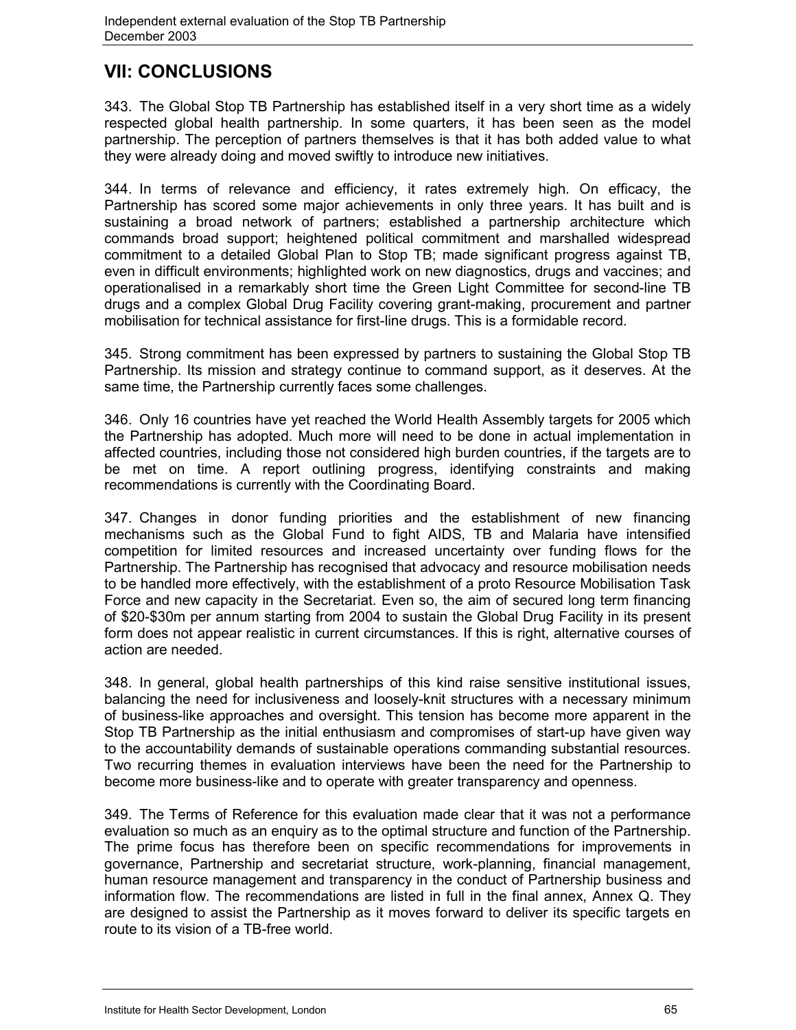# VII: CONCLUSIONS

343. The Global Stop TB Partnership has established itself in a very short time as a widely respected global health partnership. In some quarters, it has been seen as the model partnership. The perception of partners themselves is that it has both added value to what they were already doing and moved swiftly to introduce new initiatives.

344. In terms of relevance and efficiency, it rates extremely high. On efficacy, the Partnership has scored some major achievements in only three years. It has built and is sustaining a broad network of partners; established a partnership architecture which commands broad support; heightened political commitment and marshalled widespread commitment to a detailed Global Plan to Stop TB; made significant progress against TB, even in difficult environments; highlighted work on new diagnostics, drugs and vaccines; and operationalised in a remarkably short time the Green Light Committee for second-line TB drugs and a complex Global Drug Facility covering grant-making, procurement and partner mobilisation for technical assistance for first-line drugs. This is a formidable record.

345. Strong commitment has been expressed by partners to sustaining the Global Stop TB Partnership. Its mission and strategy continue to command support, as it deserves. At the same time, the Partnership currently faces some challenges.

346. Only 16 countries have yet reached the World Health Assembly targets for 2005 which the Partnership has adopted. Much more will need to be done in actual implementation in affected countries, including those not considered high burden countries, if the targets are to be met on time. A report outlining progress, identifying constraints and making recommendations is currently with the Coordinating Board.

347. Changes in donor funding priorities and the establishment of new financing mechanisms such as the Global Fund to fight AIDS, TB and Malaria have intensified competition for limited resources and increased uncertainty over funding flows for the Partnership. The Partnership has recognised that advocacy and resource mobilisation needs to be handled more effectively, with the establishment of a proto Resource Mobilisation Task Force and new capacity in the Secretariat. Even so, the aim of secured long term financing of $20-$30m per annum starting from 2004 to sustain the Global Drug Facility in its present form does not appear realistic in current circumstances. If this is right, alternative courses of action are needed.

348. In general, global health partnerships of this kind raise sensitive institutional issues, balancing the need for inclusiveness and loosely-knit structures with a necessary minimum of business-like approaches and oversight. This tension has become more apparent in the Stop TB Partnership as the initial enthusiasm and compromises of start-up have given way to the accountability demands of sustainable operations commanding substantial resources. Two recurring themes in evaluation interviews have been the need for the Partnership to become more business-like and to operate with greater transparency and openness.

349. The Terms of Reference for this evaluation made clear that it was not a performance evaluation so much as an enquiry as to the optimal structure and function of the Partnership. The prime focus has therefore been on specific recommendations for improvements in governance, Partnership and secretariat structure, work-planning, financial management, human resource management and transparency in the conduct of Partnership business and information flow. The recommendations are listed in full in the final annex, Annex Q. They are designed to assist the Partnership as it moves forward to deliver its specific targets en route to its vision of a TB-free world.